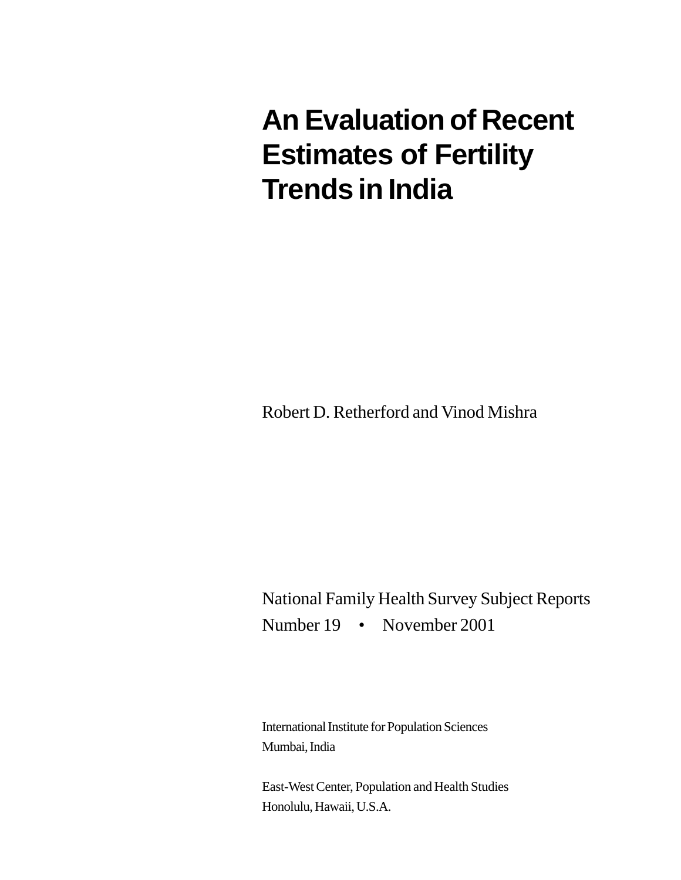# An Evaluation of Recent Estimates of Fertility Trends in India

Robert D. Retherford and Vinod Mishra

National Family Health Survey Subject Reports
Number 19 • November 2001

International Institute for Population Sciences
Mumbai, India

East-West Center, Population and Health Studies
Honolulu, Hawaii, U.S.A.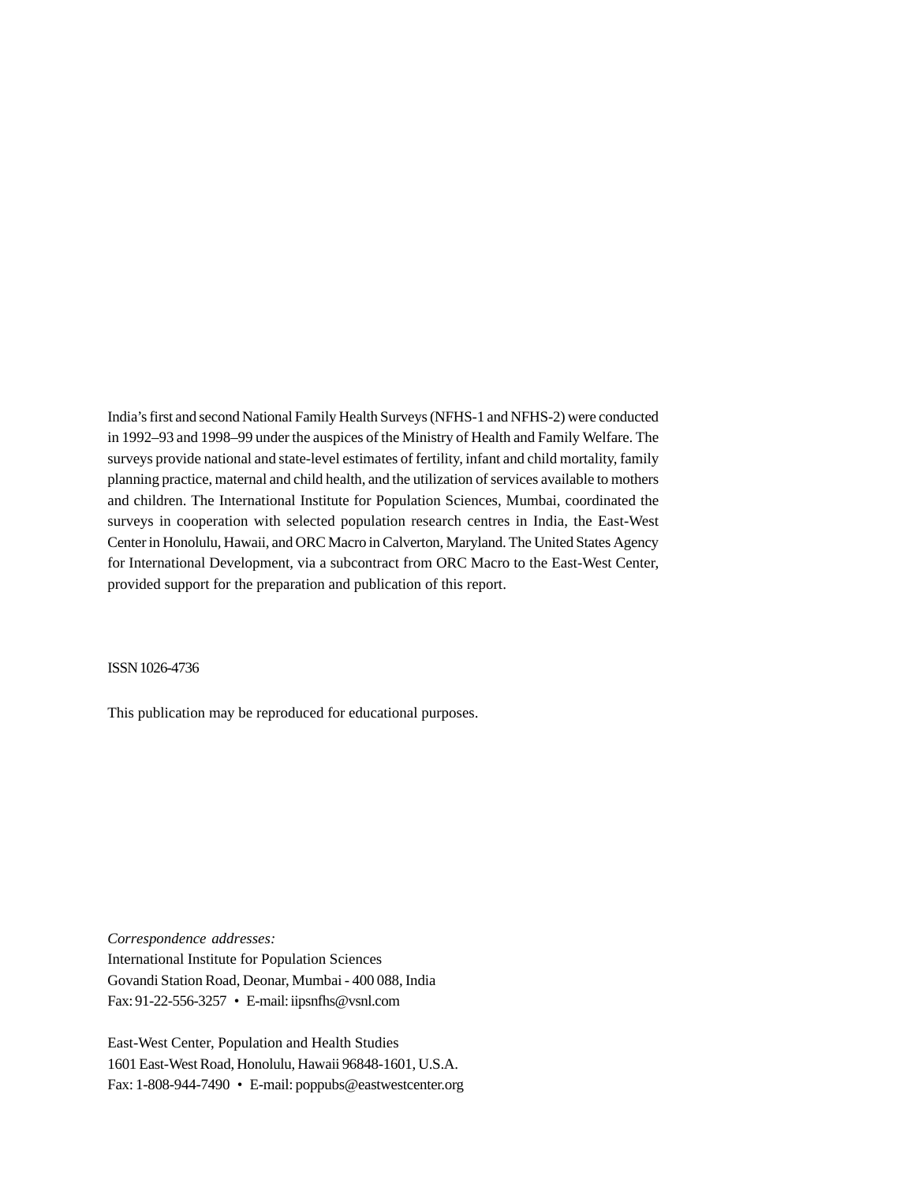India's first and second National Family Health Surveys (NFHS-1 and NFHS-2) were conducted in 1992–93 and 1998–99 under the auspices of the Ministry of Health and Family Welfare. The surveys provide national and state-level estimates of fertility, infant and child mortality, family planning practice, maternal and child health, and the utilization of services available to mothers and children. The International Institute for Population Sciences, Mumbai, coordinated the surveys in cooperation with selected population research centres in India, the East-West Center in Honolulu, Hawaii, and ORC Macro in Calverton, Maryland. The United States Agency for International Development, via a subcontract from ORC Macro to the East-West Center, provided support for the preparation and publication of this report.

ISSN 1026-4736

This publication may be reproduced for educational purposes.

*Correspondence addresses:*
International Institute for Population Sciences
Govandi Station Road, Deonar, Mumbai - 400 088, India
Fax: 91-22-556-3257 • E-mail: iipsnfhs@vsnl.com

East-West Center, Population and Health Studies
1601 East-West Road, Honolulu, Hawaii 96848-1601, U.S.A.
Fax: 1-808-944-7490 • E-mail: poppubs@eastwestcenter.org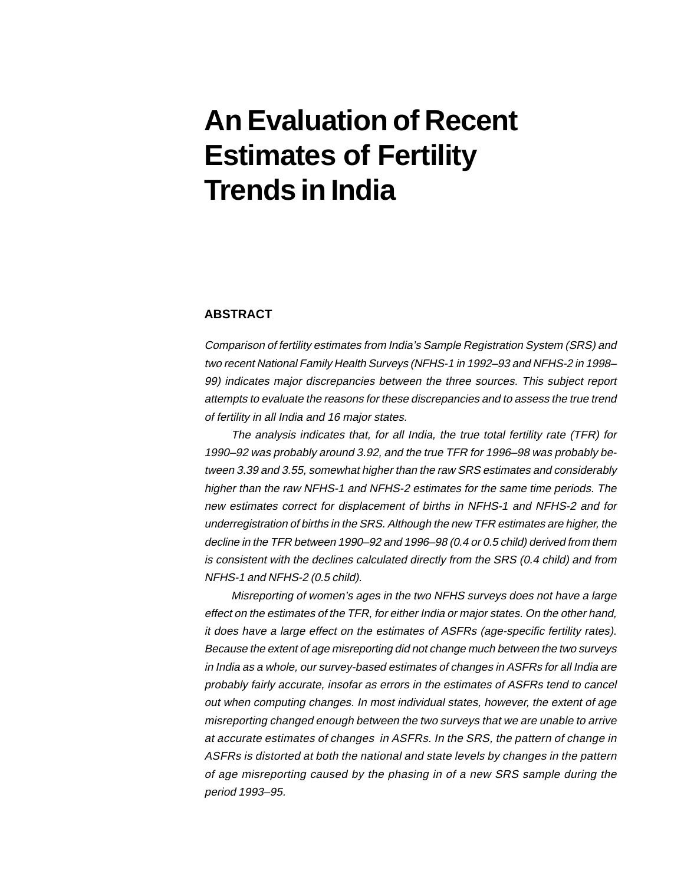# An Evaluation of Recent Estimates of Fertility Trends in India

## ABSTRACT

*Comparison of fertility estimates from India's Sample Registration System (SRS) and two recent National Family Health Surveys (NFHS-1 in 1992–93 and NFHS-2 in 1998–99) indicates major discrepancies between the three sources. This subject report attempts to evaluate the reasons for these discrepancies and to assess the true trend of fertility in all India and 16 major states.*

*The analysis indicates that, for all India, the true total fertility rate (TFR) for 1990–92 was probably around 3.92, and the true TFR for 1996–98 was probably between 3.39 and 3.55, somewhat higher than the raw SRS estimates and considerably higher than the raw NFHS-1 and NFHS-2 estimates for the same time periods. The new estimates correct for displacement of births in NFHS-1 and NFHS-2 and for underregistration of births in the SRS. Although the new TFR estimates are higher, the decline in the TFR between 1990–92 and 1996–98 (0.4 or 0.5 child) derived from them is consistent with the declines calculated directly from the SRS (0.4 child) and from NFHS-1 and NFHS-2 (0.5 child).*

*Misreporting of women's ages in the two NFHS surveys does not have a large effect on the estimates of the TFR, for either India or major states. On the other hand, it does have a large effect on the estimates of ASFRs (age-specific fertility rates). Because the extent of age misreporting did not change much between the two surveys in India as a whole, our survey-based estimates of changes in ASFRs for all India are probably fairly accurate, insofar as errors in the estimates of ASFRs tend to cancel out when computing changes. In most individual states, however, the extent of age misreporting changed enough between the two surveys that we are unable to arrive at accurate estimates of changes in ASFRs. In the SRS, the pattern of change in ASFRs is distorted at both the national and state levels by changes in the pattern of age misreporting caused by the phasing in of a new SRS sample during the period 1993–95.*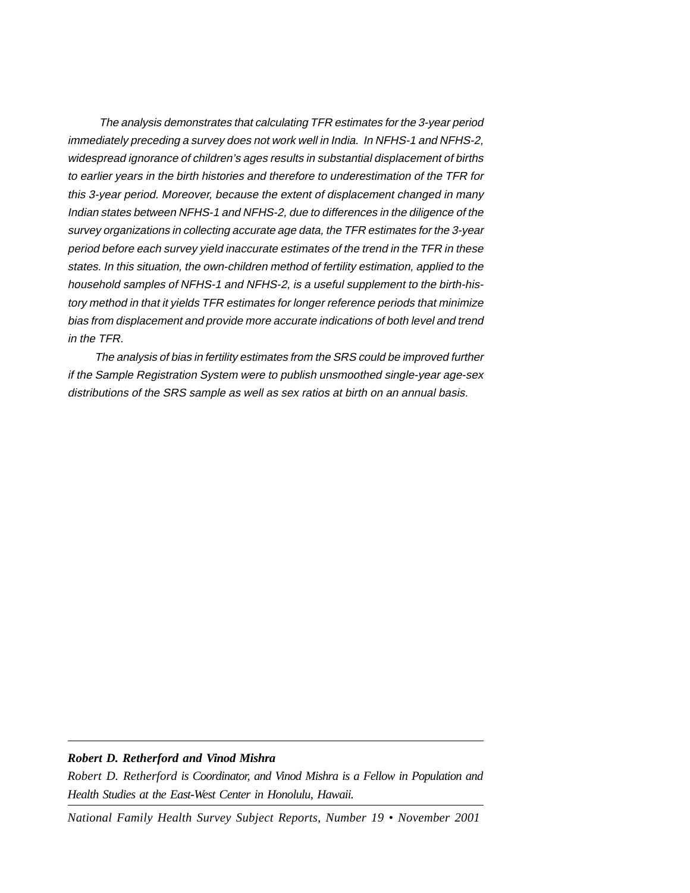*The analysis demonstrates that calculating TFR estimates for the 3-year period immediately preceding a survey does not work well in India. In NFHS-1 and NFHS-2, widespread ignorance of children's ages results in substantial displacement of births to earlier years in the birth histories and therefore to underestimation of the TFR for this 3-year period. Moreover, because the extent of displacement changed in many Indian states between NFHS-1 and NFHS-2, due to differences in the diligence of the survey organizations in collecting accurate age data, the TFR estimates for the 3-year period before each survey yield inaccurate estimates of the trend in the TFR in these states. In this situation, the own-children method of fertility estimation, applied to the household samples of NFHS-1 and NFHS-2, is a useful supplement to the birth-history method in that it yields TFR estimates for longer reference periods that minimize bias from displacement and provide more accurate indications of both level and trend in the TFR.*

*The analysis of bias in fertility estimates from the SRS could be improved further if the Sample Registration System were to publish unsmoothed single-year age-sex distributions of the SRS sample as well as sex ratios at birth on an annual basis.*

---

***Robert D. Retherford and Vinod Mishra***

*Robert D. Retherford is Coordinator, and Vinod Mishra is a Fellow in Population and Health Studies at the East-West Center in Honolulu, Hawaii.*

---

*National Family Health Survey Subject Reports, Number 19 • November 2001*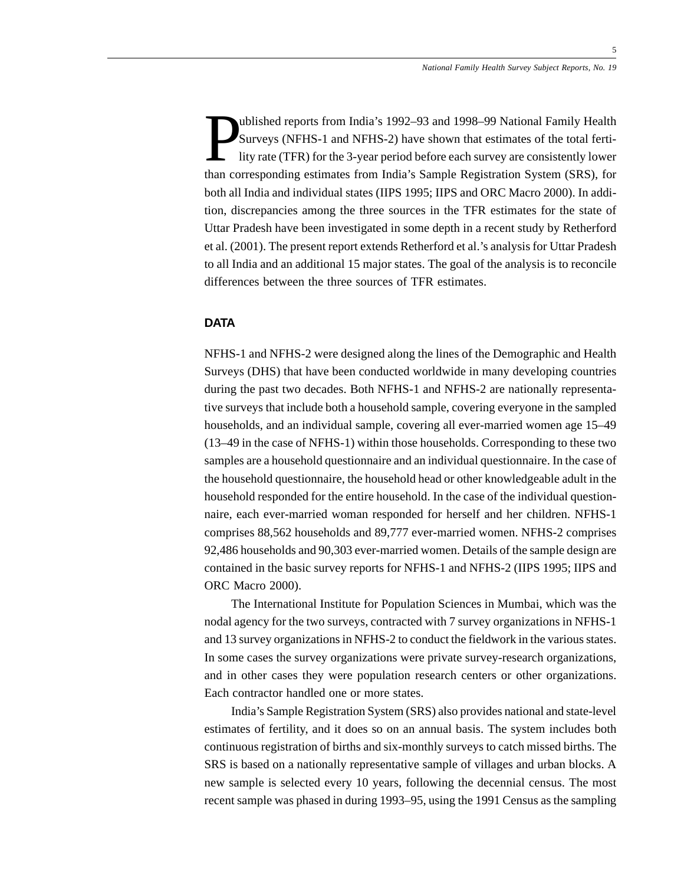Published reports from India's 1992–93 and 1998–99 National Family Health Surveys (NFHS-1 and NFHS-2) have shown that estimates of the total fertility rate (TFR) for the 3-year period before each survey are consistently lower than corresponding estimates from India's Sample Registration System (SRS), for both all India and individual states (IIPS 1995; IIPS and ORC Macro 2000). In addition, discrepancies among the three sources in the TFR estimates for the state of Uttar Pradesh have been investigated in some depth in a recent study by Retherford et al. (2001). The present report extends Retherford et al.'s analysis for Uttar Pradesh to all India and an additional 15 major states. The goal of the analysis is to reconcile differences between the three sources of TFR estimates.

## DATA

NFHS-1 and NFHS-2 were designed along the lines of the Demographic and Health Surveys (DHS) that have been conducted worldwide in many developing countries during the past two decades. Both NFHS-1 and NFHS-2 are nationally representative surveys that include both a household sample, covering everyone in the sampled households, and an individual sample, covering all ever-married women age 15–49 (13–49 in the case of NFHS-1) within those households. Corresponding to these two samples are a household questionnaire and an individual questionnaire. In the case of the household questionnaire, the household head or other knowledgeable adult in the household responded for the entire household. In the case of the individual questionnaire, each ever-married woman responded for herself and her children. NFHS-1 comprises 88,562 households and 89,777 ever-married women. NFHS-2 comprises 92,486 households and 90,303 ever-married women. Details of the sample design are contained in the basic survey reports for NFHS-1 and NFHS-2 (IIPS 1995; IIPS and ORC Macro 2000).

The International Institute for Population Sciences in Mumbai, which was the nodal agency for the two surveys, contracted with 7 survey organizations in NFHS-1 and 13 survey organizations in NFHS-2 to conduct the fieldwork in the various states. In some cases the survey organizations were private survey-research organizations, and in other cases they were population research centers or other organizations. Each contractor handled one or more states.

India's Sample Registration System (SRS) also provides national and state-level estimates of fertility, and it does so on an annual basis. The system includes both continuous registration of births and six-monthly surveys to catch missed births. The SRS is based on a nationally representative sample of villages and urban blocks. A new sample is selected every 10 years, following the decennial census. The most recent sample was phased in during 1993–95, using the 1991 Census as the sampling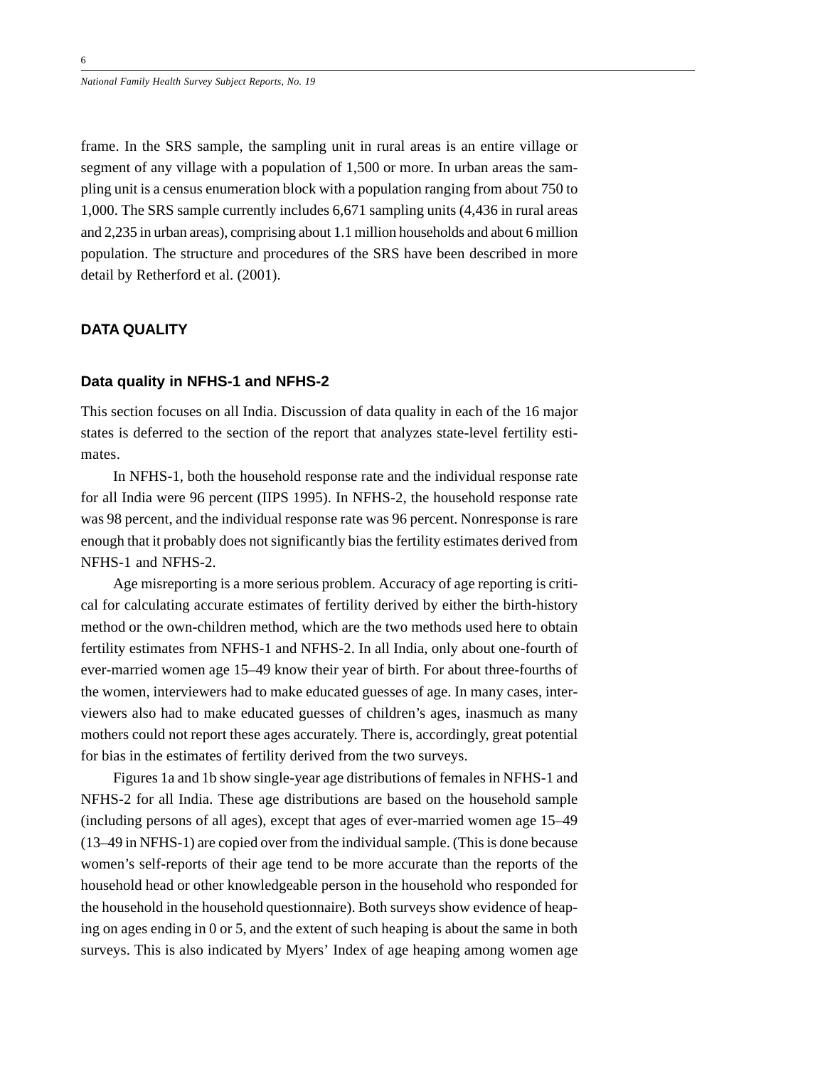frame. In the SRS sample, the sampling unit in rural areas is an entire village or segment of any village with a population of 1,500 or more. In urban areas the sampling unit is a census enumeration block with a population ranging from about 750 to 1,000. The SRS sample currently includes 6,671 sampling units (4,436 in rural areas and 2,235 in urban areas), comprising about 1.1 million households and about 6 million population. The structure and procedures of the SRS have been described in more detail by Retherford et al. (2001).

## DATA QUALITY

### Data quality in NFHS-1 and NFHS-2

This section focuses on all India. Discussion of data quality in each of the 16 major states is deferred to the section of the report that analyzes state-level fertility estimates.

In NFHS-1, both the household response rate and the individual response rate for all India were 96 percent (IIPS 1995). In NFHS-2, the household response rate was 98 percent, and the individual response rate was 96 percent. Nonresponse is rare enough that it probably does not significantly bias the fertility estimates derived from NFHS-1 and NFHS-2.

Age misreporting is a more serious problem. Accuracy of age reporting is critical for calculating accurate estimates of fertility derived by either the birth-history method or the own-children method, which are the two methods used here to obtain fertility estimates from NFHS-1 and NFHS-2. In all India, only about one-fourth of ever-married women age 15–49 know their year of birth. For about three-fourths of the women, interviewers had to make educated guesses of age. In many cases, interviewers also had to make educated guesses of children's ages, inasmuch as many mothers could not report these ages accurately. There is, accordingly, great potential for bias in the estimates of fertility derived from the two surveys.

Figures 1a and 1b show single-year age distributions of females in NFHS-1 and NFHS-2 for all India. These age distributions are based on the household sample (including persons of all ages), except that ages of ever-married women age 15–49 (13–49 in NFHS-1) are copied over from the individual sample. (This is done because women's self-reports of their age tend to be more accurate than the reports of the household head or other knowledgeable person in the household who responded for the household in the household questionnaire). Both surveys show evidence of heaping on ages ending in 0 or 5, and the extent of such heaping is about the same in both surveys. This is also indicated by Myers' Index of age heaping among women age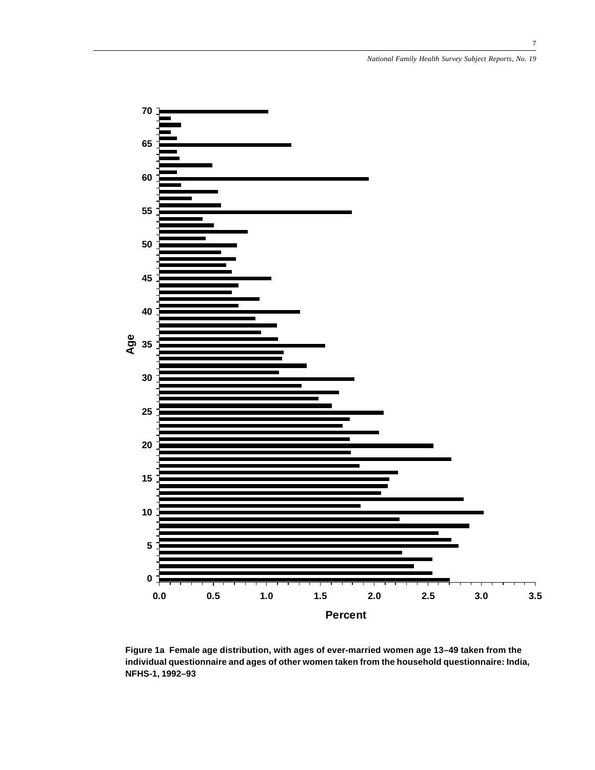Figure 1a  Female age distribution, with ages of ever-married women age 13–49 taken from the individual questionnaire and ages of other women taken from the household questionnaire: India, NFHS-1, 1992–93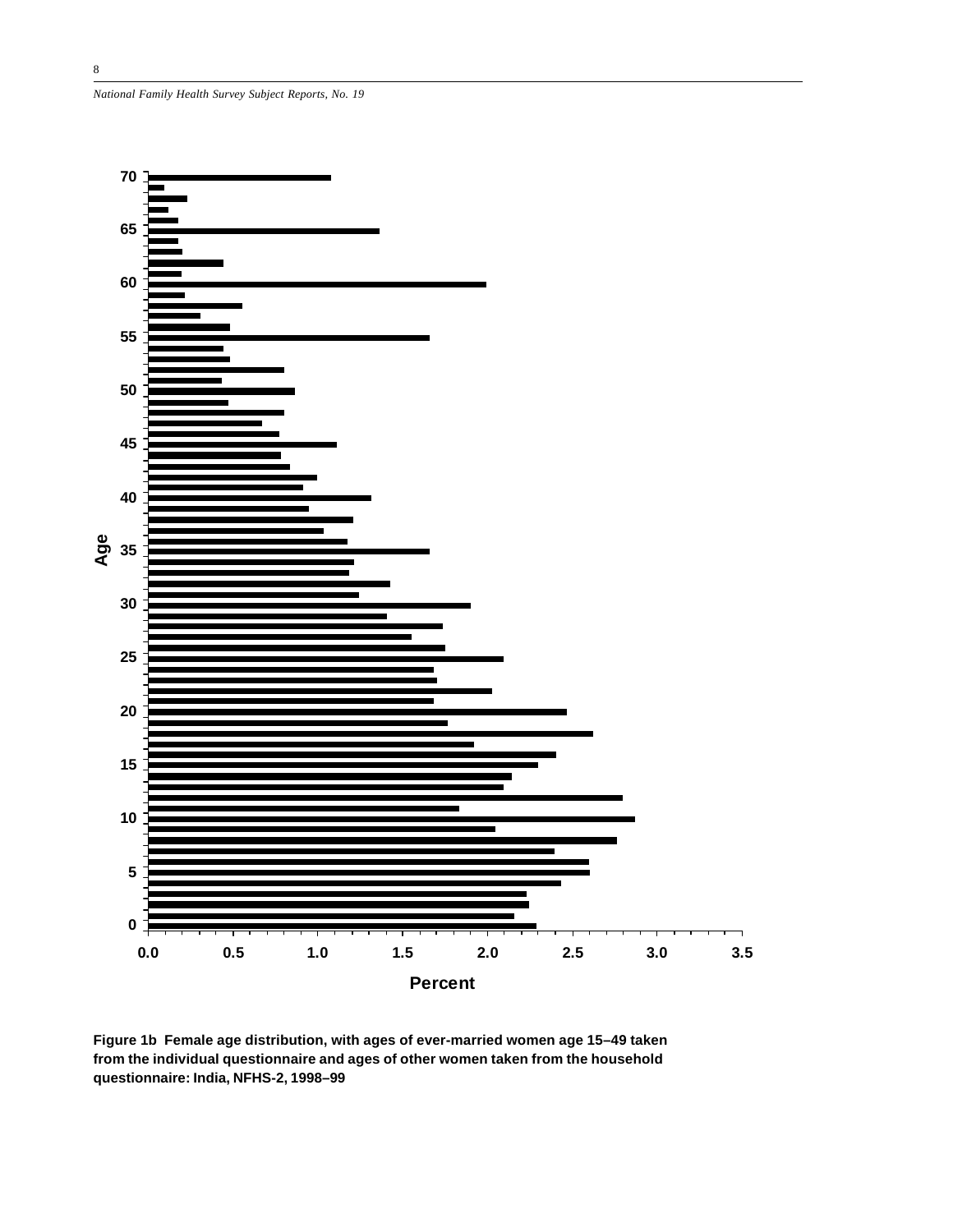**Figure 1b Female age distribution, with ages of ever-married women age 15–49 taken from the individual questionnaire and ages of other women taken from the household questionnaire: India, NFHS-2, 1998–99**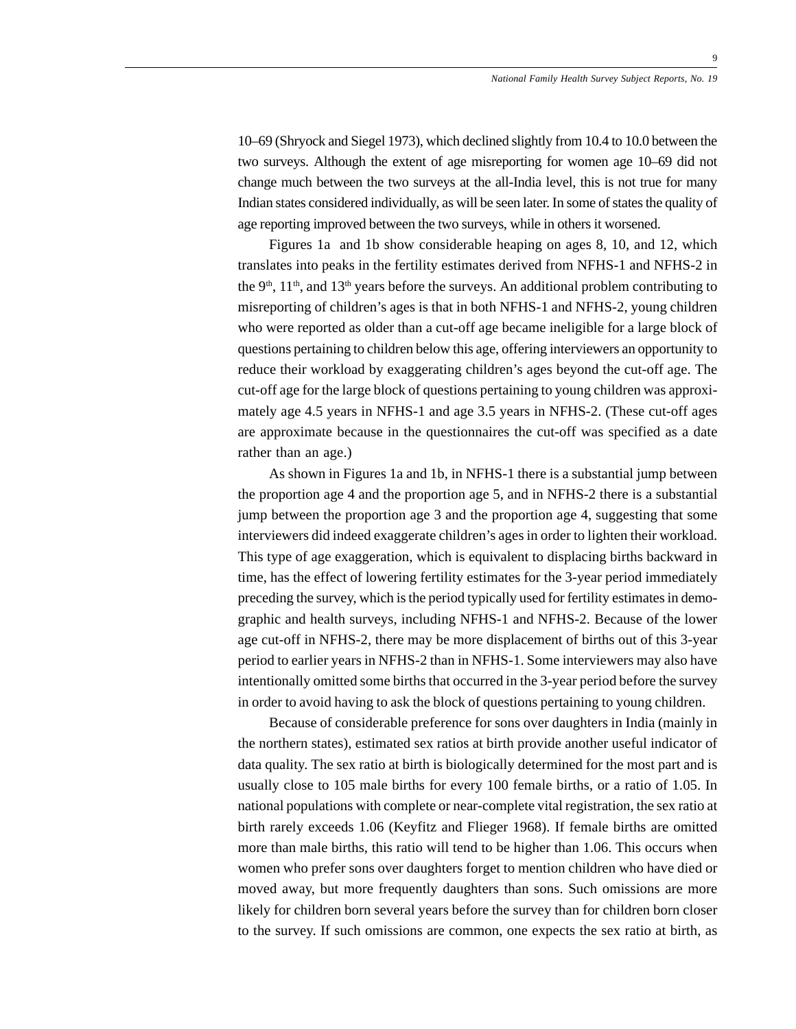10–69 (Shryock and Siegel 1973), which declined slightly from 10.4 to 10.0 between the two surveys. Although the extent of age misreporting for women age 10–69 did not change much between the two surveys at the all-India level, this is not true for many Indian states considered individually, as will be seen later. In some of states the quality of age reporting improved between the two surveys, while in others it worsened.

Figures 1a and 1b show considerable heaping on ages 8, 10, and 12, which translates into peaks in the fertility estimates derived from NFHS-1 and NFHS-2 in the 9th, 11th, and 13th years before the surveys. An additional problem contributing to misreporting of children's ages is that in both NFHS-1 and NFHS-2, young children who were reported as older than a cut-off age became ineligible for a large block of questions pertaining to children below this age, offering interviewers an opportunity to reduce their workload by exaggerating children's ages beyond the cut-off age. The cut-off age for the large block of questions pertaining to young children was approximately age 4.5 years in NFHS-1 and age 3.5 years in NFHS-2. (These cut-off ages are approximate because in the questionnaires the cut-off was specified as a date rather than an age.)

As shown in Figures 1a and 1b, in NFHS-1 there is a substantial jump between the proportion age 4 and the proportion age 5, and in NFHS-2 there is a substantial jump between the proportion age 3 and the proportion age 4, suggesting that some interviewers did indeed exaggerate children's ages in order to lighten their workload. This type of age exaggeration, which is equivalent to displacing births backward in time, has the effect of lowering fertility estimates for the 3-year period immediately preceding the survey, which is the period typically used for fertility estimates in demographic and health surveys, including NFHS-1 and NFHS-2. Because of the lower age cut-off in NFHS-2, there may be more displacement of births out of this 3-year period to earlier years in NFHS-2 than in NFHS-1. Some interviewers may also have intentionally omitted some births that occurred in the 3-year period before the survey in order to avoid having to ask the block of questions pertaining to young children.

Because of considerable preference for sons over daughters in India (mainly in the northern states), estimated sex ratios at birth provide another useful indicator of data quality. The sex ratio at birth is biologically determined for the most part and is usually close to 105 male births for every 100 female births, or a ratio of 1.05. In national populations with complete or near-complete vital registration, the sex ratio at birth rarely exceeds 1.06 (Keyfitz and Flieger 1968). If female births are omitted more than male births, this ratio will tend to be higher than 1.06. This occurs when women who prefer sons over daughters forget to mention children who have died or moved away, but more frequently daughters than sons. Such omissions are more likely for children born several years before the survey than for children born closer to the survey. If such omissions are common, one expects the sex ratio at birth, as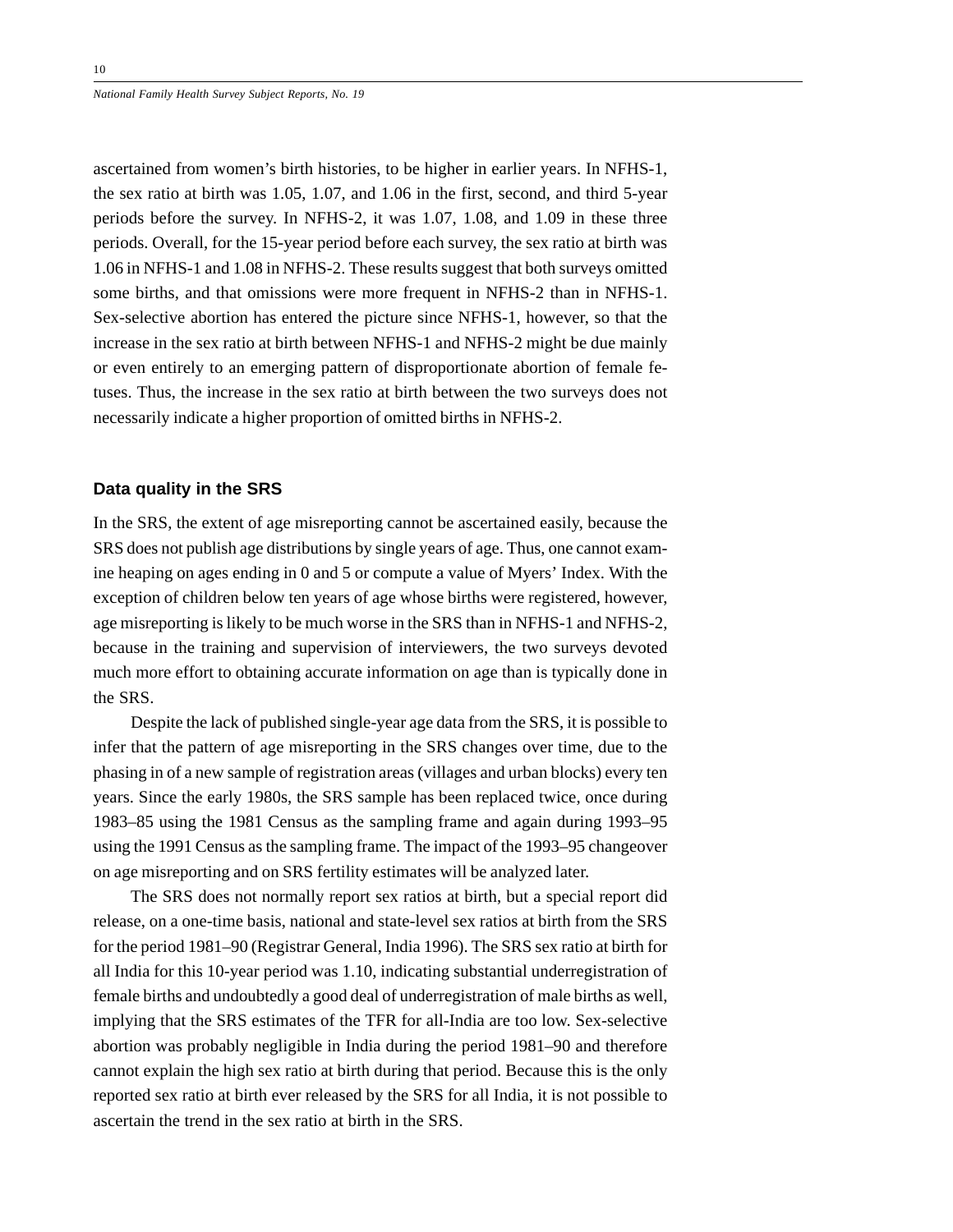ascertained from women's birth histories, to be higher in earlier years. In NFHS-1, the sex ratio at birth was 1.05, 1.07, and 1.06 in the first, second, and third 5-year periods before the survey. In NFHS-2, it was 1.07, 1.08, and 1.09 in these three periods. Overall, for the 15-year period before each survey, the sex ratio at birth was 1.06 in NFHS-1 and 1.08 in NFHS-2. These results suggest that both surveys omitted some births, and that omissions were more frequent in NFHS-2 than in NFHS-1. Sex-selective abortion has entered the picture since NFHS-1, however, so that the increase in the sex ratio at birth between NFHS-1 and NFHS-2 might be due mainly or even entirely to an emerging pattern of disproportionate abortion of female fetuses. Thus, the increase in the sex ratio at birth between the two surveys does not necessarily indicate a higher proportion of omitted births in NFHS-2.

### Data quality in the SRS

In the SRS, the extent of age misreporting cannot be ascertained easily, because the SRS does not publish age distributions by single years of age. Thus, one cannot examine heaping on ages ending in 0 and 5 or compute a value of Myers' Index. With the exception of children below ten years of age whose births were registered, however, age misreporting is likely to be much worse in the SRS than in NFHS-1 and NFHS-2, because in the training and supervision of interviewers, the two surveys devoted much more effort to obtaining accurate information on age than is typically done in the SRS.

Despite the lack of published single-year age data from the SRS, it is possible to infer that the pattern of age misreporting in the SRS changes over time, due to the phasing in of a new sample of registration areas (villages and urban blocks) every ten years. Since the early 1980s, the SRS sample has been replaced twice, once during 1983–85 using the 1981 Census as the sampling frame and again during 1993–95 using the 1991 Census as the sampling frame. The impact of the 1993–95 changeover on age misreporting and on SRS fertility estimates will be analyzed later.

The SRS does not normally report sex ratios at birth, but a special report did release, on a one-time basis, national and state-level sex ratios at birth from the SRS for the period 1981–90 (Registrar General, India 1996). The SRS sex ratio at birth for all India for this 10-year period was 1.10, indicating substantial underregistration of female births and undoubtedly a good deal of underregistration of male births as well, implying that the SRS estimates of the TFR for all-India are too low. Sex-selective abortion was probably negligible in India during the period 1981–90 and therefore cannot explain the high sex ratio at birth during that period. Because this is the only reported sex ratio at birth ever released by the SRS for all India, it is not possible to ascertain the trend in the sex ratio at birth in the SRS.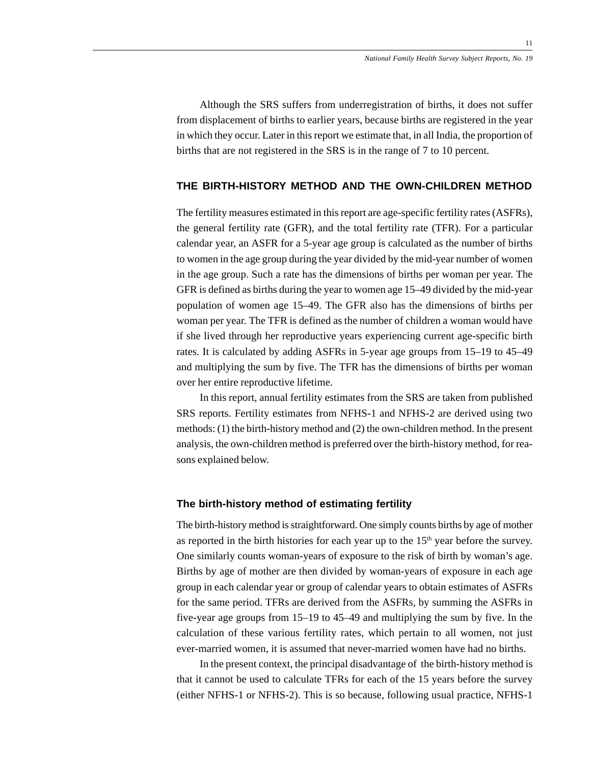Although the SRS suffers from underregistration of births, it does not suffer from displacement of births to earlier years, because births are registered in the year in which they occur. Later in this report we estimate that, in all India, the proportion of births that are not registered in the SRS is in the range of 7 to 10 percent.

## THE BIRTH-HISTORY METHOD AND THE OWN-CHILDREN METHOD

The fertility measures estimated in this report are age-specific fertility rates (ASFRs), the general fertility rate (GFR), and the total fertility rate (TFR). For a particular calendar year, an ASFR for a 5-year age group is calculated as the number of births to women in the age group during the year divided by the mid-year number of women in the age group. Such a rate has the dimensions of births per woman per year. The GFR is defined as births during the year to women age 15–49 divided by the mid-year population of women age 15–49. The GFR also has the dimensions of births per woman per year. The TFR is defined as the number of children a woman would have if she lived through her reproductive years experiencing current age-specific birth rates. It is calculated by adding ASFRs in 5-year age groups from 15–19 to 45–49 and multiplying the sum by five. The TFR has the dimensions of births per woman over her entire reproductive lifetime.

In this report, annual fertility estimates from the SRS are taken from published SRS reports. Fertility estimates from NFHS-1 and NFHS-2 are derived using two methods: (1) the birth-history method and (2) the own-children method. In the present analysis, the own-children method is preferred over the birth-history method, for reasons explained below.

### The birth-history method of estimating fertility

The birth-history method is straightforward. One simply counts births by age of mother as reported in the birth histories for each year up to the 15th year before the survey. One similarly counts woman-years of exposure to the risk of birth by woman's age. Births by age of mother are then divided by woman-years of exposure in each age group in each calendar year or group of calendar years to obtain estimates of ASFRs for the same period. TFRs are derived from the ASFRs, by summing the ASFRs in five-year age groups from 15–19 to 45–49 and multiplying the sum by five. In the calculation of these various fertility rates, which pertain to all women, not just ever-married women, it is assumed that never-married women have had no births.

In the present context, the principal disadvantage of the birth-history method is that it cannot be used to calculate TFRs for each of the 15 years before the survey (either NFHS-1 or NFHS-2). This is so because, following usual practice, NFHS-1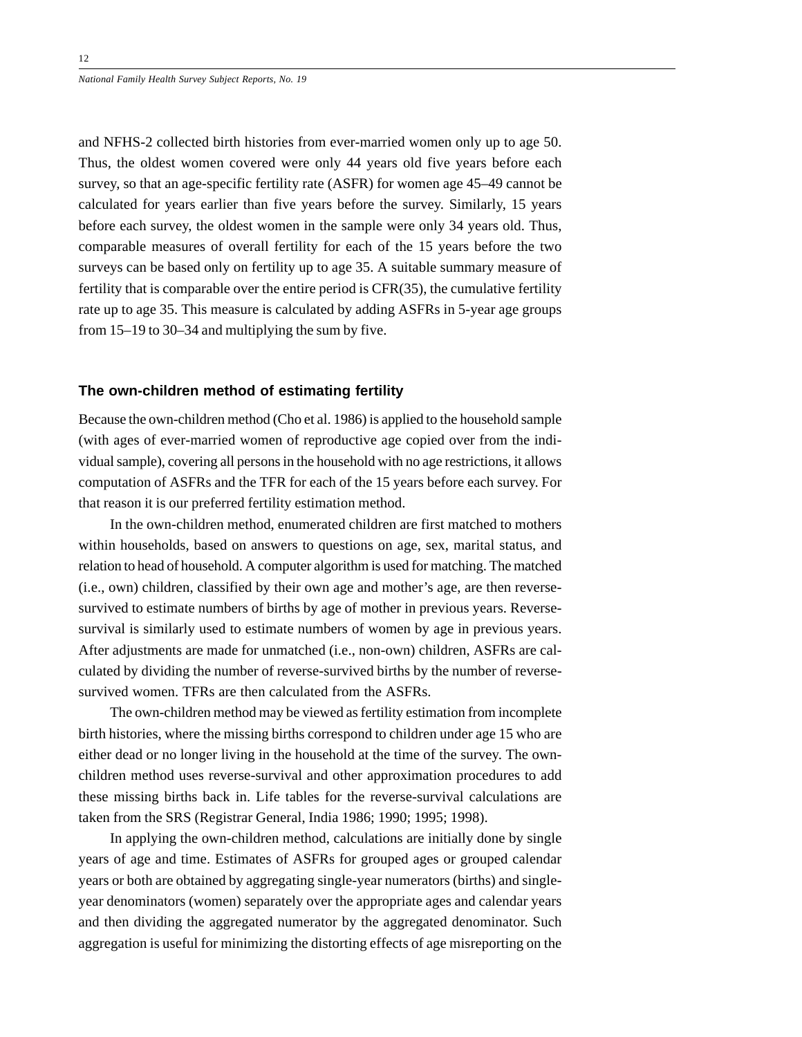and NFHS-2 collected birth histories from ever-married women only up to age 50. Thus, the oldest women covered were only 44 years old five years before each survey, so that an age-specific fertility rate (ASFR) for women age 45–49 cannot be calculated for years earlier than five years before the survey. Similarly, 15 years before each survey, the oldest women in the sample were only 34 years old. Thus, comparable measures of overall fertility for each of the 15 years before the two surveys can be based only on fertility up to age 35. A suitable summary measure of fertility that is comparable over the entire period is CFR(35), the cumulative fertility rate up to age 35. This measure is calculated by adding ASFRs in 5-year age groups from 15–19 to 30–34 and multiplying the sum by five.

### The own-children method of estimating fertility

Because the own-children method (Cho et al. 1986) is applied to the household sample (with ages of ever-married women of reproductive age copied over from the individual sample), covering all persons in the household with no age restrictions, it allows computation of ASFRs and the TFR for each of the 15 years before each survey. For that reason it is our preferred fertility estimation method.

In the own-children method, enumerated children are first matched to mothers within households, based on answers to questions on age, sex, marital status, and relation to head of household. A computer algorithm is used for matching. The matched (i.e., own) children, classified by their own age and mother's age, are then reverse-survived to estimate numbers of births by age of mother in previous years. Reverse-survival is similarly used to estimate numbers of women by age in previous years. After adjustments are made for unmatched (i.e., non-own) children, ASFRs are calculated by dividing the number of reverse-survived births by the number of reverse-survived women. TFRs are then calculated from the ASFRs.

The own-children method may be viewed as fertility estimation from incomplete birth histories, where the missing births correspond to children under age 15 who are either dead or no longer living in the household at the time of the survey. The own-children method uses reverse-survival and other approximation procedures to add these missing births back in. Life tables for the reverse-survival calculations are taken from the SRS (Registrar General, India 1986; 1990; 1995; 1998).

In applying the own-children method, calculations are initially done by single years of age and time. Estimates of ASFRs for grouped ages or grouped calendar years or both are obtained by aggregating single-year numerators (births) and single-year denominators (women) separately over the appropriate ages and calendar years and then dividing the aggregated numerator by the aggregated denominator. Such aggregation is useful for minimizing the distorting effects of age misreporting on the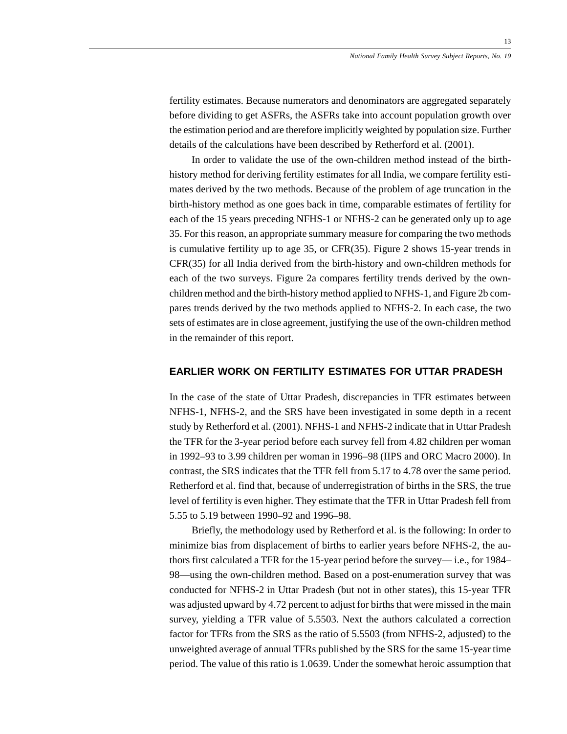fertility estimates. Because numerators and denominators are aggregated separately before dividing to get ASFRs, the ASFRs take into account population growth over the estimation period and are therefore implicitly weighted by population size. Further details of the calculations have been described by Retherford et al. (2001).

In order to validate the use of the own-children method instead of the birth-history method for deriving fertility estimates for all India, we compare fertility estimates derived by the two methods. Because of the problem of age truncation in the birth-history method as one goes back in time, comparable estimates of fertility for each of the 15 years preceding NFHS-1 or NFHS-2 can be generated only up to age 35. For this reason, an appropriate summary measure for comparing the two methods is cumulative fertility up to age 35, or CFR(35). Figure 2 shows 15-year trends in CFR(35) for all India derived from the birth-history and own-children methods for each of the two surveys. Figure 2a compares fertility trends derived by the own-children method and the birth-history method applied to NFHS-1, and Figure 2b compares trends derived by the two methods applied to NFHS-2. In each case, the two sets of estimates are in close agreement, justifying the use of the own-children method in the remainder of this report.

## EARLIER WORK ON FERTILITY ESTIMATES FOR UTTAR PRADESH

In the case of the state of Uttar Pradesh, discrepancies in TFR estimates between NFHS-1, NFHS-2, and the SRS have been investigated in some depth in a recent study by Retherford et al. (2001). NFHS-1 and NFHS-2 indicate that in Uttar Pradesh the TFR for the 3-year period before each survey fell from 4.82 children per woman in 1992–93 to 3.99 children per woman in 1996–98 (IIPS and ORC Macro 2000). In contrast, the SRS indicates that the TFR fell from 5.17 to 4.78 over the same period. Retherford et al. find that, because of underregistration of births in the SRS, the true level of fertility is even higher. They estimate that the TFR in Uttar Pradesh fell from 5.55 to 5.19 between 1990–92 and 1996–98.

Briefly, the methodology used by Retherford et al. is the following: In order to minimize bias from displacement of births to earlier years before NFHS-2, the authors first calculated a TFR for the 15-year period before the survey— i.e., for 1984–98—using the own-children method. Based on a post-enumeration survey that was conducted for NFHS-2 in Uttar Pradesh (but not in other states), this 15-year TFR was adjusted upward by 4.72 percent to adjust for births that were missed in the main survey, yielding a TFR value of 5.5503. Next the authors calculated a correction factor for TFRs from the SRS as the ratio of 5.5503 (from NFHS-2, adjusted) to the unweighted average of annual TFRs published by the SRS for the same 15-year time period. The value of this ratio is 1.0639. Under the somewhat heroic assumption that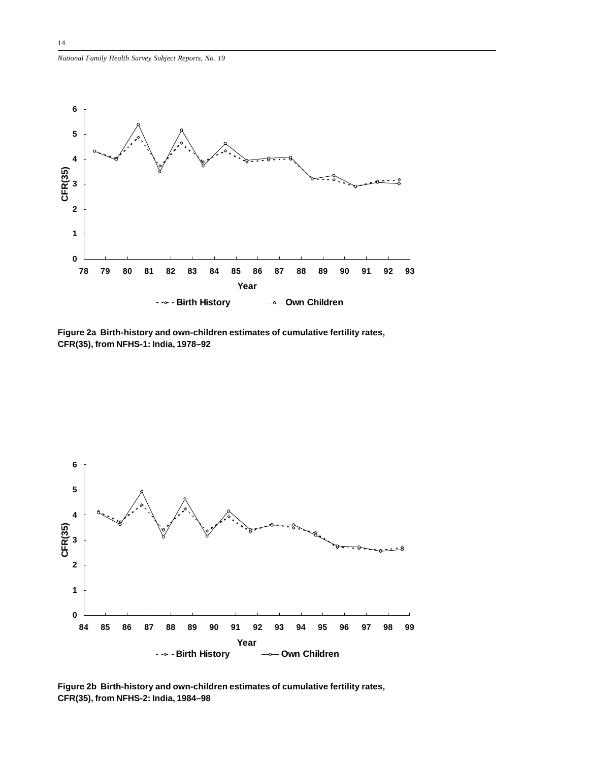Figure 2a Birth-history and own-children estimates of cumulative fertility rates, CFR(35), from NFHS-1: India, 1978–92

Figure 2b Birth-history and own-children estimates of cumulative fertility rates, CFR(35), from NFHS-2: India, 1984–98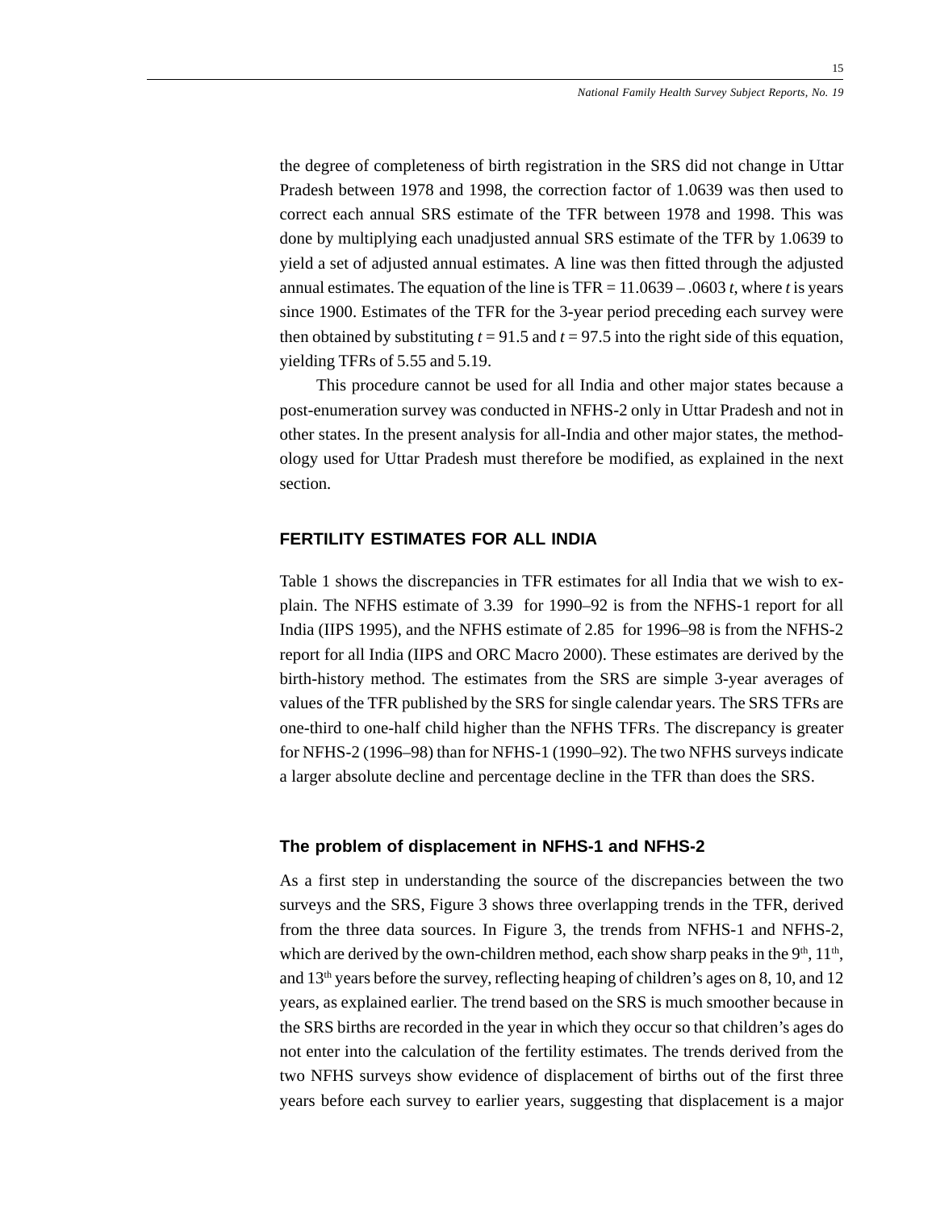the degree of completeness of birth registration in the SRS did not change in Uttar Pradesh between 1978 and 1998, the correction factor of 1.0639 was then used to correct each annual SRS estimate of the TFR between 1978 and 1998. This was done by multiplying each unadjusted annual SRS estimate of the TFR by 1.0639 to yield a set of adjusted annual estimates. A line was then fitted through the adjusted annual estimates. The equation of the line is TFR = 11.0639 – .0603 $t$, where $t$ is years since 1900. Estimates of the TFR for the 3-year period preceding each survey were then obtained by substituting $t = 91.5$ and $t = 97.5$ into the right side of this equation, yielding TFRs of 5.55 and 5.19.

This procedure cannot be used for all India and other major states because a post-enumeration survey was conducted in NFHS-2 only in Uttar Pradesh and not in other states. In the present analysis for all-India and other major states, the methodology used for Uttar Pradesh must therefore be modified, as explained in the next section.

## FERTILITY ESTIMATES FOR ALL INDIA

Table 1 shows the discrepancies in TFR estimates for all India that we wish to explain. The NFHS estimate of 3.39 for 1990–92 is from the NFHS-1 report for all India (IIPS 1995), and the NFHS estimate of 2.85 for 1996–98 is from the NFHS-2 report for all India (IIPS and ORC Macro 2000). These estimates are derived by the birth-history method. The estimates from the SRS are simple 3-year averages of values of the TFR published by the SRS for single calendar years. The SRS TFRs are one-third to one-half child higher than the NFHS TFRs. The discrepancy is greater for NFHS-2 (1996–98) than for NFHS-1 (1990–92). The two NFHS surveys indicate a larger absolute decline and percentage decline in the TFR than does the SRS.

### The problem of displacement in NFHS-1 and NFHS-2

As a first step in understanding the source of the discrepancies between the two surveys and the SRS, Figure 3 shows three overlapping trends in the TFR, derived from the three data sources. In Figure 3, the trends from NFHS-1 and NFHS-2, which are derived by the own-children method, each show sharp peaks in the 9th, 11th, and 13th years before the survey, reflecting heaping of children's ages on 8, 10, and 12 years, as explained earlier. The trend based on the SRS is much smoother because in the SRS births are recorded in the year in which they occur so that children's ages do not enter into the calculation of the fertility estimates. The trends derived from the two NFHS surveys show evidence of displacement of births out of the first three years before each survey to earlier years, suggesting that displacement is a major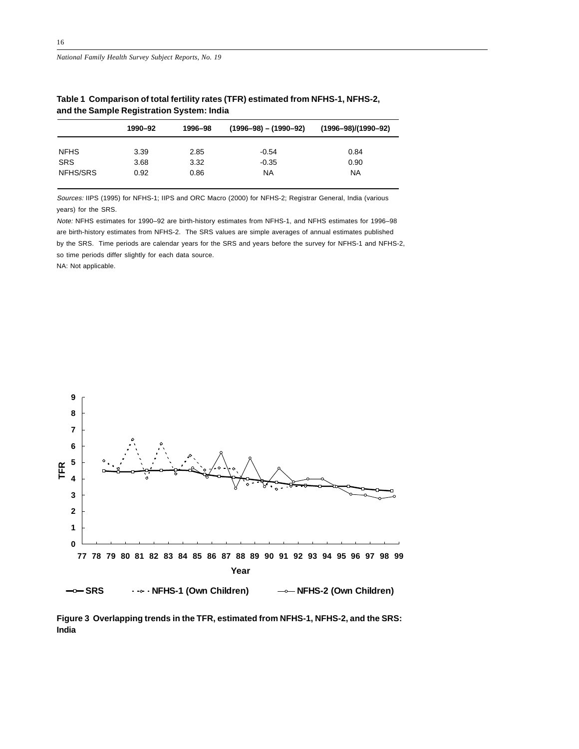**Table 1 Comparison of total fertility rates (TFR) estimated from NFHS-1, NFHS-2, and the Sample Registration System: India**

| | 1990–92 | 1996–98 | (1996–98) – (1990–92) | (1996–98)/(1990–92) |
|---|---|---|---|---|
| NFHS | 3.39 | 2.85 | -0.54 | 0.84 |
| SRS | 3.68 | 3.32 | -0.35 | 0.90 |
| NFHS/SRS | 0.92 | 0.86 | NA | NA |

*Sources:* IIPS (1995) for NFHS-1; IIPS and ORC Macro (2000) for NFHS-2; Registrar General, India (various years) for the SRS.

*Note:* NFHS estimates for 1990–92 are birth-history estimates from NFHS-1, and NFHS estimates for 1996–98 are birth-history estimates from NFHS-2. The SRS values are simple averages of annual estimates published by the SRS. Time periods are calendar years for the SRS and years before the survey for NFHS-1 and NFHS-2, so time periods differ slightly for each data source.

NA: Not applicable.

**Figure 3 Overlapping trends in the TFR, estimated from NFHS-1, NFHS-2, and the SRS: India**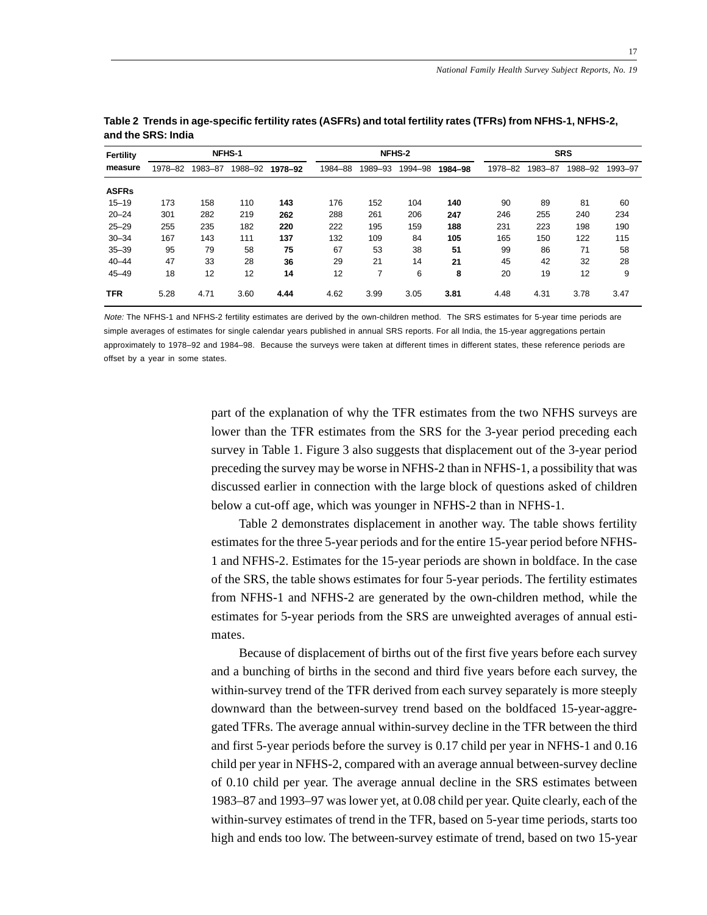**Table 2 Trends in age-specific fertility rates (ASFRs) and total fertility rates (TFRs) from NFHS-1, NFHS-2, and the SRS: India**

| Fertility measure | NFHS-1 | | | | NFHS-2 | | | | SRS | | | |
|---|---|---|---|---|---|---|---|---|---|---|---|---|
| | 1978–82 | 1983–87 | 1988–92 | **1978–92** | 1984–88 | 1989–93 | 1994–98 | **1984–98** | 1978–82 | 1983–87 | 1988–92 | 1993–97 |
| **ASFRs** | | | | | | | | | | | | |
| 15–19 | 173 | 158 | 110 | **143** | 176 | 152 | 104 | **140** | 90 | 89 | 81 | 60 |
| 20–24 | 301 | 282 | 219 | **262** | 288 | 261 | 206 | **247** | 246 | 255 | 240 | 234 |
| 25–29 | 255 | 235 | 182 | **220** | 222 | 195 | 159 | **188** | 231 | 223 | 198 | 190 |
| 30–34 | 167 | 143 | 111 | **137** | 132 | 109 | 84 | **105** | 165 | 150 | 122 | 115 |
| 35–39 | 95 | 79 | 58 | **75** | 67 | 53 | 38 | **51** | 99 | 86 | 71 | 58 |
| 40–44 | 47 | 33 | 28 | **36** | 29 | 21 | 14 | **21** | 45 | 42 | 32 | 28 |
| 45–49 | 18 | 12 | 12 | **14** | 12 | 7 | 6 | **8** | 20 | 19 | 12 | 9 |
| **TFR** | 5.28 | 4.71 | 3.60 | **4.44** | 4.62 | 3.99 | 3.05 | **3.81** | 4.48 | 4.31 | 3.78 | 3.47 |

*Note:* The NFHS-1 and NFHS-2 fertility estimates are derived by the own-children method. The SRS estimates for 5-year time periods are simple averages of estimates for single calendar years published in annual SRS reports. For all India, the 15-year aggregations pertain approximately to 1978–92 and 1984–98. Because the surveys were taken at different times in different states, these reference periods are offset by a year in some states.

part of the explanation of why the TFR estimates from the two NFHS surveys are lower than the TFR estimates from the SRS for the 3-year period preceding each survey in Table 1. Figure 3 also suggests that displacement out of the 3-year period preceding the survey may be worse in NFHS-2 than in NFHS-1, a possibility that was discussed earlier in connection with the large block of questions asked of children below a cut-off age, which was younger in NFHS-2 than in NFHS-1.

Table 2 demonstrates displacement in another way. The table shows fertility estimates for the three 5-year periods and for the entire 15-year period before NFHS-1 and NFHS-2. Estimates for the 15-year periods are shown in boldface. In the case of the SRS, the table shows estimates for four 5-year periods. The fertility estimates from NFHS-1 and NFHS-2 are generated by the own-children method, while the estimates for 5-year periods from the SRS are unweighted averages of annual estimates.

Because of displacement of births out of the first five years before each survey and a bunching of births in the second and third five years before each survey, the within-survey trend of the TFR derived from each survey separately is more steeply downward than the between-survey trend based on the boldfaced 15-year-aggregated TFRs. The average annual within-survey decline in the TFR between the third and first 5-year periods before the survey is 0.17 child per year in NFHS-1 and 0.16 child per year in NFHS-2, compared with an average annual between-survey decline of 0.10 child per year. The average annual decline in the SRS estimates between 1983–87 and 1993–97 was lower yet, at 0.08 child per year. Quite clearly, each of the within-survey estimates of trend in the TFR, based on 5-year time periods, starts too high and ends too low. The between-survey estimate of trend, based on two 15-year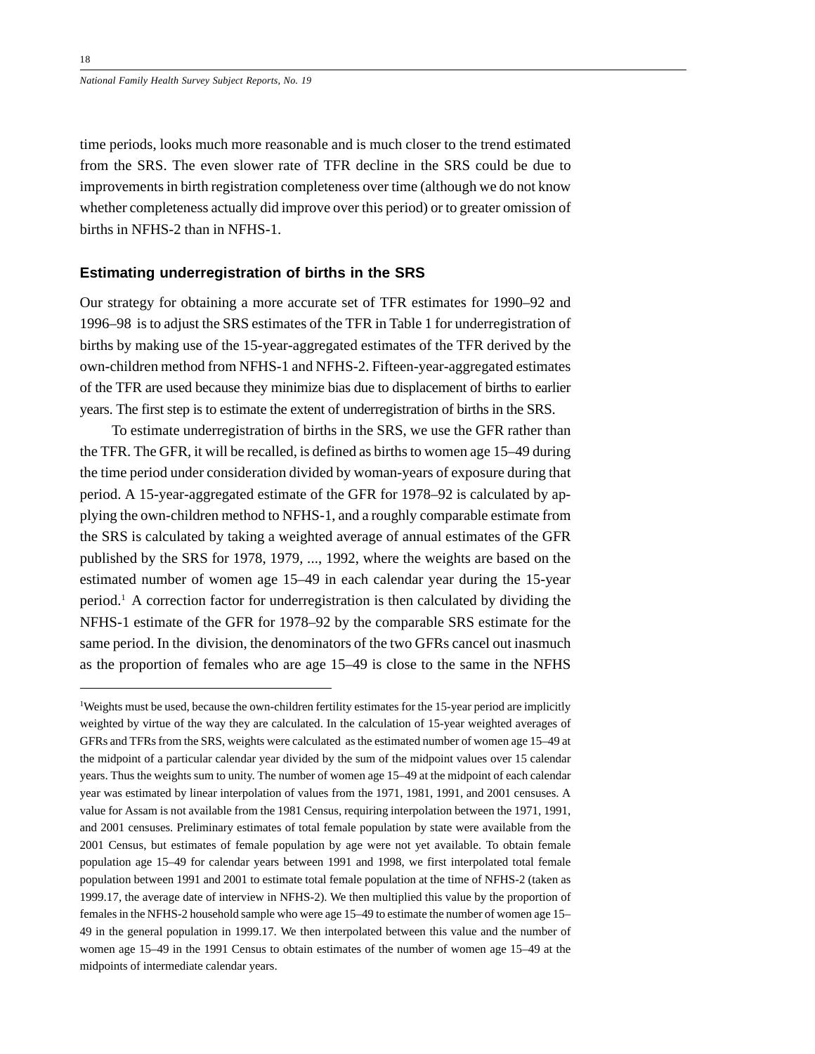time periods, looks much more reasonable and is much closer to the trend estimated from the SRS. The even slower rate of TFR decline in the SRS could be due to improvements in birth registration completeness over time (although we do not know whether completeness actually did improve over this period) or to greater omission of births in NFHS-2 than in NFHS-1.

### Estimating underregistration of births in the SRS

Our strategy for obtaining a more accurate set of TFR estimates for 1990–92 and 1996–98 is to adjust the SRS estimates of the TFR in Table 1 for underregistration of births by making use of the 15-year-aggregated estimates of the TFR derived by the own-children method from NFHS-1 and NFHS-2. Fifteen-year-aggregated estimates of the TFR are used because they minimize bias due to displacement of births to earlier years. The first step is to estimate the extent of underregistration of births in the SRS.

To estimate underregistration of births in the SRS, we use the GFR rather than the TFR. The GFR, it will be recalled, is defined as births to women age 15–49 during the time period under consideration divided by woman-years of exposure during that period. A 15-year-aggregated estimate of the GFR for 1978–92 is calculated by applying the own-children method to NFHS-1, and a roughly comparable estimate from the SRS is calculated by taking a weighted average of annual estimates of the GFR published by the SRS for 1978, 1979, ..., 1992, where the weights are based on the estimated number of women age 15–49 in each calendar year during the 15-year period.[1] A correction factor for underregistration is then calculated by dividing the NFHS-1 estimate of the GFR for 1978–92 by the comparable SRS estimate for the same period. In the division, the denominators of the two GFRs cancel out inasmuch as the proportion of females who are age 15–49 is close to the same in the NFHS

---

[1]Weights must be used, because the own-children fertility estimates for the 15-year period are implicitly weighted by virtue of the way they are calculated. In the calculation of 15-year weighted averages of GFRs and TFRs from the SRS, weights were calculated as the estimated number of women age 15–49 at the midpoint of a particular calendar year divided by the sum of the midpoint values over 15 calendar years. Thus the weights sum to unity. The number of women age 15–49 at the midpoint of each calendar year was estimated by linear interpolation of values from the 1971, 1981, 1991, and 2001 censuses. A value for Assam is not available from the 1981 Census, requiring interpolation between the 1971, 1991, and 2001 censuses. Preliminary estimates of total female population by state were available from the 2001 Census, but estimates of female population by age were not yet available. To obtain female population age 15–49 for calendar years between 1991 and 1998, we first interpolated total female population between 1991 and 2001 to estimate total female population at the time of NFHS-2 (taken as 1999.17, the average date of interview in NFHS-2). We then multiplied this value by the proportion of females in the NFHS-2 household sample who were age 15–49 to estimate the number of women age 15–49 in the general population in 1999.17. We then interpolated between this value and the number of women age 15–49 in the 1991 Census to obtain estimates of the number of women age 15–49 at the midpoints of intermediate calendar years.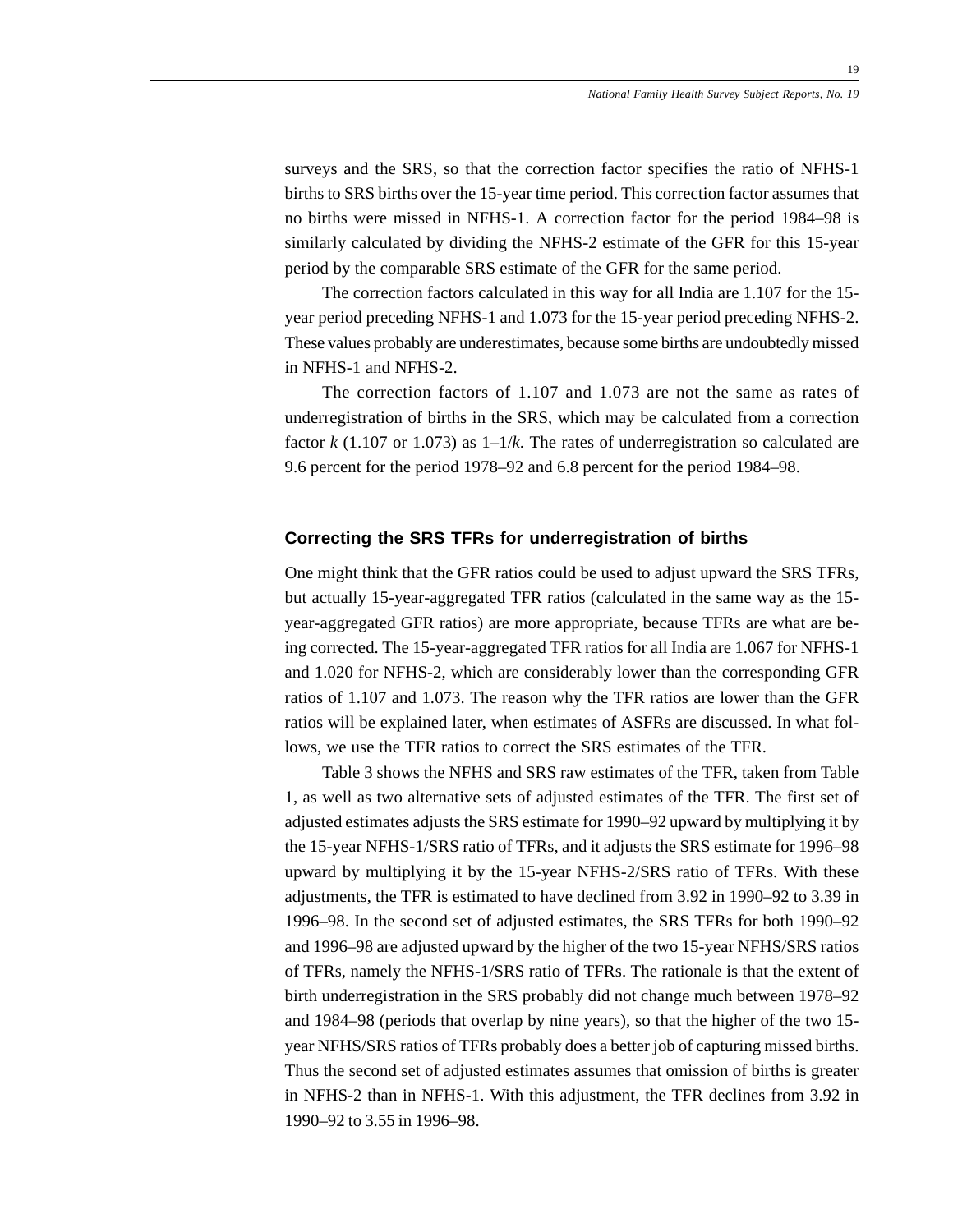surveys and the SRS, so that the correction factor specifies the ratio of NFHS-1 births to SRS births over the 15-year time period. This correction factor assumes that no births were missed in NFHS-1. A correction factor for the period 1984–98 is similarly calculated by dividing the NFHS-2 estimate of the GFR for this 15-year period by the comparable SRS estimate of the GFR for the same period.

The correction factors calculated in this way for all India are 1.107 for the 15-year period preceding NFHS-1 and 1.073 for the 15-year period preceding NFHS-2. These values probably are underestimates, because some births are undoubtedly missed in NFHS-1 and NFHS-2.

The correction factors of 1.107 and 1.073 are not the same as rates of underregistration of births in the SRS, which may be calculated from a correction factor $k$ (1.107 or 1.073) as $1–1/k$. The rates of underregistration so calculated are 9.6 percent for the period 1978–92 and 6.8 percent for the period 1984–98.

## Correcting the SRS TFRs for underregistration of births

One might think that the GFR ratios could be used to adjust upward the SRS TFRs, but actually 15-year-aggregated TFR ratios (calculated in the same way as the 15-year-aggregated GFR ratios) are more appropriate, because TFRs are what are being corrected. The 15-year-aggregated TFR ratios for all India are 1.067 for NFHS-1 and 1.020 for NFHS-2, which are considerably lower than the corresponding GFR ratios of 1.107 and 1.073. The reason why the TFR ratios are lower than the GFR ratios will be explained later, when estimates of ASFRs are discussed. In what follows, we use the TFR ratios to correct the SRS estimates of the TFR.

Table 3 shows the NFHS and SRS raw estimates of the TFR, taken from Table 1, as well as two alternative sets of adjusted estimates of the TFR. The first set of adjusted estimates adjusts the SRS estimate for 1990–92 upward by multiplying it by the 15-year NFHS-1/SRS ratio of TFRs, and it adjusts the SRS estimate for 1996–98 upward by multiplying it by the 15-year NFHS-2/SRS ratio of TFRs. With these adjustments, the TFR is estimated to have declined from 3.92 in 1990–92 to 3.39 in 1996–98. In the second set of adjusted estimates, the SRS TFRs for both 1990–92 and 1996–98 are adjusted upward by the higher of the two 15-year NFHS/SRS ratios of TFRs, namely the NFHS-1/SRS ratio of TFRs. The rationale is that the extent of birth underregistration in the SRS probably did not change much between 1978–92 and 1984–98 (periods that overlap by nine years), so that the higher of the two 15-year NFHS/SRS ratios of TFRs probably does a better job of capturing missed births. Thus the second set of adjusted estimates assumes that omission of births is greater in NFHS-2 than in NFHS-1. With this adjustment, the TFR declines from 3.92 in 1990–92 to 3.55 in 1996–98.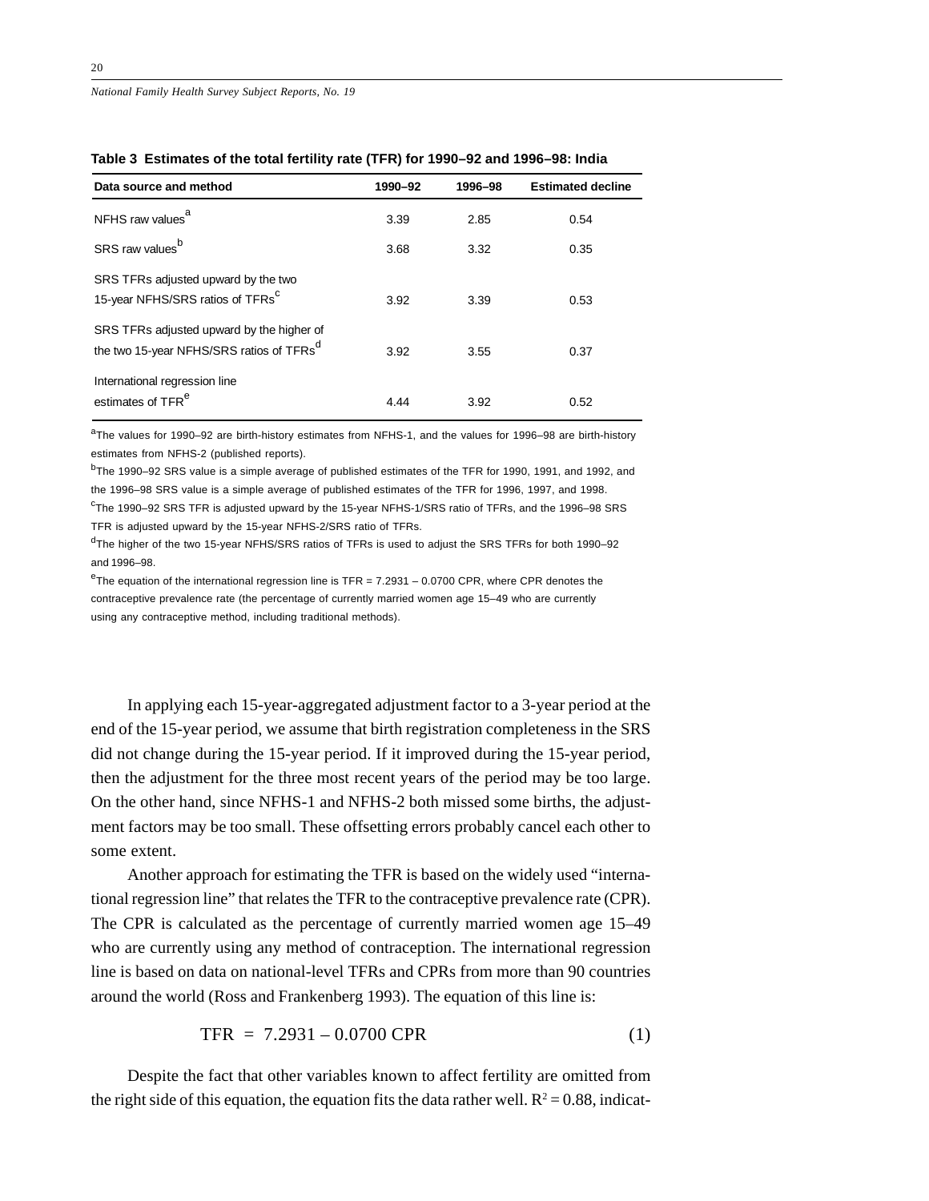**Table 3 Estimates of the total fertility rate (TFR) for 1990–92 and 1996–98: India**

| Data source and method | 1990–92 | 1996–98 | Estimated decline |
|---|---|---|---|
| NFHS raw values[a] | 3.39 | 2.85 | 0.54 |
| SRS raw values[b] | 3.68 | 3.32 | 0.35 |
| SRS TFRs adjusted upward by the two 15-year NFHS/SRS ratios of TFRs[c] | 3.92 | 3.39 | 0.53 |
| SRS TFRs adjusted upward by the higher of the two 15-year NFHS/SRS ratios of TFRs[d] | 3.92 | 3.55 | 0.37 |
| International regression line estimates of TFR[e] | 4.44 | 3.92 | 0.52 |

[a]The values for 1990–92 are birth-history estimates from NFHS-1, and the values for 1996–98 are birth-history estimates from NFHS-2 (published reports).

[b]The 1990–92 SRS value is a simple average of published estimates of the TFR for 1990, 1991, and 1992, and the 1996–98 SRS value is a simple average of published estimates of the TFR for 1996, 1997, and 1998.

[c]The 1990–92 SRS TFR is adjusted upward by the 15-year NFHS-1/SRS ratio of TFRs, and the 1996–98 SRS TFR is adjusted upward by the 15-year NFHS-2/SRS ratio of TFRs.

[d]The higher of the two 15-year NFHS/SRS ratios of TFRs is used to adjust the SRS TFRs for both 1990–92 and 1996–98.

[e]The equation of the international regression line is TFR = 7.2931 – 0.0700 CPR, where CPR denotes the contraceptive prevalence rate (the percentage of currently married women age 15–49 who are currently using any contraceptive method, including traditional methods).

In applying each 15-year-aggregated adjustment factor to a 3-year period at the end of the 15-year period, we assume that birth registration completeness in the SRS did not change during the 15-year period. If it improved during the 15-year period, then the adjustment for the three most recent years of the period may be too large. On the other hand, since NFHS-1 and NFHS-2 both missed some births, the adjustment factors may be too small. These offsetting errors probably cancel each other to some extent.

Another approach for estimating the TFR is based on the widely used "international regression line" that relates the TFR to the contraceptive prevalence rate (CPR). The CPR is calculated as the percentage of currently married women age 15–49 who are currently using any method of contraception. The international regression line is based on data on national-level TFRs and CPRs from more than 90 countries around the world (Ross and Frankenberg 1993). The equation of this line is:

$$\text{TFR} = 7.2931 - 0.0700 \text{ CPR} \qquad (1)$$

Despite the fact that other variables known to affect fertility are omitted from the right side of this equation, the equation fits the data rather well. $R^2 = 0.88$, indicat-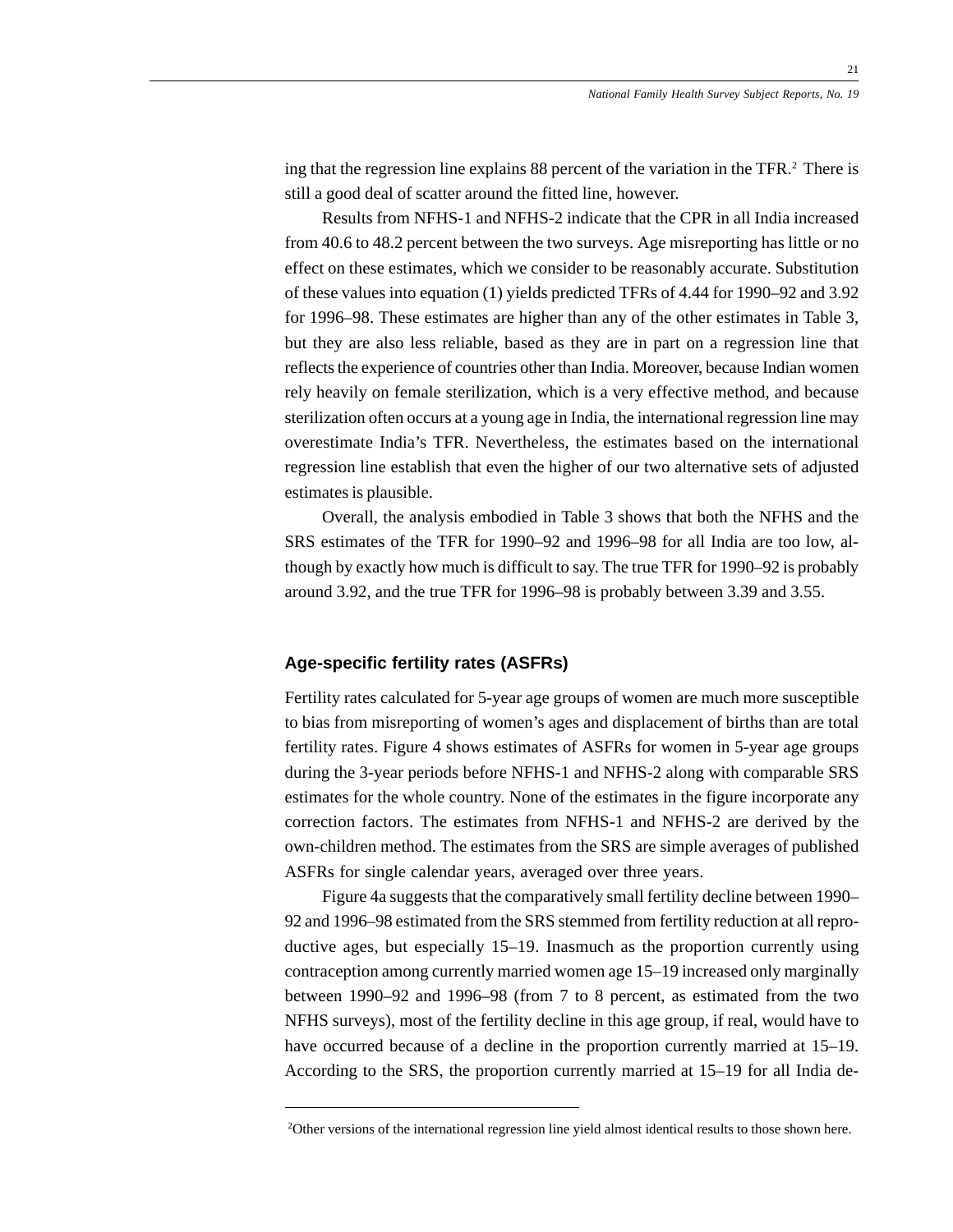ing that the regression line explains 88 percent of the variation in the TFR.[2] There is still a good deal of scatter around the fitted line, however.

Results from NFHS-1 and NFHS-2 indicate that the CPR in all India increased from 40.6 to 48.2 percent between the two surveys. Age misreporting has little or no effect on these estimates, which we consider to be reasonably accurate. Substitution of these values into equation (1) yields predicted TFRs of 4.44 for 1990–92 and 3.92 for 1996–98. These estimates are higher than any of the other estimates in Table 3, but they are also less reliable, based as they are in part on a regression line that reflects the experience of countries other than India. Moreover, because Indian women rely heavily on female sterilization, which is a very effective method, and because sterilization often occurs at a young age in India, the international regression line may overestimate India's TFR. Nevertheless, the estimates based on the international regression line establish that even the higher of our two alternative sets of adjusted estimates is plausible.

Overall, the analysis embodied in Table 3 shows that both the NFHS and the SRS estimates of the TFR for 1990–92 and 1996–98 for all India are too low, although by exactly how much is difficult to say. The true TFR for 1990–92 is probably around 3.92, and the true TFR for 1996–98 is probably between 3.39 and 3.55.

## Age-specific fertility rates (ASFRs)

Fertility rates calculated for 5-year age groups of women are much more susceptible to bias from misreporting of women's ages and displacement of births than are total fertility rates. Figure 4 shows estimates of ASFRs for women in 5-year age groups during the 3-year periods before NFHS-1 and NFHS-2 along with comparable SRS estimates for the whole country. None of the estimates in the figure incorporate any correction factors. The estimates from NFHS-1 and NFHS-2 are derived by the own-children method. The estimates from the SRS are simple averages of published ASFRs for single calendar years, averaged over three years.

Figure 4a suggests that the comparatively small fertility decline between 1990–92 and 1996–98 estimated from the SRS stemmed from fertility reduction at all reproductive ages, but especially 15–19. Inasmuch as the proportion currently using contraception among currently married women age 15–19 increased only marginally between 1990–92 and 1996–98 (from 7 to 8 percent, as estimated from the two NFHS surveys), most of the fertility decline in this age group, if real, would have to have occurred because of a decline in the proportion currently married at 15–19. According to the SRS, the proportion currently married at 15–19 for all India de-

---

[2]Other versions of the international regression line yield almost identical results to those shown here.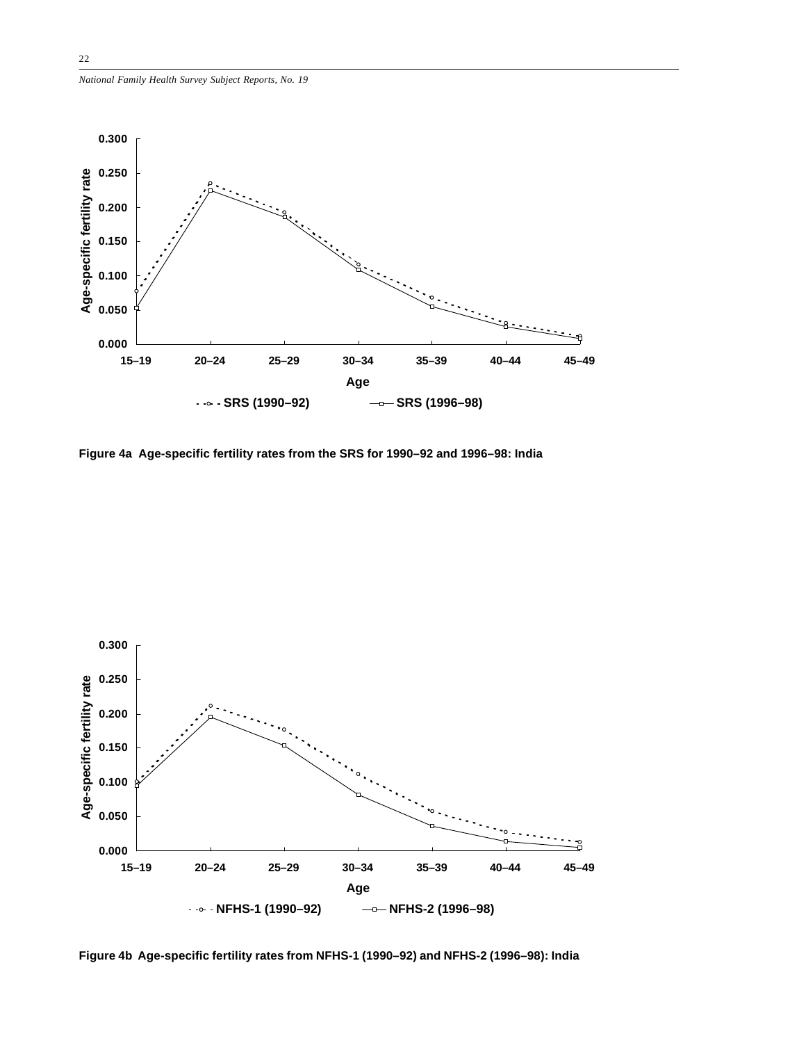Figure 4a  Age-specific fertility rates from the SRS for 1990–92 and 1996–98: India

Figure 4b  Age-specific fertility rates from NFHS-1 (1990–92) and NFHS-2 (1996–98): India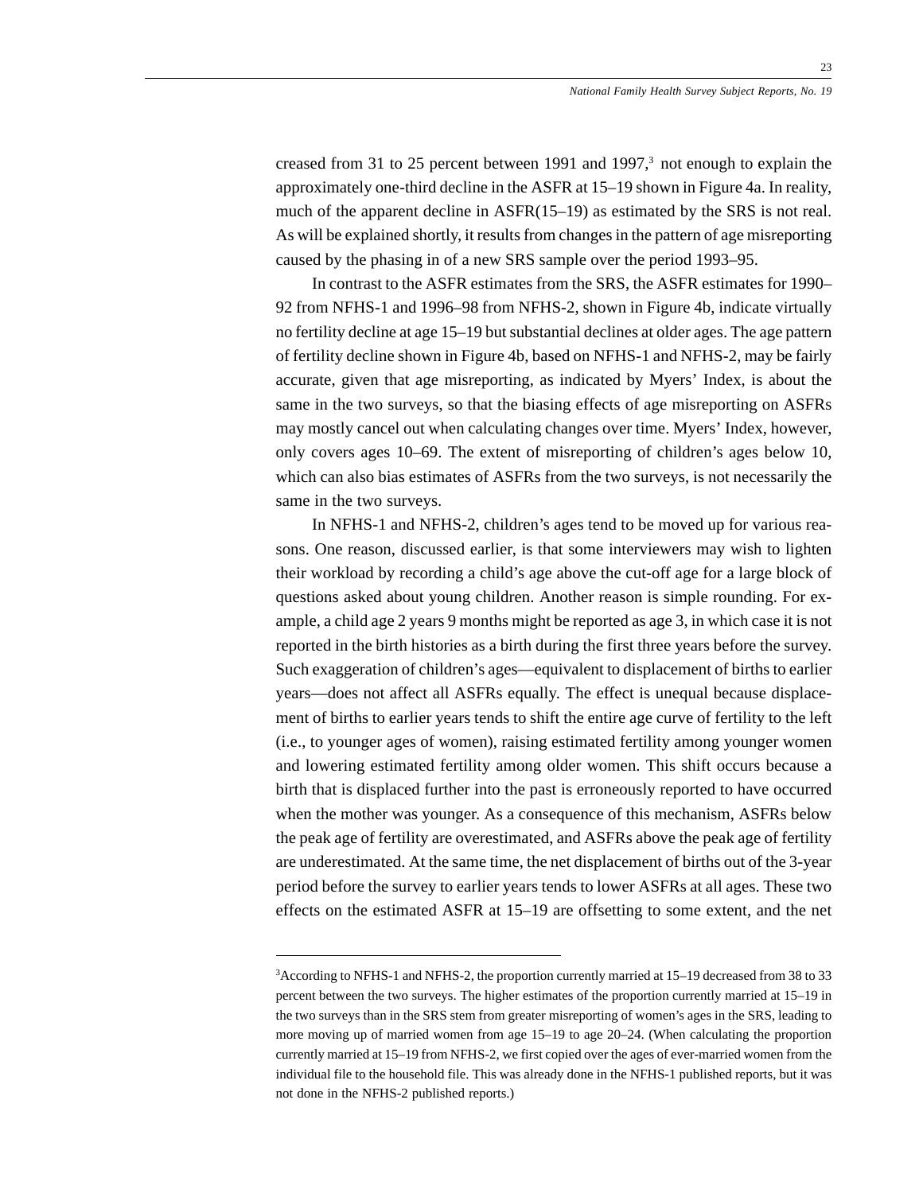creased from 31 to 25 percent between 1991 and 1997,[3] not enough to explain the approximately one-third decline in the ASFR at 15–19 shown in Figure 4a. In reality, much of the apparent decline in ASFR(15–19) as estimated by the SRS is not real. As will be explained shortly, it results from changes in the pattern of age misreporting caused by the phasing in of a new SRS sample over the period 1993–95.

In contrast to the ASFR estimates from the SRS, the ASFR estimates for 1990–92 from NFHS-1 and 1996–98 from NFHS-2, shown in Figure 4b, indicate virtually no fertility decline at age 15–19 but substantial declines at older ages. The age pattern of fertility decline shown in Figure 4b, based on NFHS-1 and NFHS-2, may be fairly accurate, given that age misreporting, as indicated by Myers' Index, is about the same in the two surveys, so that the biasing effects of age misreporting on ASFRs may mostly cancel out when calculating changes over time. Myers' Index, however, only covers ages 10–69. The extent of misreporting of children's ages below 10, which can also bias estimates of ASFRs from the two surveys, is not necessarily the same in the two surveys.

In NFHS-1 and NFHS-2, children's ages tend to be moved up for various reasons. One reason, discussed earlier, is that some interviewers may wish to lighten their workload by recording a child's age above the cut-off age for a large block of questions asked about young children. Another reason is simple rounding. For example, a child age 2 years 9 months might be reported as age 3, in which case it is not reported in the birth histories as a birth during the first three years before the survey. Such exaggeration of children's ages—equivalent to displacement of births to earlier years—does not affect all ASFRs equally. The effect is unequal because displacement of births to earlier years tends to shift the entire age curve of fertility to the left (i.e., to younger ages of women), raising estimated fertility among younger women and lowering estimated fertility among older women. This shift occurs because a birth that is displaced further into the past is erroneously reported to have occurred when the mother was younger. As a consequence of this mechanism, ASFRs below the peak age of fertility are overestimated, and ASFRs above the peak age of fertility are underestimated. At the same time, the net displacement of births out of the 3-year period before the survey to earlier years tends to lower ASFRs at all ages. These two effects on the estimated ASFR at 15–19 are offsetting to some extent, and the net

---

[3]According to NFHS-1 and NFHS-2, the proportion currently married at 15–19 decreased from 38 to 33 percent between the two surveys. The higher estimates of the proportion currently married at 15–19 in the two surveys than in the SRS stem from greater misreporting of women's ages in the SRS, leading to more moving up of married women from age 15–19 to age 20–24. (When calculating the proportion currently married at 15–19 from NFHS-2, we first copied over the ages of ever-married women from the individual file to the household file. This was already done in the NFHS-1 published reports, but it was not done in the NFHS-2 published reports.)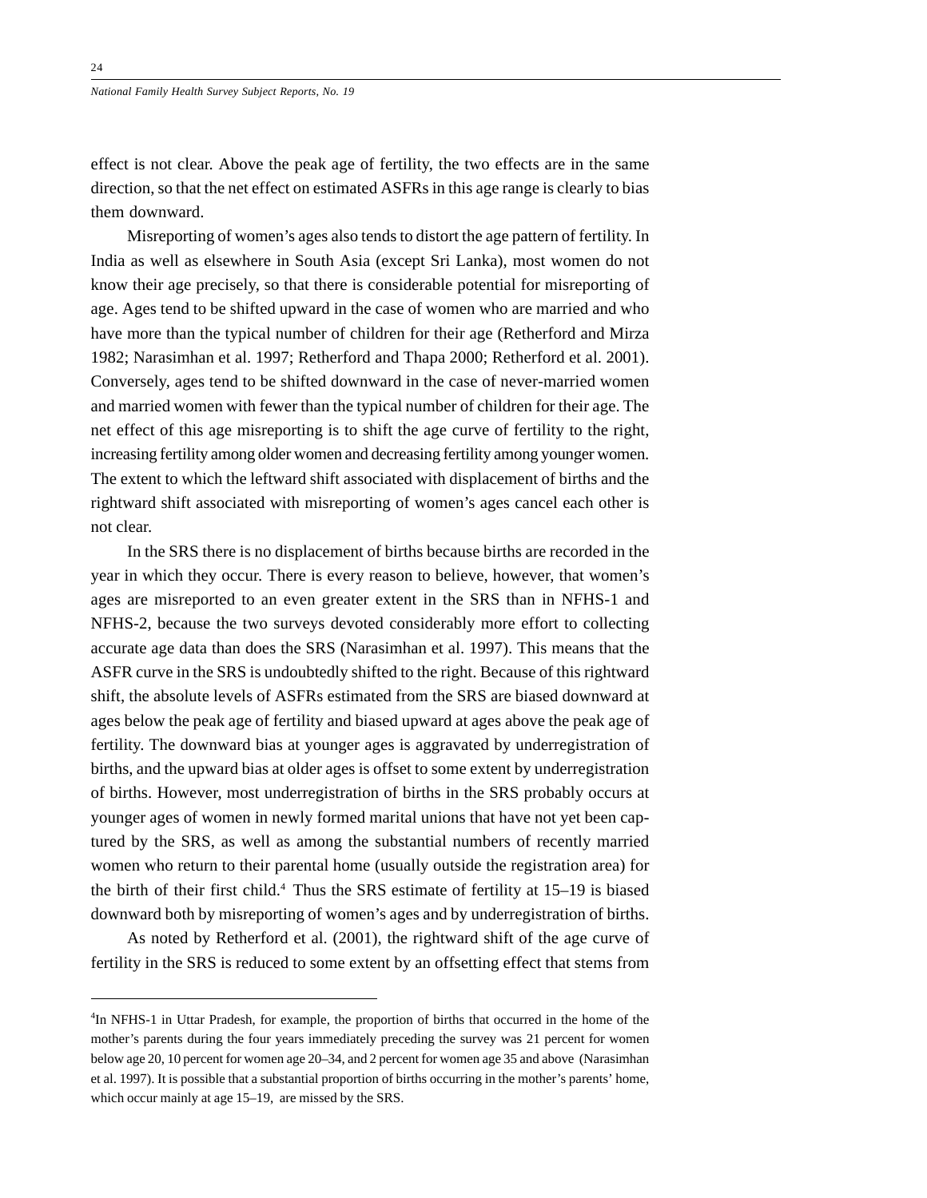effect is not clear. Above the peak age of fertility, the two effects are in the same direction, so that the net effect on estimated ASFRs in this age range is clearly to bias them downward.

Misreporting of women's ages also tends to distort the age pattern of fertility. In India as well as elsewhere in South Asia (except Sri Lanka), most women do not know their age precisely, so that there is considerable potential for misreporting of age. Ages tend to be shifted upward in the case of women who are married and who have more than the typical number of children for their age (Retherford and Mirza 1982; Narasimhan et al. 1997; Retherford and Thapa 2000; Retherford et al. 2001). Conversely, ages tend to be shifted downward in the case of never-married women and married women with fewer than the typical number of children for their age. The net effect of this age misreporting is to shift the age curve of fertility to the right, increasing fertility among older women and decreasing fertility among younger women. The extent to which the leftward shift associated with displacement of births and the rightward shift associated with misreporting of women's ages cancel each other is not clear.

In the SRS there is no displacement of births because births are recorded in the year in which they occur. There is every reason to believe, however, that women's ages are misreported to an even greater extent in the SRS than in NFHS-1 and NFHS-2, because the two surveys devoted considerably more effort to collecting accurate age data than does the SRS (Narasimhan et al. 1997). This means that the ASFR curve in the SRS is undoubtedly shifted to the right. Because of this rightward shift, the absolute levels of ASFRs estimated from the SRS are biased downward at ages below the peak age of fertility and biased upward at ages above the peak age of fertility. The downward bias at younger ages is aggravated by underregistration of births, and the upward bias at older ages is offset to some extent by underregistration of births. However, most underregistration of births in the SRS probably occurs at younger ages of women in newly formed marital unions that have not yet been captured by the SRS, as well as among the substantial numbers of recently married women who return to their parental home (usually outside the registration area) for the birth of their first child.[4] Thus the SRS estimate of fertility at 15–19 is biased downward both by misreporting of women's ages and by underregistration of births.

As noted by Retherford et al. (2001), the rightward shift of the age curve of fertility in the SRS is reduced to some extent by an offsetting effect that stems from

---

[4]In NFHS-1 in Uttar Pradesh, for example, the proportion of births that occurred in the home of the mother's parents during the four years immediately preceding the survey was 21 percent for women below age 20, 10 percent for women age 20–34, and 2 percent for women age 35 and above (Narasimhan et al. 1997). It is possible that a substantial proportion of births occurring in the mother's parents' home, which occur mainly at age 15–19, are missed by the SRS.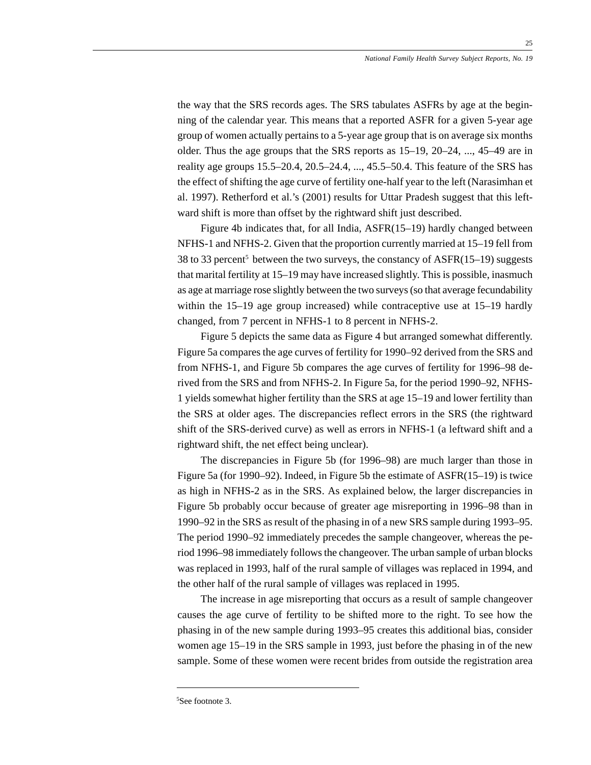the way that the SRS records ages. The SRS tabulates ASFRs by age at the beginning of the calendar year. This means that a reported ASFR for a given 5-year age group of women actually pertains to a 5-year age group that is on average six months older. Thus the age groups that the SRS reports as 15–19, 20–24, ..., 45–49 are in reality age groups 15.5–20.4, 20.5–24.4, ..., 45.5–50.4. This feature of the SRS has the effect of shifting the age curve of fertility one-half year to the left (Narasimhan et al. 1997). Retherford et al.'s (2001) results for Uttar Pradesh suggest that this leftward shift is more than offset by the rightward shift just described.

Figure 4b indicates that, for all India, ASFR(15–19) hardly changed between NFHS-1 and NFHS-2. Given that the proportion currently married at 15–19 fell from 38 to 33 percent[5] between the two surveys, the constancy of ASFR(15–19) suggests that marital fertility at 15–19 may have increased slightly. This is possible, inasmuch as age at marriage rose slightly between the two surveys (so that average fecundability within the 15–19 age group increased) while contraceptive use at 15–19 hardly changed, from 7 percent in NFHS-1 to 8 percent in NFHS-2.

Figure 5 depicts the same data as Figure 4 but arranged somewhat differently. Figure 5a compares the age curves of fertility for 1990–92 derived from the SRS and from NFHS-1, and Figure 5b compares the age curves of fertility for 1996–98 derived from the SRS and from NFHS-2. In Figure 5a, for the period 1990–92, NFHS-1 yields somewhat higher fertility than the SRS at age 15–19 and lower fertility than the SRS at older ages. The discrepancies reflect errors in the SRS (the rightward shift of the SRS-derived curve) as well as errors in NFHS-1 (a leftward shift and a rightward shift, the net effect being unclear).

The discrepancies in Figure 5b (for 1996–98) are much larger than those in Figure 5a (for 1990–92). Indeed, in Figure 5b the estimate of ASFR(15–19) is twice as high in NFHS-2 as in the SRS. As explained below, the larger discrepancies in Figure 5b probably occur because of greater age misreporting in 1996–98 than in 1990–92 in the SRS as result of the phasing in of a new SRS sample during 1993–95. The period 1990–92 immediately precedes the sample changeover, whereas the period 1996–98 immediately follows the changeover. The urban sample of urban blocks was replaced in 1993, half of the rural sample of villages was replaced in 1994, and the other half of the rural sample of villages was replaced in 1995.

The increase in age misreporting that occurs as a result of sample changeover causes the age curve of fertility to be shifted more to the right. To see how the phasing in of the new sample during 1993–95 creates this additional bias, consider women age 15–19 in the SRS sample in 1993, just before the phasing in of the new sample. Some of these women were recent brides from outside the registration area

---

[5]See footnote 3.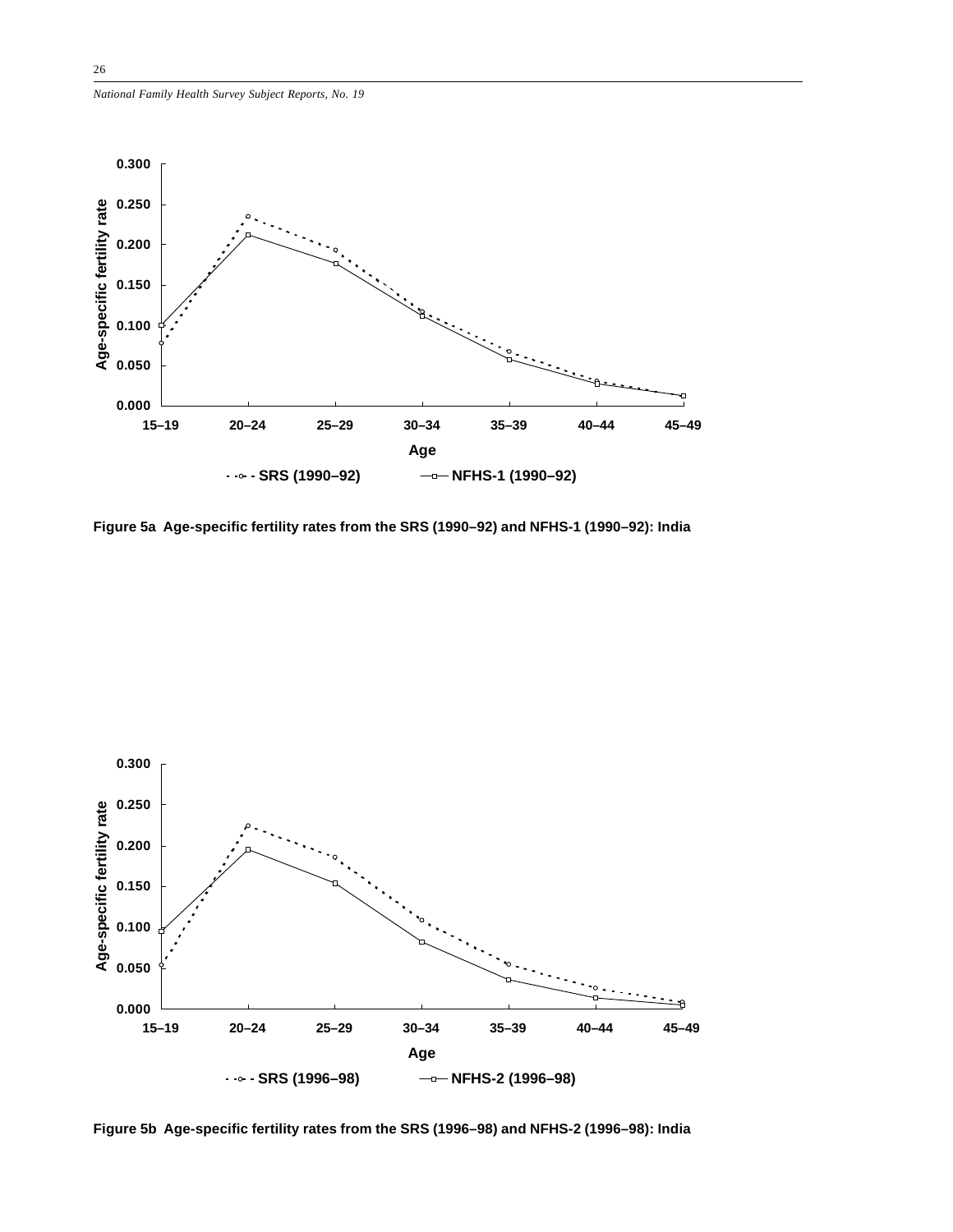Figure 5a  Age-specific fertility rates from the SRS (1990–92) and NFHS-1 (1990–92): India

Figure 5b  Age-specific fertility rates from the SRS (1996–98) and NFHS-2 (1996–98): India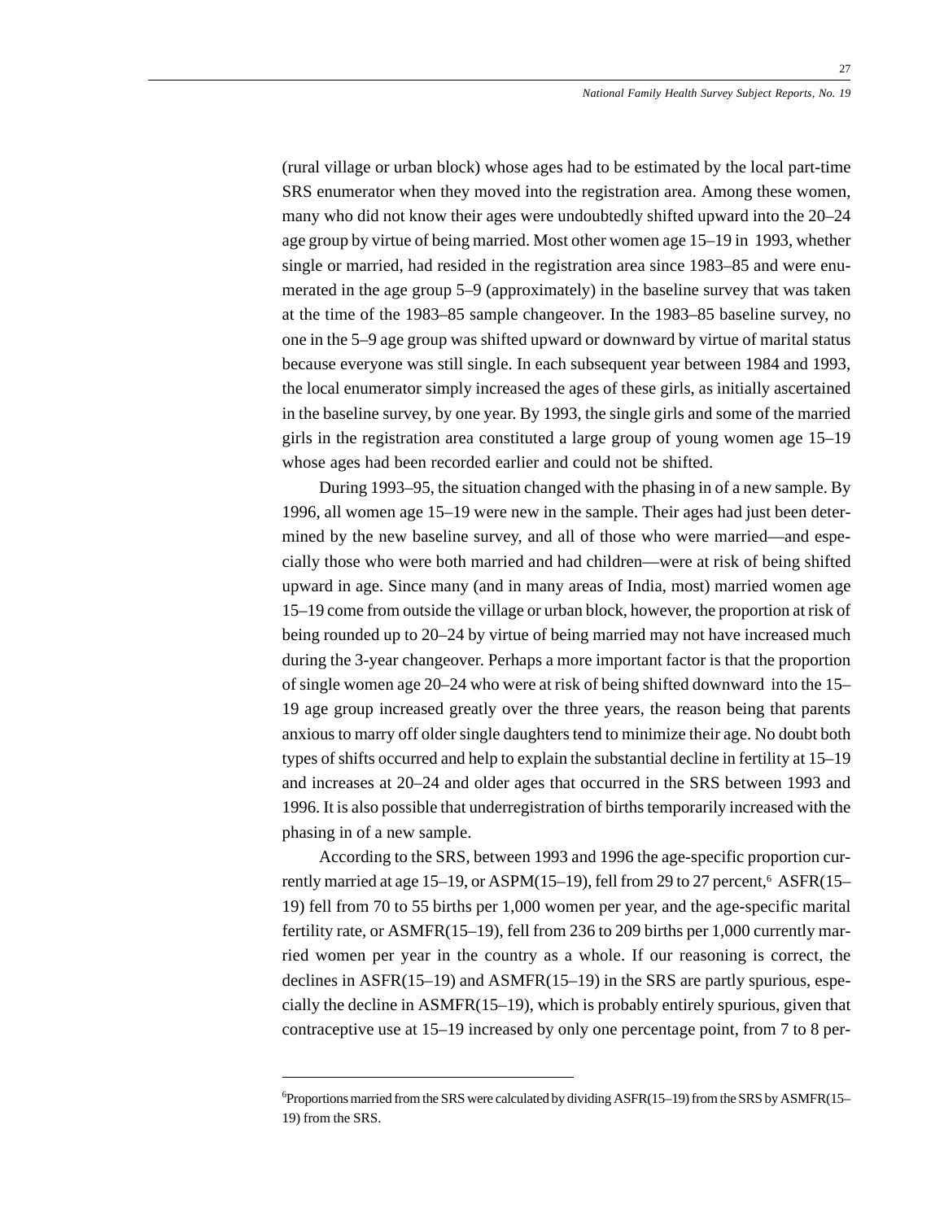(rural village or urban block) whose ages had to be estimated by the local part-time SRS enumerator when they moved into the registration area. Among these women, many who did not know their ages were undoubtedly shifted upward into the 20–24 age group by virtue of being married. Most other women age 15–19 in 1993, whether single or married, had resided in the registration area since 1983–85 and were enumerated in the age group 5–9 (approximately) in the baseline survey that was taken at the time of the 1983–85 sample changeover. In the 1983–85 baseline survey, no one in the 5–9 age group was shifted upward or downward by virtue of marital status because everyone was still single. In each subsequent year between 1984 and 1993, the local enumerator simply increased the ages of these girls, as initially ascertained in the baseline survey, by one year. By 1993, the single girls and some of the married girls in the registration area constituted a large group of young women age 15–19 whose ages had been recorded earlier and could not be shifted.

During 1993–95, the situation changed with the phasing in of a new sample. By 1996, all women age 15–19 were new in the sample. Their ages had just been determined by the new baseline survey, and all of those who were married—and especially those who were both married and had children—were at risk of being shifted upward in age. Since many (and in many areas of India, most) married women age 15–19 come from outside the village or urban block, however, the proportion at risk of being rounded up to 20–24 by virtue of being married may not have increased much during the 3-year changeover. Perhaps a more important factor is that the proportion of single women age 20–24 who were at risk of being shifted downward into the 15–19 age group increased greatly over the three years, the reason being that parents anxious to marry off older single daughters tend to minimize their age. No doubt both types of shifts occurred and help to explain the substantial decline in fertility at 15–19 and increases at 20–24 and older ages that occurred in the SRS between 1993 and 1996. It is also possible that underregistration of births temporarily increased with the phasing in of a new sample.

According to the SRS, between 1993 and 1996 the age-specific proportion currently married at age 15–19, or ASPM(15–19), fell from 29 to 27 percent,[6] ASFR(15–19) fell from 70 to 55 births per 1,000 women per year, and the age-specific marital fertility rate, or ASMFR(15–19), fell from 236 to 209 births per 1,000 currently married women per year in the country as a whole. If our reasoning is correct, the declines in ASFR(15–19) and ASMFR(15–19) in the SRS are partly spurious, especially the decline in ASMFR(15–19), which is probably entirely spurious, given that contraceptive use at 15–19 increased by only one percentage point, from 7 to 8 per-

---

[6]Proportions married from the SRS were calculated by dividing ASFR(15–19) from the SRS by ASMFR(15–19) from the SRS.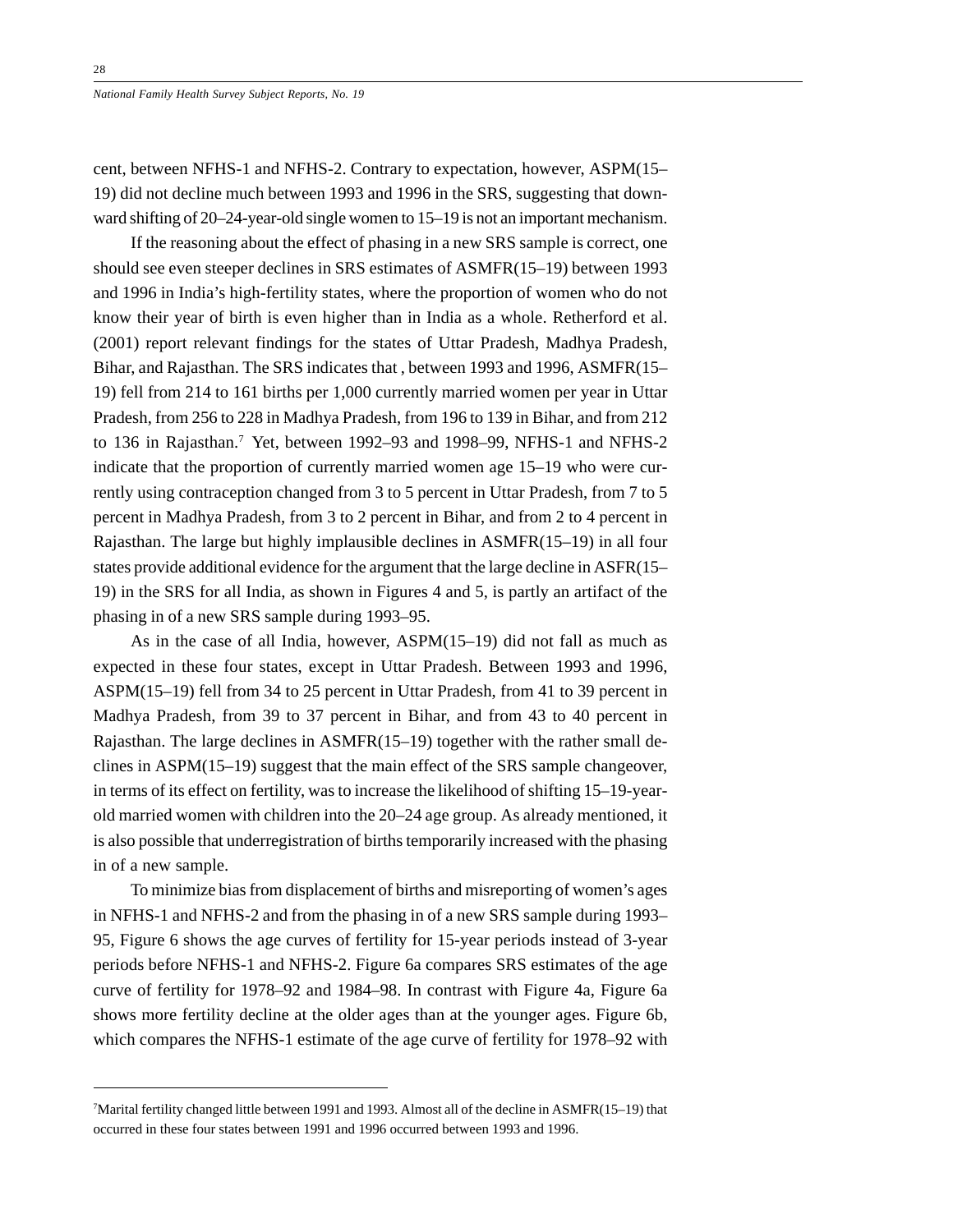cent, between NFHS-1 and NFHS-2. Contrary to expectation, however, ASPM(15–19) did not decline much between 1993 and 1996 in the SRS, suggesting that downward shifting of 20–24-year-old single women to 15–19 is not an important mechanism.

If the reasoning about the effect of phasing in a new SRS sample is correct, one should see even steeper declines in SRS estimates of ASMFR(15–19) between 1993 and 1996 in India's high-fertility states, where the proportion of women who do not know their year of birth is even higher than in India as a whole. Retherford et al. (2001) report relevant findings for the states of Uttar Pradesh, Madhya Pradesh, Bihar, and Rajasthan. The SRS indicates that , between 1993 and 1996, ASMFR(15–19) fell from 214 to 161 births per 1,000 currently married women per year in Uttar Pradesh, from 256 to 228 in Madhya Pradesh, from 196 to 139 in Bihar, and from 212 to 136 in Rajasthan.[7] Yet, between 1992–93 and 1998–99, NFHS-1 and NFHS-2 indicate that the proportion of currently married women age 15–19 who were currently using contraception changed from 3 to 5 percent in Uttar Pradesh, from 7 to 5 percent in Madhya Pradesh, from 3 to 2 percent in Bihar, and from 2 to 4 percent in Rajasthan. The large but highly implausible declines in ASMFR(15–19) in all four states provide additional evidence for the argument that the large decline in ASFR(15–19) in the SRS for all India, as shown in Figures 4 and 5, is partly an artifact of the phasing in of a new SRS sample during 1993–95.

As in the case of all India, however, ASPM(15–19) did not fall as much as expected in these four states, except in Uttar Pradesh. Between 1993 and 1996, ASPM(15–19) fell from 34 to 25 percent in Uttar Pradesh, from 41 to 39 percent in Madhya Pradesh, from 39 to 37 percent in Bihar, and from 43 to 40 percent in Rajasthan. The large declines in ASMFR(15–19) together with the rather small declines in ASPM(15–19) suggest that the main effect of the SRS sample changeover, in terms of its effect on fertility, was to increase the likelihood of shifting 15–19-year-old married women with children into the 20–24 age group. As already mentioned, it is also possible that underregistration of births temporarily increased with the phasing in of a new sample.

To minimize bias from displacement of births and misreporting of women's ages in NFHS-1 and NFHS-2 and from the phasing in of a new SRS sample during 1993–95, Figure 6 shows the age curves of fertility for 15-year periods instead of 3-year periods before NFHS-1 and NFHS-2. Figure 6a compares SRS estimates of the age curve of fertility for 1978–92 and 1984–98. In contrast with Figure 4a, Figure 6a shows more fertility decline at the older ages than at the younger ages. Figure 6b, which compares the NFHS-1 estimate of the age curve of fertility for 1978–92 with

---

[7] Marital fertility changed little between 1991 and 1993. Almost all of the decline in ASMFR(15–19) that occurred in these four states between 1991 and 1996 occurred between 1993 and 1996.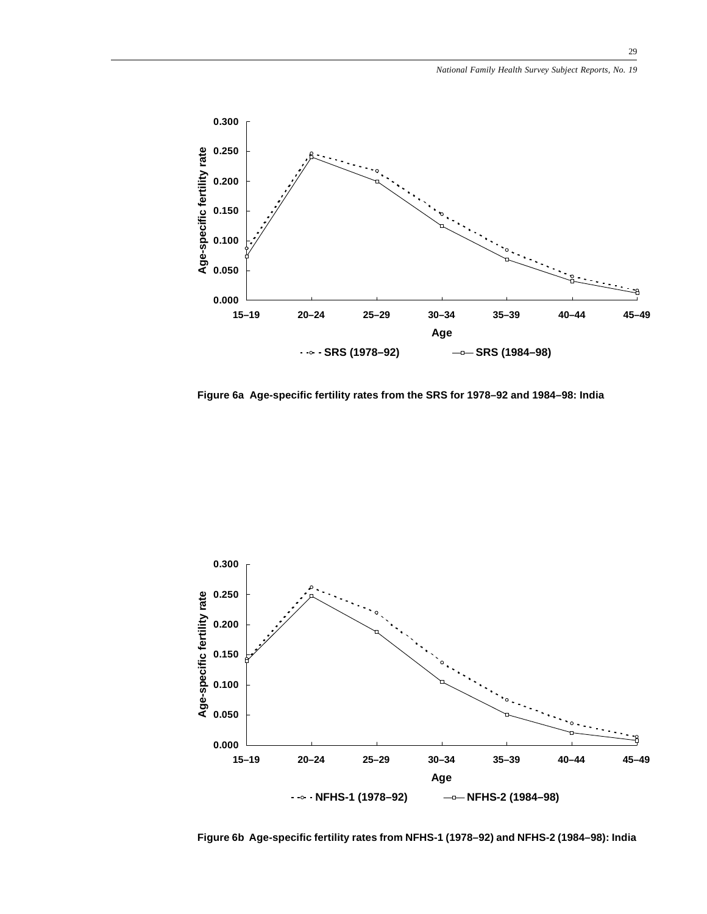Figure 6a  Age-specific fertility rates from the SRS for 1978–92 and 1984–98: India

Figure 6b  Age-specific fertility rates from NFHS-1 (1978–92) and NFHS-2 (1984–98): India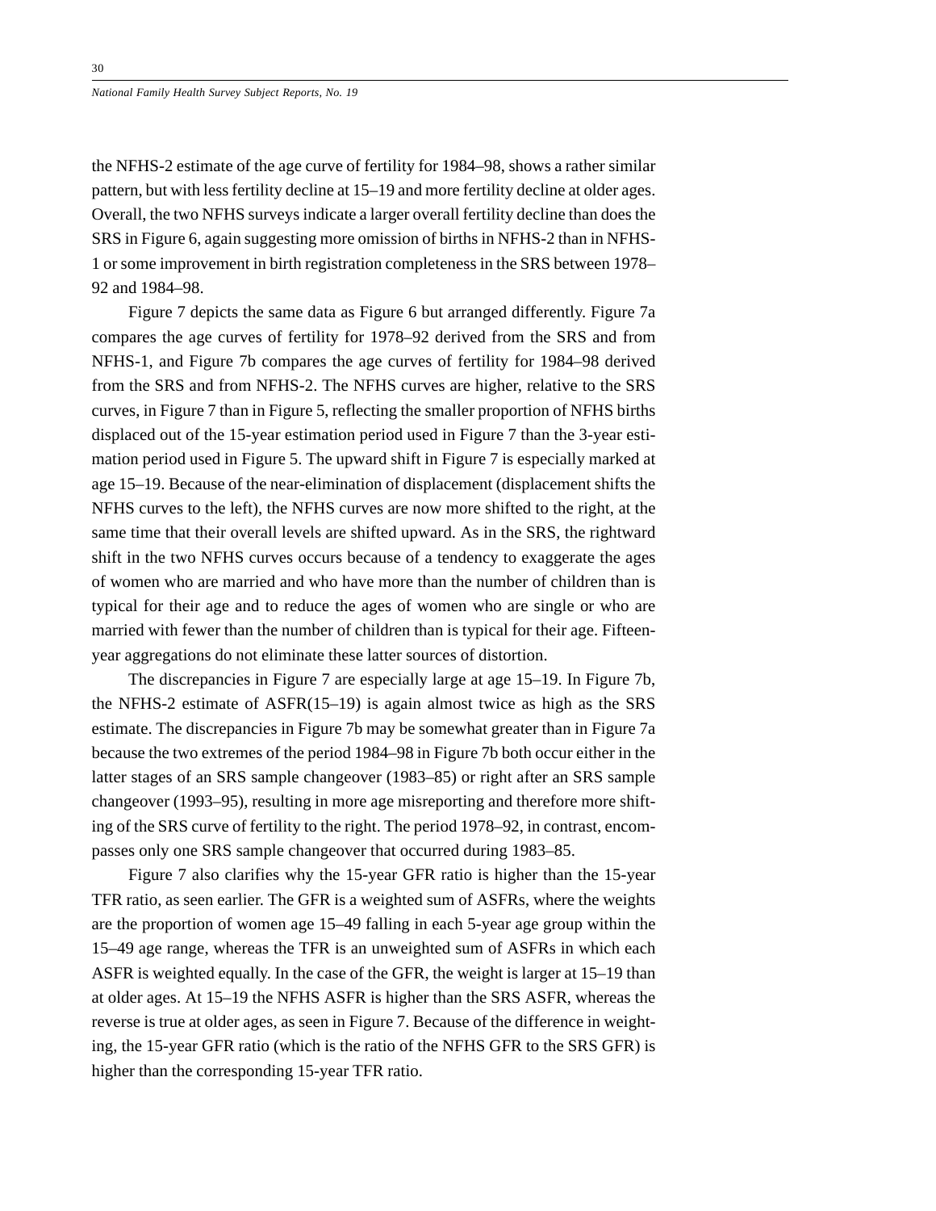the NFHS-2 estimate of the age curve of fertility for 1984–98, shows a rather similar pattern, but with less fertility decline at 15–19 and more fertility decline at older ages. Overall, the two NFHS surveys indicate a larger overall fertility decline than does the SRS in Figure 6, again suggesting more omission of births in NFHS-2 than in NFHS-1 or some improvement in birth registration completeness in the SRS between 1978–92 and 1984–98.

Figure 7 depicts the same data as Figure 6 but arranged differently. Figure 7a compares the age curves of fertility for 1978–92 derived from the SRS and from NFHS-1, and Figure 7b compares the age curves of fertility for 1984–98 derived from the SRS and from NFHS-2. The NFHS curves are higher, relative to the SRS curves, in Figure 7 than in Figure 5, reflecting the smaller proportion of NFHS births displaced out of the 15-year estimation period used in Figure 7 than the 3-year estimation period used in Figure 5. The upward shift in Figure 7 is especially marked at age 15–19. Because of the near-elimination of displacement (displacement shifts the NFHS curves to the left), the NFHS curves are now more shifted to the right, at the same time that their overall levels are shifted upward. As in the SRS, the rightward shift in the two NFHS curves occurs because of a tendency to exaggerate the ages of women who are married and who have more than the number of children than is typical for their age and to reduce the ages of women who are single or who are married with fewer than the number of children than is typical for their age. Fifteen-year aggregations do not eliminate these latter sources of distortion.

The discrepancies in Figure 7 are especially large at age 15–19. In Figure 7b, the NFHS-2 estimate of ASFR(15–19) is again almost twice as high as the SRS estimate. The discrepancies in Figure 7b may be somewhat greater than in Figure 7a because the two extremes of the period 1984–98 in Figure 7b both occur either in the latter stages of an SRS sample changeover (1983–85) or right after an SRS sample changeover (1993–95), resulting in more age misreporting and therefore more shifting of the SRS curve of fertility to the right. The period 1978–92, in contrast, encompasses only one SRS sample changeover that occurred during 1983–85.

Figure 7 also clarifies why the 15-year GFR ratio is higher than the 15-year TFR ratio, as seen earlier. The GFR is a weighted sum of ASFRs, where the weights are the proportion of women age 15–49 falling in each 5-year age group within the 15–49 age range, whereas the TFR is an unweighted sum of ASFRs in which each ASFR is weighted equally. In the case of the GFR, the weight is larger at 15–19 than at older ages. At 15–19 the NFHS ASFR is higher than the SRS ASFR, whereas the reverse is true at older ages, as seen in Figure 7. Because of the difference in weighting, the 15-year GFR ratio (which is the ratio of the NFHS GFR to the SRS GFR) is higher than the corresponding 15-year TFR ratio.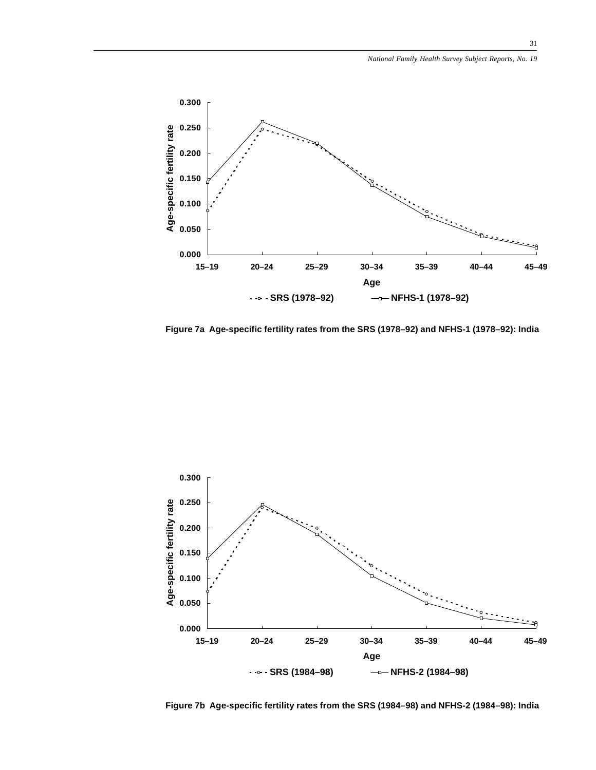Figure 7a  Age-specific fertility rates from the SRS (1978–92) and NFHS-1 (1978–92): India

Figure 7b  Age-specific fertility rates from the SRS (1984–98) and NFHS-2 (1984–98): India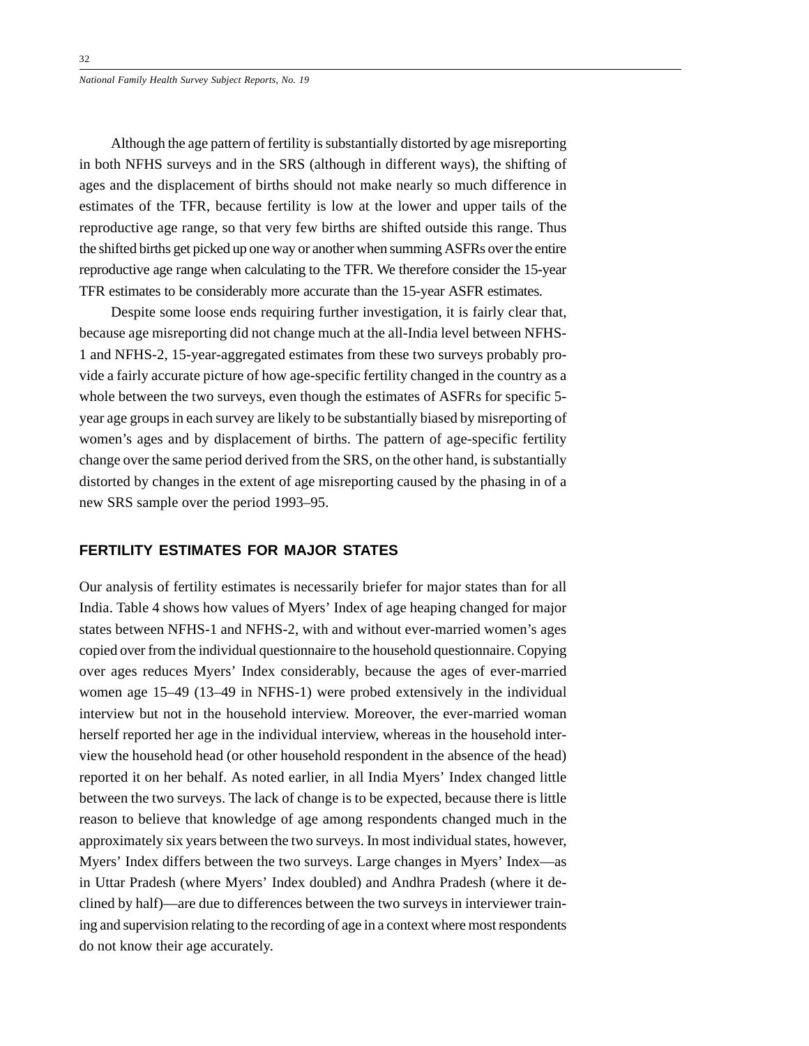Although the age pattern of fertility is substantially distorted by age misreporting in both NFHS surveys and in the SRS (although in different ways), the shifting of ages and the displacement of births should not make nearly so much difference in estimates of the TFR, because fertility is low at the lower and upper tails of the reproductive age range, so that very few births are shifted outside this range. Thus the shifted births get picked up one way or another when summing ASFRs over the entire reproductive age range when calculating to the TFR. We therefore consider the 15-year TFR estimates to be considerably more accurate than the 15-year ASFR estimates.

Despite some loose ends requiring further investigation, it is fairly clear that, because age misreporting did not change much at the all-India level between NFHS-1 and NFHS-2, 15-year-aggregated estimates from these two surveys probably provide a fairly accurate picture of how age-specific fertility changed in the country as a whole between the two surveys, even though the estimates of ASFRs for specific 5-year age groups in each survey are likely to be substantially biased by misreporting of women's ages and by displacement of births. The pattern of age-specific fertility change over the same period derived from the SRS, on the other hand, is substantially distorted by changes in the extent of age misreporting caused by the phasing in of a new SRS sample over the period 1993–95.

## FERTILITY ESTIMATES FOR MAJOR STATES

Our analysis of fertility estimates is necessarily briefer for major states than for all India. Table 4 shows how values of Myers' Index of age heaping changed for major states between NFHS-1 and NFHS-2, with and without ever-married women's ages copied over from the individual questionnaire to the household questionnaire. Copying over ages reduces Myers' Index considerably, because the ages of ever-married women age 15–49 (13–49 in NFHS-1) were probed extensively in the individual interview but not in the household interview. Moreover, the ever-married woman herself reported her age in the individual interview, whereas in the household interview the household head (or other household respondent in the absence of the head) reported it on her behalf. As noted earlier, in all India Myers' Index changed little between the two surveys. The lack of change is to be expected, because there is little reason to believe that knowledge of age among respondents changed much in the approximately six years between the two surveys. In most individual states, however, Myers' Index differs between the two surveys. Large changes in Myers' Index—as in Uttar Pradesh (where Myers' Index doubled) and Andhra Pradesh (where it declined by half)—are due to differences between the two surveys in interviewer training and supervision relating to the recording of age in a context where most respondents do not know their age accurately.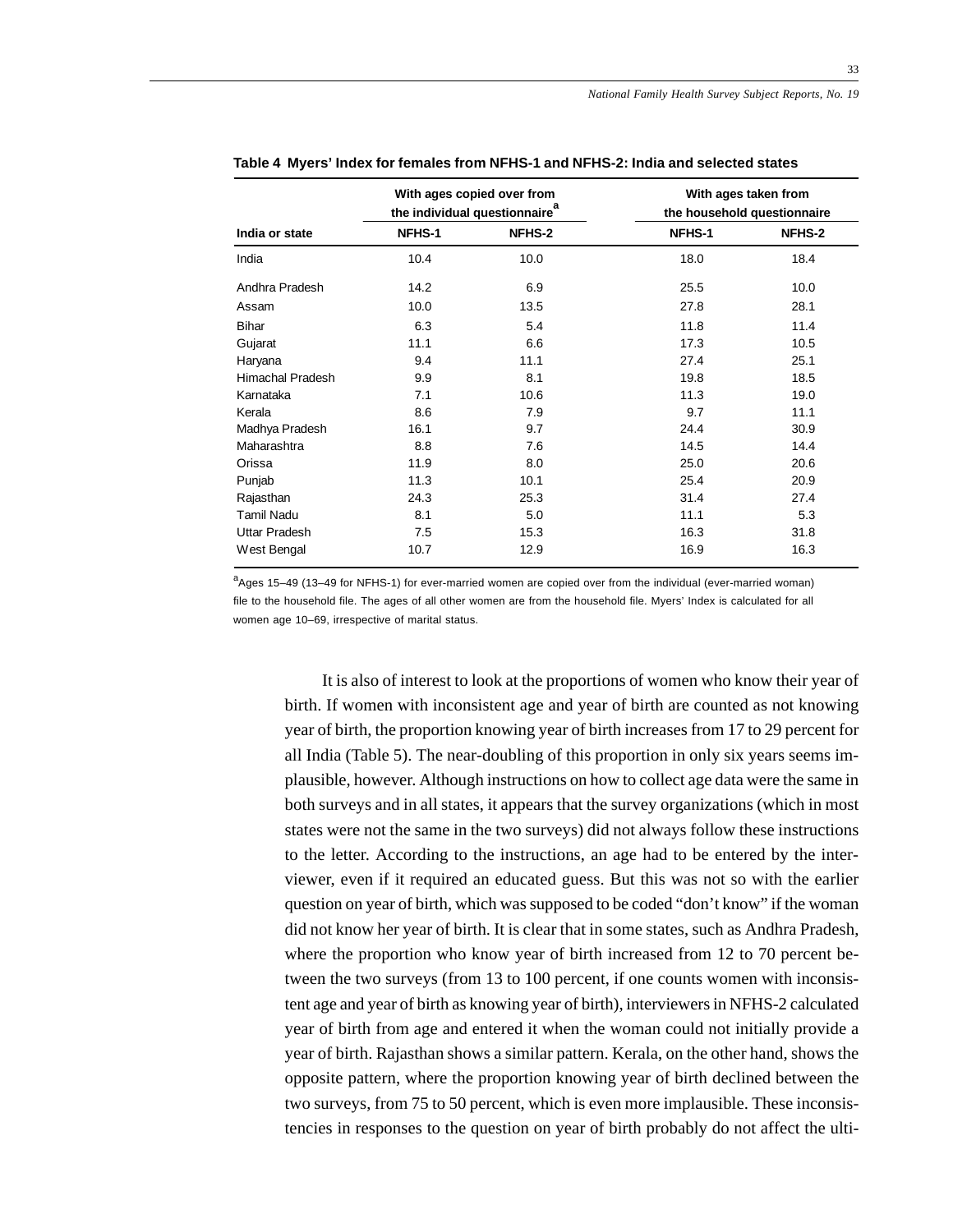**Table 4 Myers' Index for females from NFHS-1 and NFHS-2: India and selected states**

| India or state | With ages copied over from the individual questionnaire[a] | | With ages taken from the household questionnaire | |
|---|---|---|---|---|
| | NFHS-1 | NFHS-2 | NFHS-1 | NFHS-2 |
| India | 10.4 | 10.0 | 18.0 | 18.4 |
| Andhra Pradesh | 14.2 | 6.9 | 25.5 | 10.0 |
| Assam | 10.0 | 13.5 | 27.8 | 28.1 |
| Bihar | 6.3 | 5.4 | 11.8 | 11.4 |
| Gujarat | 11.1 | 6.6 | 17.3 | 10.5 |
| Haryana | 9.4 | 11.1 | 27.4 | 25.1 |
| Himachal Pradesh | 9.9 | 8.1 | 19.8 | 18.5 |
| Karnataka | 7.1 | 10.6 | 11.3 | 19.0 |
| Kerala | 8.6 | 7.9 | 9.7 | 11.1 |
| Madhya Pradesh | 16.1 | 9.7 | 24.4 | 30.9 |
| Maharashtra | 8.8 | 7.6 | 14.5 | 14.4 |
| Orissa | 11.9 | 8.0 | 25.0 | 20.6 |
| Punjab | 11.3 | 10.1 | 25.4 | 20.9 |
| Rajasthan | 24.3 | 25.3 | 31.4 | 27.4 |
| Tamil Nadu | 8.1 | 5.0 | 11.1 | 5.3 |
| Uttar Pradesh | 7.5 | 15.3 | 16.3 | 31.8 |
| West Bengal | 10.7 | 12.9 | 16.9 | 16.3 |

[a]Ages 15–49 (13–49 for NFHS-1) for ever-married women are copied over from the individual (ever-married woman) file to the household file. The ages of all other women are from the household file. Myers' Index is calculated for all women age 10–69, irrespective of marital status.

It is also of interest to look at the proportions of women who know their year of birth. If women with inconsistent age and year of birth are counted as not knowing year of birth, the proportion knowing year of birth increases from 17 to 29 percent for all India (Table 5). The near-doubling of this proportion in only six years seems implausible, however. Although instructions on how to collect age data were the same in both surveys and in all states, it appears that the survey organizations (which in most states were not the same in the two surveys) did not always follow these instructions to the letter. According to the instructions, an age had to be entered by the interviewer, even if it required an educated guess. But this was not so with the earlier question on year of birth, which was supposed to be coded "don't know" if the woman did not know her year of birth. It is clear that in some states, such as Andhra Pradesh, where the proportion who know year of birth increased from 12 to 70 percent between the two surveys (from 13 to 100 percent, if one counts women with inconsistent age and year of birth as knowing year of birth), interviewers in NFHS-2 calculated year of birth from age and entered it when the woman could not initially provide a year of birth. Rajasthan shows a similar pattern. Kerala, on the other hand, shows the opposite pattern, where the proportion knowing year of birth declined between the two surveys, from 75 to 50 percent, which is even more implausible. These inconsistencies in responses to the question on year of birth probably do not affect the ulti-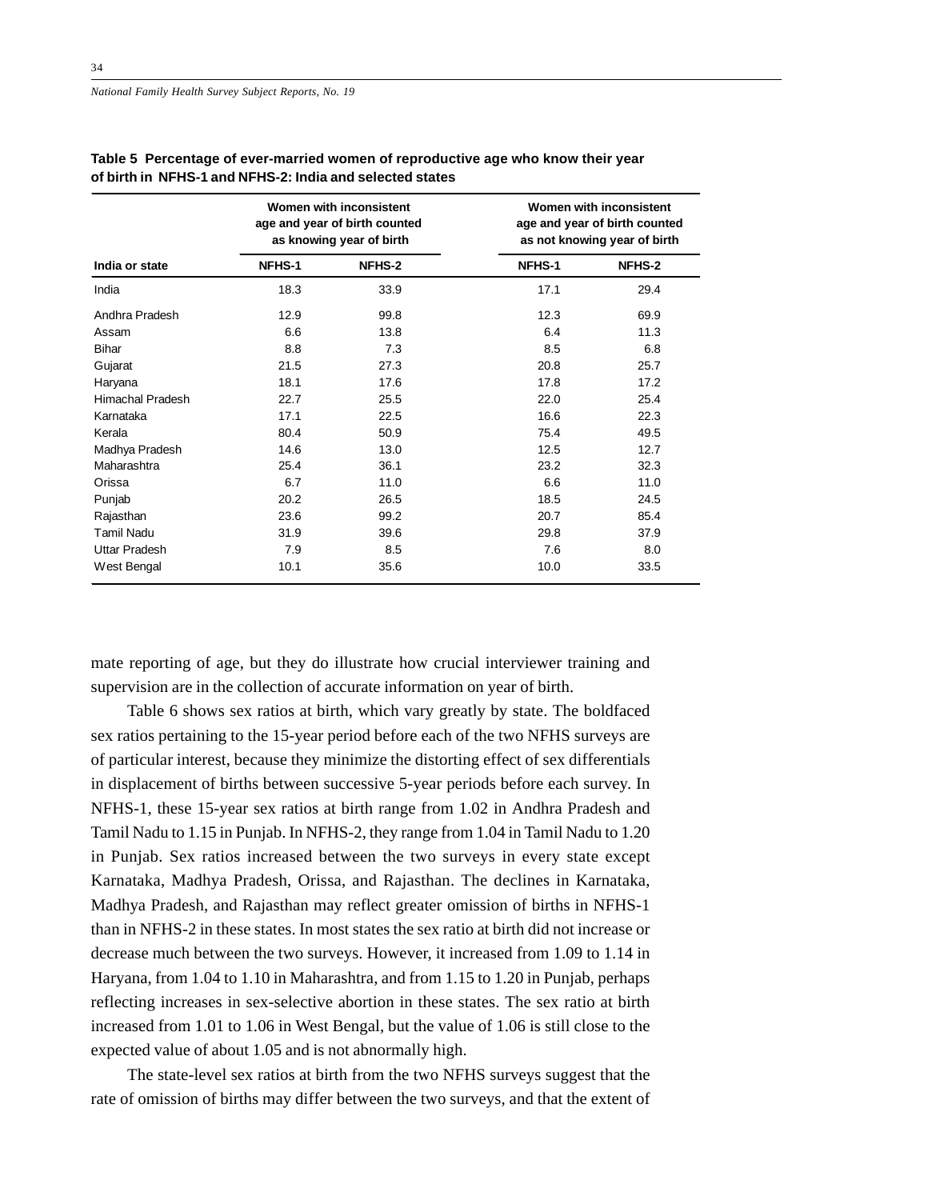**Table 5 Percentage of ever-married women of reproductive age who know their year of birth in NFHS-1 and NFHS-2: India and selected states**

| India or state | Women with inconsistent age and year of birth counted as knowing year of birth | | Women with inconsistent age and year of birth counted as not knowing year of birth | |
|---|---|---|---|---|
| | NFHS-1 | NFHS-2 | NFHS-1 | NFHS-2 |
| India | 18.3 | 33.9 | 17.1 | 29.4 |
| Andhra Pradesh | 12.9 | 99.8 | 12.3 | 69.9 |
| Assam | 6.6 | 13.8 | 6.4 | 11.3 |
| Bihar | 8.8 | 7.3 | 8.5 | 6.8 |
| Gujarat | 21.5 | 27.3 | 20.8 | 25.7 |
| Haryana | 18.1 | 17.6 | 17.8 | 17.2 |
| Himachal Pradesh | 22.7 | 25.5 | 22.0 | 25.4 |
| Karnataka | 17.1 | 22.5 | 16.6 | 22.3 |
| Kerala | 80.4 | 50.9 | 75.4 | 49.5 |
| Madhya Pradesh | 14.6 | 13.0 | 12.5 | 12.7 |
| Maharashtra | 25.4 | 36.1 | 23.2 | 32.3 |
| Orissa | 6.7 | 11.0 | 6.6 | 11.0 |
| Punjab | 20.2 | 26.5 | 18.5 | 24.5 |
| Rajasthan | 23.6 | 99.2 | 20.7 | 85.4 |
| Tamil Nadu | 31.9 | 39.6 | 29.8 | 37.9 |
| Uttar Pradesh | 7.9 | 8.5 | 7.6 | 8.0 |
| West Bengal | 10.1 | 35.6 | 10.0 | 33.5 |

mate reporting of age, but they do illustrate how crucial interviewer training and supervision are in the collection of accurate information on year of birth.

Table 6 shows sex ratios at birth, which vary greatly by state. The boldfaced sex ratios pertaining to the 15-year period before each of the two NFHS surveys are of particular interest, because they minimize the distorting effect of sex differentials in displacement of births between successive 5-year periods before each survey. In NFHS-1, these 15-year sex ratios at birth range from 1.02 in Andhra Pradesh and Tamil Nadu to 1.15 in Punjab. In NFHS-2, they range from 1.04 in Tamil Nadu to 1.20 in Punjab. Sex ratios increased between the two surveys in every state except Karnataka, Madhya Pradesh, Orissa, and Rajasthan. The declines in Karnataka, Madhya Pradesh, and Rajasthan may reflect greater omission of births in NFHS-1 than in NFHS-2 in these states. In most states the sex ratio at birth did not increase or decrease much between the two surveys. However, it increased from 1.09 to 1.14 in Haryana, from 1.04 to 1.10 in Maharashtra, and from 1.15 to 1.20 in Punjab, perhaps reflecting increases in sex-selective abortion in these states. The sex ratio at birth increased from 1.01 to 1.06 in West Bengal, but the value of 1.06 is still close to the expected value of about 1.05 and is not abnormally high.

The state-level sex ratios at birth from the two NFHS surveys suggest that the rate of omission of births may differ between the two surveys, and that the extent of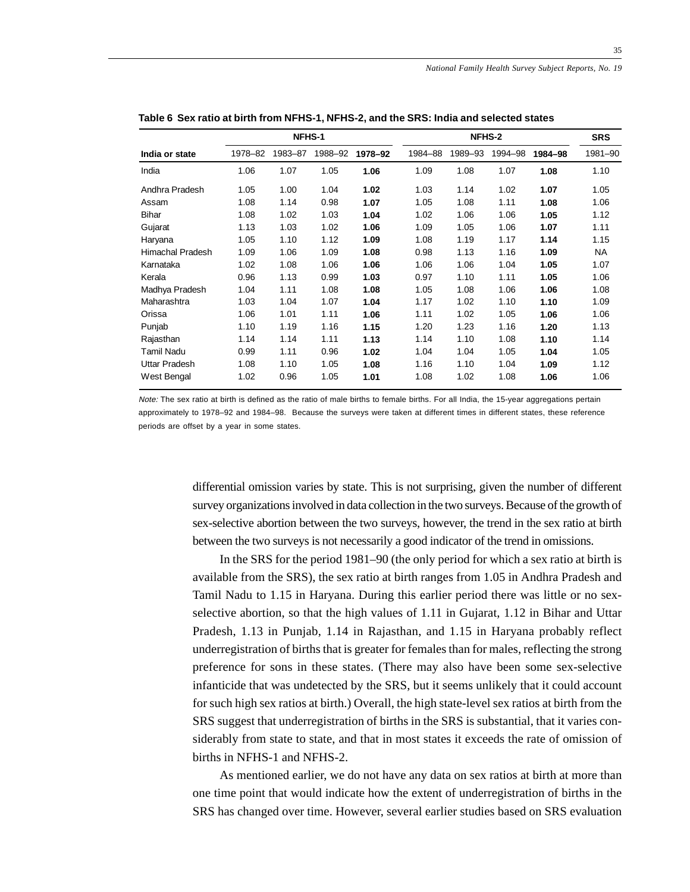**Table 6 Sex ratio at birth from NFHS-1, NFHS-2, and the SRS: India and selected states**

| | NFHS-1 | | | | NFHS-2 | | | | SRS |
|---|---|---|---|---|---|---|---|---|---|
| India or state | 1978–82 | 1983–87 | 1988–92 | **1978–92** | 1984–88 | 1989–93 | 1994–98 | **1984–98** | 1981–90 |
| India | 1.06 | 1.07 | 1.05 | **1.06** | 1.09 | 1.08 | 1.07 | **1.08** | 1.10 |
| Andhra Pradesh | 1.05 | 1.00 | 1.04 | **1.02** | 1.03 | 1.14 | 1.02 | **1.07** | 1.05 |
| Assam | 1.08 | 1.14 | 0.98 | **1.07** | 1.05 | 1.08 | 1.11 | **1.08** | 1.06 |
| Bihar | 1.08 | 1.02 | 1.03 | **1.04** | 1.02 | 1.06 | 1.06 | **1.05** | 1.12 |
| Gujarat | 1.13 | 1.03 | 1.02 | **1.06** | 1.09 | 1.05 | 1.06 | **1.07** | 1.11 |
| Haryana | 1.05 | 1.10 | 1.12 | **1.09** | 1.08 | 1.19 | 1.17 | **1.14** | 1.15 |
| Himachal Pradesh | 1.09 | 1.06 | 1.09 | **1.08** | 0.98 | 1.13 | 1.16 | **1.09** | NA |
| Karnataka | 1.02 | 1.08 | 1.06 | **1.06** | 1.06 | 1.06 | 1.04 | **1.05** | 1.07 |
| Kerala | 0.96 | 1.13 | 0.99 | **1.03** | 0.97 | 1.10 | 1.11 | **1.05** | 1.06 |
| Madhya Pradesh | 1.04 | 1.11 | 1.08 | **1.08** | 1.05 | 1.08 | 1.06 | **1.06** | 1.08 |
| Maharashtra | 1.03 | 1.04 | 1.07 | **1.04** | 1.17 | 1.02 | 1.10 | **1.10** | 1.09 |
| Orissa | 1.06 | 1.01 | 1.11 | **1.06** | 1.11 | 1.02 | 1.05 | **1.06** | 1.06 |
| Punjab | 1.10 | 1.19 | 1.16 | **1.15** | 1.20 | 1.23 | 1.16 | **1.20** | 1.13 |
| Rajasthan | 1.14 | 1.14 | 1.11 | **1.13** | 1.14 | 1.10 | 1.08 | **1.10** | 1.14 |
| Tamil Nadu | 0.99 | 1.11 | 0.96 | **1.02** | 1.04 | 1.04 | 1.05 | **1.04** | 1.05 |
| Uttar Pradesh | 1.08 | 1.10 | 1.05 | **1.08** | 1.16 | 1.10 | 1.04 | **1.09** | 1.12 |
| West Bengal | 1.02 | 0.96 | 1.05 | **1.01** | 1.08 | 1.02 | 1.08 | **1.06** | 1.06 |

*Note:* The sex ratio at birth is defined as the ratio of male births to female births. For all India, the 15-year aggregations pertain approximately to 1978–92 and 1984–98. Because the surveys were taken at different times in different states, these reference periods are offset by a year in some states.

differential omission varies by state. This is not surprising, given the number of different survey organizations involved in data collection in the two surveys. Because of the growth of sex-selective abortion between the two surveys, however, the trend in the sex ratio at birth between the two surveys is not necessarily a good indicator of the trend in omissions.

In the SRS for the period 1981–90 (the only period for which a sex ratio at birth is available from the SRS), the sex ratio at birth ranges from 1.05 in Andhra Pradesh and Tamil Nadu to 1.15 in Haryana. During this earlier period there was little or no sex-selective abortion, so that the high values of 1.11 in Gujarat, 1.12 in Bihar and Uttar Pradesh, 1.13 in Punjab, 1.14 in Rajasthan, and 1.15 in Haryana probably reflect underregistration of births that is greater for females than for males, reflecting the strong preference for sons in these states. (There may also have been some sex-selective infanticide that was undetected by the SRS, but it seems unlikely that it could account for such high sex ratios at birth.) Overall, the high state-level sex ratios at birth from the SRS suggest that underregistration of births in the SRS is substantial, that it varies considerably from state to state, and that in most states it exceeds the rate of omission of births in NFHS-1 and NFHS-2.

As mentioned earlier, we do not have any data on sex ratios at birth at more than one time point that would indicate how the extent of underregistration of births in the SRS has changed over time. However, several earlier studies based on SRS evaluation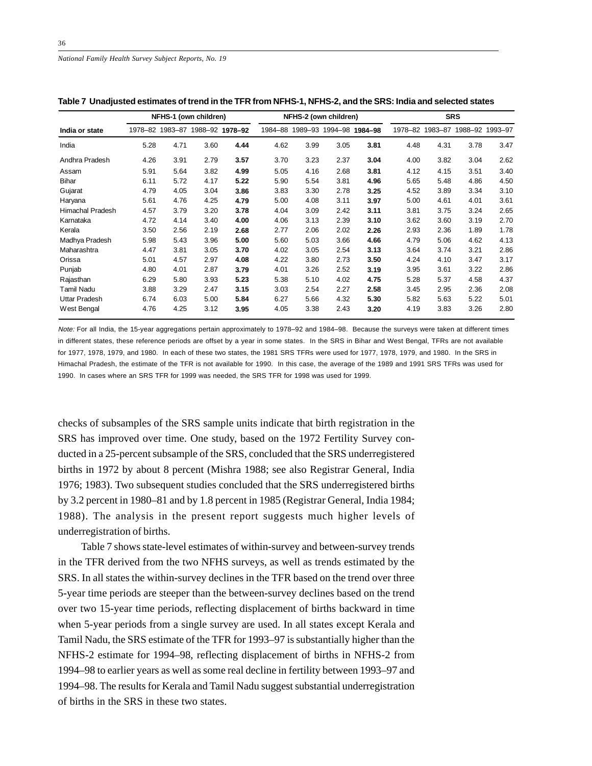**Table 7 Unadjusted estimates of trend in the TFR from NFHS-1, NFHS-2, and the SRS: India and selected states**

| India or state | NFHS-1 (own children) | | | | NFHS-2 (own children) | | | | SRS | | | |
|---|---|---|---|---|---|---|---|---|---|---|---|---|
| | 1978–82 | 1983–87 | 1988–92 | **1978–92** | 1984–88 | 1989–93 | 1994–98 | **1984–98** | 1978–82 | 1983–87 | 1988–92 | 1993–97 |
| India | 5.28 | 4.71 | 3.60 | **4.44** | 4.62 | 3.99 | 3.05 | **3.81** | 4.48 | 4.31 | 3.78 | 3.47 |
| Andhra Pradesh | 4.26 | 3.91 | 2.79 | **3.57** | 3.70 | 3.23 | 2.37 | **3.04** | 4.00 | 3.82 | 3.04 | 2.62 |
| Assam | 5.91 | 5.64 | 3.82 | **4.99** | 5.05 | 4.16 | 2.68 | **3.81** | 4.12 | 4.15 | 3.51 | 3.40 |
| Bihar | 6.11 | 5.72 | 4.17 | **5.22** | 5.90 | 5.54 | 3.81 | **4.96** | 5.65 | 5.48 | 4.86 | 4.50 |
| Gujarat | 4.79 | 4.05 | 3.04 | **3.86** | 3.83 | 3.30 | 2.78 | **3.25** | 4.52 | 3.89 | 3.34 | 3.10 |
| Haryana | 5.61 | 4.76 | 4.25 | **4.79** | 5.00 | 4.08 | 3.11 | **3.97** | 5.00 | 4.61 | 4.01 | 3.61 |
| Himachal Pradesh | 4.57 | 3.79 | 3.20 | **3.78** | 4.04 | 3.09 | 2.42 | **3.11** | 3.81 | 3.75 | 3.24 | 2.65 |
| Karnataka | 4.72 | 4.14 | 3.40 | **4.00** | 4.06 | 3.13 | 2.39 | **3.10** | 3.62 | 3.60 | 3.19 | 2.70 |
| Kerala | 3.50 | 2.56 | 2.19 | **2.68** | 2.77 | 2.06 | 2.02 | **2.26** | 2.93 | 2.36 | 1.89 | 1.78 |
| Madhya Pradesh | 5.98 | 5.43 | 3.96 | **5.00** | 5.60 | 5.03 | 3.66 | **4.66** | 4.79 | 5.06 | 4.62 | 4.13 |
| Maharashtra | 4.47 | 3.81 | 3.05 | **3.70** | 4.02 | 3.05 | 2.54 | **3.13** | 3.64 | 3.74 | 3.21 | 2.86 |
| Orissa | 5.01 | 4.57 | 2.97 | **4.08** | 4.22 | 3.80 | 2.73 | **3.50** | 4.24 | 4.10 | 3.47 | 3.17 |
| Punjab | 4.80 | 4.01 | 2.87 | **3.79** | 4.01 | 3.26 | 2.52 | **3.19** | 3.95 | 3.61 | 3.22 | 2.86 |
| Rajasthan | 6.29 | 5.80 | 3.93 | **5.23** | 5.38 | 5.10 | 4.02 | **4.75** | 5.28 | 5.37 | 4.58 | 4.37 |
| Tamil Nadu | 3.88 | 3.29 | 2.47 | **3.15** | 3.03 | 2.54 | 2.27 | **2.58** | 3.45 | 2.95 | 2.36 | 2.08 |
| Uttar Pradesh | 6.74 | 6.03 | 5.00 | **5.84** | 6.27 | 5.66 | 4.32 | **5.30** | 5.82 | 5.63 | 5.22 | 5.01 |
| West Bengal | 4.76 | 4.25 | 3.12 | **3.95** | 4.05 | 3.38 | 2.43 | **3.20** | 4.19 | 3.83 | 3.26 | 2.80 |

*Note:* For all India, the 15-year aggregations pertain approximately to 1978–92 and 1984–98. Because the surveys were taken at different times in different states, these reference periods are offset by a year in some states. In the SRS in Bihar and West Bengal, TFRs are not available for 1977, 1978, 1979, and 1980. In each of these two states, the 1981 SRS TFRs were used for 1977, 1978, 1979, and 1980. In the SRS in Himachal Pradesh, the estimate of the TFR is not available for 1990. In this case, the average of the 1989 and 1991 SRS TFRs was used for 1990. In cases where an SRS TFR for 1999 was needed, the SRS TFR for 1998 was used for 1999.

checks of subsamples of the SRS sample units indicate that birth registration in the SRS has improved over time. One study, based on the 1972 Fertility Survey conducted in a 25-percent subsample of the SRS, concluded that the SRS underregistered births in 1972 by about 8 percent (Mishra 1988; see also Registrar General, India 1976; 1983). Two subsequent studies concluded that the SRS underregistered births by 3.2 percent in 1980–81 and by 1.8 percent in 1985 (Registrar General, India 1984; 1988). The analysis in the present report suggests much higher levels of underregistration of births.

Table 7 shows state-level estimates of within-survey and between-survey trends in the TFR derived from the two NFHS surveys, as well as trends estimated by the SRS. In all states the within-survey declines in the TFR based on the trend over three 5-year time periods are steeper than the between-survey declines based on the trend over two 15-year time periods, reflecting displacement of births backward in time when 5-year periods from a single survey are used. In all states except Kerala and Tamil Nadu, the SRS estimate of the TFR for 1993–97 is substantially higher than the NFHS-2 estimate for 1994–98, reflecting displacement of births in NFHS-2 from 1994–98 to earlier years as well as some real decline in fertility between 1993–97 and 1994–98. The results for Kerala and Tamil Nadu suggest substantial underregistration of births in the SRS in these two states.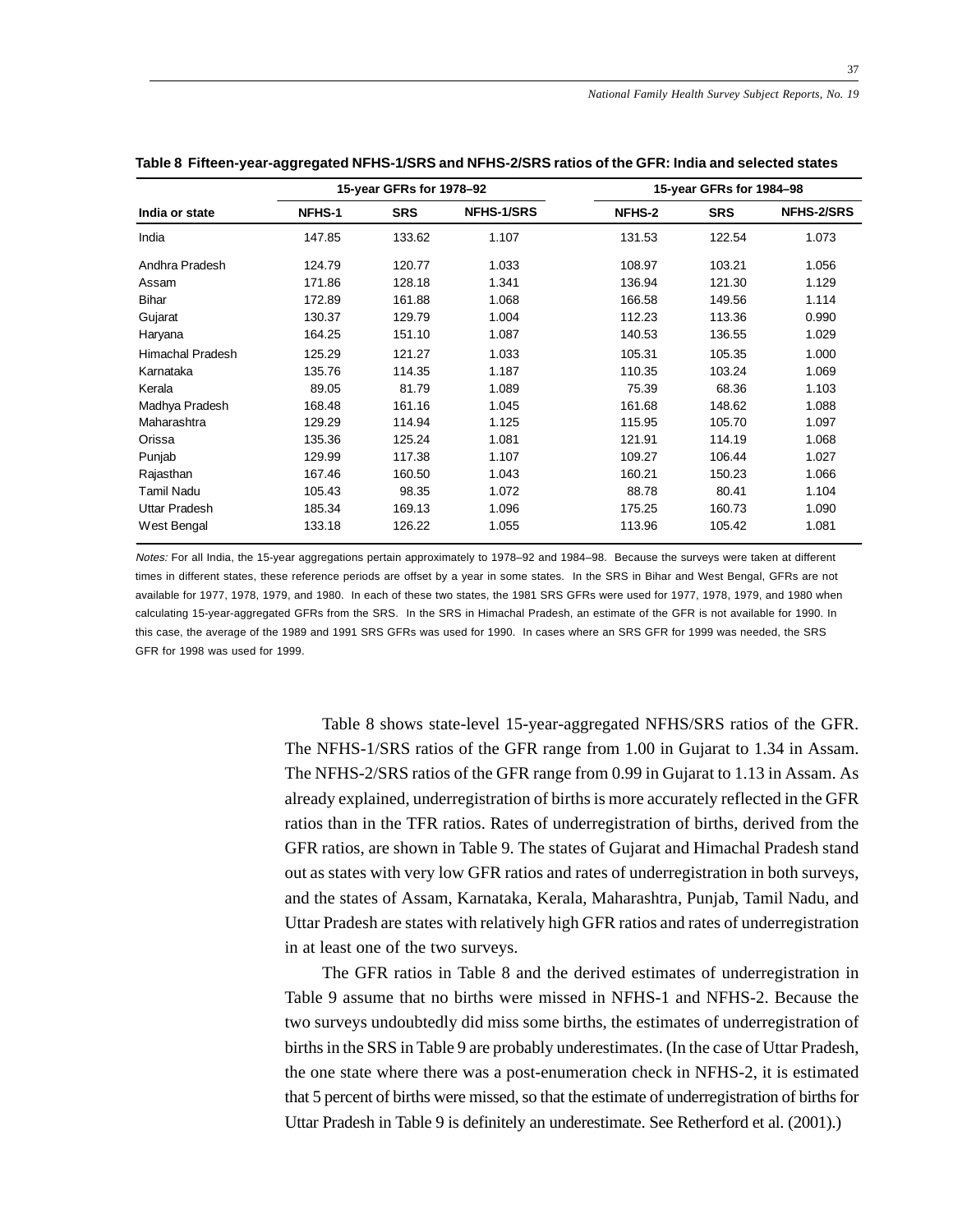**Table 8 Fifteen-year-aggregated NFHS-1/SRS and NFHS-2/SRS ratios of the GFR: India and selected states**

| India or state | 15-year GFRs for 1978–92 NFHS-1 | SRS | NFHS-1/SRS | 15-year GFRs for 1984–98 NFHS-2 | SRS | NFHS-2/SRS |
|---|---|---|---|---|---|---|
| India | 147.85 | 133.62 | 1.107 | 131.53 | 122.54 | 1.073 |
| Andhra Pradesh | 124.79 | 120.77 | 1.033 | 108.97 | 103.21 | 1.056 |
| Assam | 171.86 | 128.18 | 1.341 | 136.94 | 121.30 | 1.129 |
| Bihar | 172.89 | 161.88 | 1.068 | 166.58 | 149.56 | 1.114 |
| Gujarat | 130.37 | 129.79 | 1.004 | 112.23 | 113.36 | 0.990 |
| Haryana | 164.25 | 151.10 | 1.087 | 140.53 | 136.55 | 1.029 |
| Himachal Pradesh | 125.29 | 121.27 | 1.033 | 105.31 | 105.35 | 1.000 |
| Karnataka | 135.76 | 114.35 | 1.187 | 110.35 | 103.24 | 1.069 |
| Kerala | 89.05 | 81.79 | 1.089 | 75.39 | 68.36 | 1.103 |
| Madhya Pradesh | 168.48 | 161.16 | 1.045 | 161.68 | 148.62 | 1.088 |
| Maharashtra | 129.29 | 114.94 | 1.125 | 115.95 | 105.70 | 1.097 |
| Orissa | 135.36 | 125.24 | 1.081 | 121.91 | 114.19 | 1.068 |
| Punjab | 129.99 | 117.38 | 1.107 | 109.27 | 106.44 | 1.027 |
| Rajasthan | 167.46 | 160.50 | 1.043 | 160.21 | 150.23 | 1.066 |
| Tamil Nadu | 105.43 | 98.35 | 1.072 | 88.78 | 80.41 | 1.104 |
| Uttar Pradesh | 185.34 | 169.13 | 1.096 | 175.25 | 160.73 | 1.090 |
| West Bengal | 133.18 | 126.22 | 1.055 | 113.96 | 105.42 | 1.081 |

*Notes:* For all India, the 15-year aggregations pertain approximately to 1978–92 and 1984–98. Because the surveys were taken at different times in different states, these reference periods are offset by a year in some states. In the SRS in Bihar and West Bengal, GFRs are not available for 1977, 1978, 1979, and 1980. In each of these two states, the 1981 SRS GFRs were used for 1977, 1978, 1979, and 1980 when calculating 15-year-aggregated GFRs from the SRS. In the SRS in Himachal Pradesh, an estimate of the GFR is not available for 1990. In this case, the average of the 1989 and 1991 SRS GFRs was used for 1990. In cases where an SRS GFR for 1999 was needed, the SRS GFR for 1998 was used for 1999.

Table 8 shows state-level 15-year-aggregated NFHS/SRS ratios of the GFR. The NFHS-1/SRS ratios of the GFR range from 1.00 in Gujarat to 1.34 in Assam. The NFHS-2/SRS ratios of the GFR range from 0.99 in Gujarat to 1.13 in Assam. As already explained, underregistration of births is more accurately reflected in the GFR ratios than in the TFR ratios. Rates of underregistration of births, derived from the GFR ratios, are shown in Table 9. The states of Gujarat and Himachal Pradesh stand out as states with very low GFR ratios and rates of underregistration in both surveys, and the states of Assam, Karnataka, Kerala, Maharashtra, Punjab, Tamil Nadu, and Uttar Pradesh are states with relatively high GFR ratios and rates of underregistration in at least one of the two surveys.

The GFR ratios in Table 8 and the derived estimates of underregistration in Table 9 assume that no births were missed in NFHS-1 and NFHS-2. Because the two surveys undoubtedly did miss some births, the estimates of underregistration of births in the SRS in Table 9 are probably underestimates. (In the case of Uttar Pradesh, the one state where there was a post-enumeration check in NFHS-2, it is estimated that 5 percent of births were missed, so that the estimate of underregistration of births for Uttar Pradesh in Table 9 is definitely an underestimate. See Retherford et al. (2001).)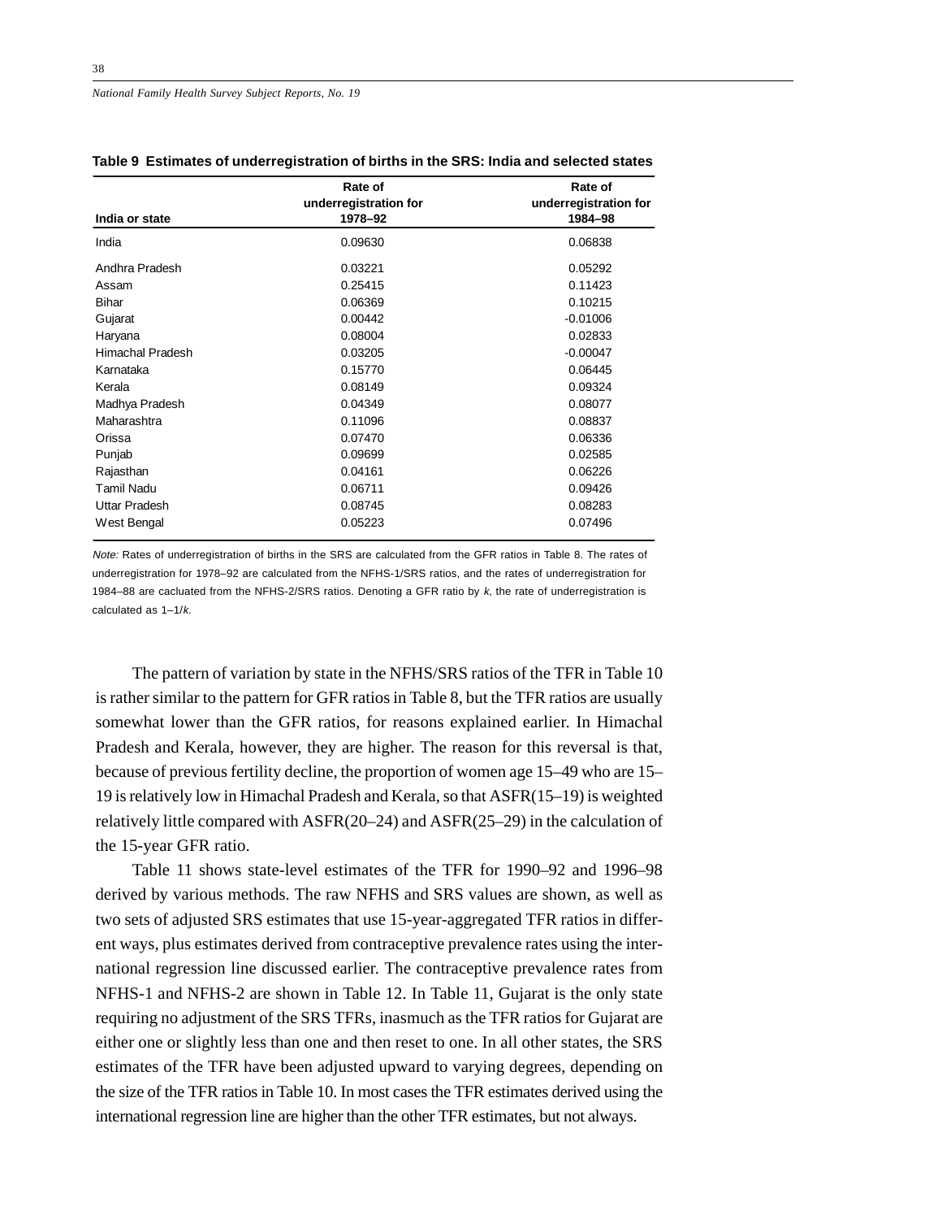**Table 9 Estimates of underregistration of births in the SRS: India and selected states**

| India or state | Rate of underregistration for 1978–92 | Rate of underregistration for 1984–98 |
|---|---|---|
| India | 0.09630 | 0.06838 |
| Andhra Pradesh | 0.03221 | 0.05292 |
| Assam | 0.25415 | 0.11423 |
| Bihar | 0.06369 | 0.10215 |
| Gujarat | 0.00442 | -0.01006 |
| Haryana | 0.08004 | 0.02833 |
| Himachal Pradesh | 0.03205 | -0.00047 |
| Karnataka | 0.15770 | 0.06445 |
| Kerala | 0.08149 | 0.09324 |
| Madhya Pradesh | 0.04349 | 0.08077 |
| Maharashtra | 0.11096 | 0.08837 |
| Orissa | 0.07470 | 0.06336 |
| Punjab | 0.09699 | 0.02585 |
| Rajasthan | 0.04161 | 0.06226 |
| Tamil Nadu | 0.06711 | 0.09426 |
| Uttar Pradesh | 0.08745 | 0.08283 |
| West Bengal | 0.05223 | 0.07496 |

*Note:* Rates of underregistration of births in the SRS are calculated from the GFR ratios in Table 8. The rates of underregistration for 1978–92 are calculated from the NFHS-1/SRS ratios, and the rates of underregistration for 1984–88 are caclulated from the NFHS-2/SRS ratios. Denoting a GFR ratio by $k$, the rate of underregistration is calculated as $1–1/k$.

The pattern of variation by state in the NFHS/SRS ratios of the TFR in Table 10 is rather similar to the pattern for GFR ratios in Table 8, but the TFR ratios are usually somewhat lower than the GFR ratios, for reasons explained earlier. In Himachal Pradesh and Kerala, however, they are higher. The reason for this reversal is that, because of previous fertility decline, the proportion of women age 15–49 who are 15–19 is relatively low in Himachal Pradesh and Kerala, so that ASFR(15–19) is weighted relatively little compared with ASFR(20–24) and ASFR(25–29) in the calculation of the 15-year GFR ratio.

Table 11 shows state-level estimates of the TFR for 1990–92 and 1996–98 derived by various methods. The raw NFHS and SRS values are shown, as well as two sets of adjusted SRS estimates that use 15-year-aggregated TFR ratios in different ways, plus estimates derived from contraceptive prevalence rates using the international regression line discussed earlier. The contraceptive prevalence rates from NFHS-1 and NFHS-2 are shown in Table 12. In Table 11, Gujarat is the only state requiring no adjustment of the SRS TFRs, inasmuch as the TFR ratios for Gujarat are either one or slightly less than one and then reset to one. In all other states, the SRS estimates of the TFR have been adjusted upward to varying degrees, depending on the size of the TFR ratios in Table 10. In most cases the TFR estimates derived using the international regression line are higher than the other TFR estimates, but not always.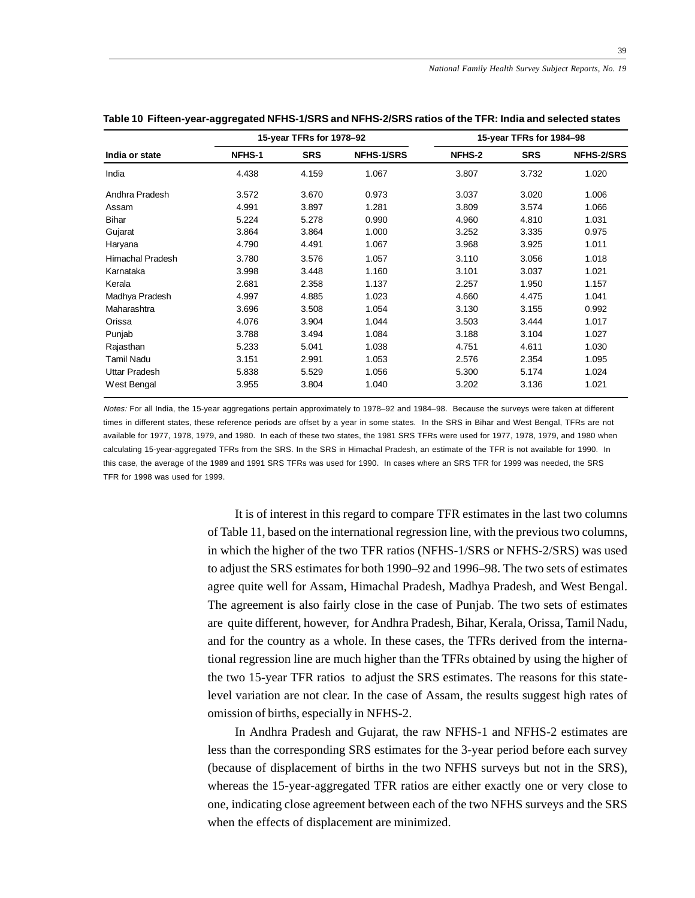**Table 10 Fifteen-year-aggregated NFHS-1/SRS and NFHS-2/SRS ratios of the TFR: India and selected states**

| India or state | 15-year TFRs for 1978–92 | | | 15-year TFRs for 1984–98 | | |
|---|---|---|---|---|---|---|
| | NFHS-1 | SRS | NFHS-1/SRS | NFHS-2 | SRS | NFHS-2/SRS |
| India | 4.438 | 4.159 | 1.067 | 3.807 | 3.732 | 1.020 |
| Andhra Pradesh | 3.572 | 3.670 | 0.973 | 3.037 | 3.020 | 1.006 |
| Assam | 4.991 | 3.897 | 1.281 | 3.809 | 3.574 | 1.066 |
| Bihar | 5.224 | 5.278 | 0.990 | 4.960 | 4.810 | 1.031 |
| Gujarat | 3.864 | 3.864 | 1.000 | 3.252 | 3.335 | 0.975 |
| Haryana | 4.790 | 4.491 | 1.067 | 3.968 | 3.925 | 1.011 |
| Himachal Pradesh | 3.780 | 3.576 | 1.057 | 3.110 | 3.056 | 1.018 |
| Karnataka | 3.998 | 3.448 | 1.160 | 3.101 | 3.037 | 1.021 |
| Kerala | 2.681 | 2.358 | 1.137 | 2.257 | 1.950 | 1.157 |
| Madhya Pradesh | 4.997 | 4.885 | 1.023 | 4.660 | 4.475 | 1.041 |
| Maharashtra | 3.696 | 3.508 | 1.054 | 3.130 | 3.155 | 0.992 |
| Orissa | 4.076 | 3.904 | 1.044 | 3.503 | 3.444 | 1.017 |
| Punjab | 3.788 | 3.494 | 1.084 | 3.188 | 3.104 | 1.027 |
| Rajasthan | 5.233 | 5.041 | 1.038 | 4.751 | 4.611 | 1.030 |
| Tamil Nadu | 3.151 | 2.991 | 1.053 | 2.576 | 2.354 | 1.095 |
| Uttar Pradesh | 5.838 | 5.529 | 1.056 | 5.300 | 5.174 | 1.024 |
| West Bengal | 3.955 | 3.804 | 1.040 | 3.202 | 3.136 | 1.021 |

*Notes:* For all India, the 15-year aggregations pertain approximately to 1978–92 and 1984–98. Because the surveys were taken at different times in different states, these reference periods are offset by a year in some states. In the SRS in Bihar and West Bengal, TFRs are not available for 1977, 1978, 1979, and 1980. In each of these two states, the 1981 SRS TFRs were used for 1977, 1978, 1979, and 1980 when calculating 15-year-aggregated TFRs from the SRS. In the SRS in Himachal Pradesh, an estimate of the TFR is not available for 1990. In this case, the average of the 1989 and 1991 SRS TFRs was used for 1990. In cases where an SRS TFR for 1999 was needed, the SRS TFR for 1998 was used for 1999.

It is of interest in this regard to compare TFR estimates in the last two columns of Table 11, based on the international regression line, with the previous two columns, in which the higher of the two TFR ratios (NFHS-1/SRS or NFHS-2/SRS) was used to adjust the SRS estimates for both 1990–92 and 1996–98. The two sets of estimates agree quite well for Assam, Himachal Pradesh, Madhya Pradesh, and West Bengal. The agreement is also fairly close in the case of Punjab. The two sets of estimates are quite different, however, for Andhra Pradesh, Bihar, Kerala, Orissa, Tamil Nadu, and for the country as a whole. In these cases, the TFRs derived from the international regression line are much higher than the TFRs obtained by using the higher of the two 15-year TFR ratios to adjust the SRS estimates. The reasons for this state-level variation are not clear. In the case of Assam, the results suggest high rates of omission of births, especially in NFHS-2.

In Andhra Pradesh and Gujarat, the raw NFHS-1 and NFHS-2 estimates are less than the corresponding SRS estimates for the 3-year period before each survey (because of displacement of births in the two NFHS surveys but not in the SRS), whereas the 15-year-aggregated TFR ratios are either exactly one or very close to one, indicating close agreement between each of the two NFHS surveys and the SRS when the effects of displacement are minimized.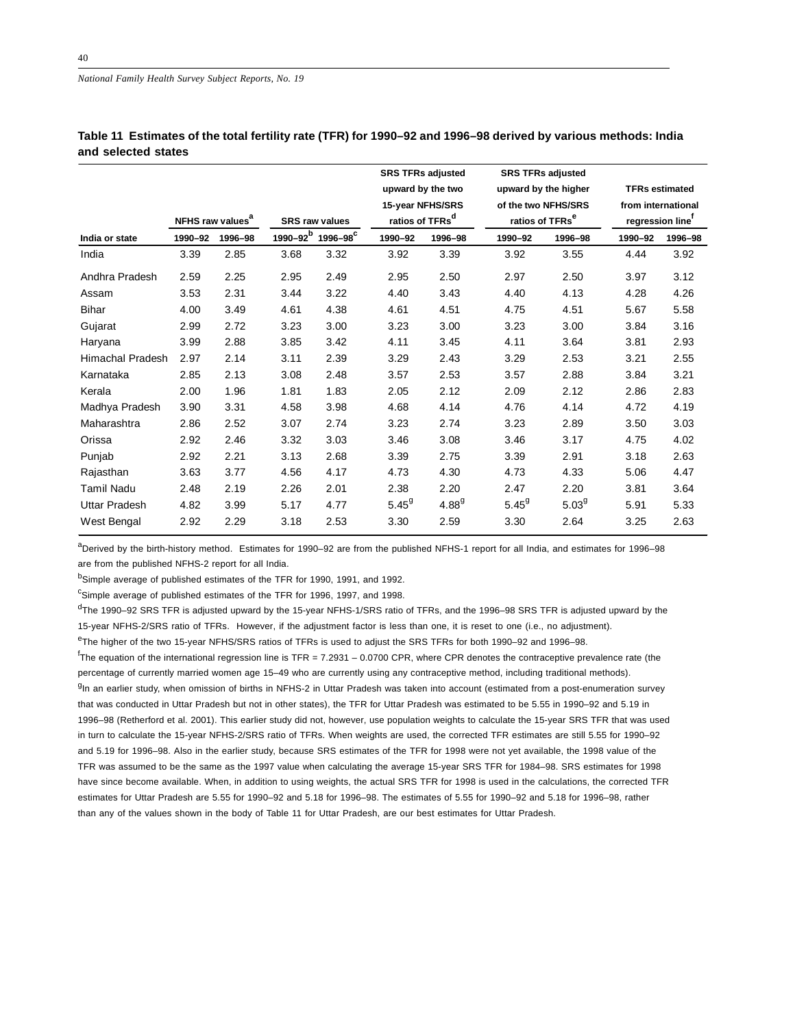**Table 11 Estimates of the total fertility rate (TFR) for 1990–92 and 1996–98 derived by various methods: India and selected states**

| India or state | NFHS raw values[a] | | SRS raw values | | SRS TFRs adjusted upward by the two 15-year NFHS/SRS ratios of TFRs[d] | | SRS TFRs adjusted upward by the higher of the two NFHS/SRS ratios of TFRs[e] | | TFRs estimated from international regression line[f] | |
|---|---|---|---|---|---|---|---|---|---|---|
| | 1990–92 | 1996–98 | 1990–92[b] | 1996–98[c] | 1990–92 | 1996–98 | 1990–92 | 1996–98 | 1990–92 | 1996–98 |
| India | 3.39 | 2.85 | 3.68 | 3.32 | 3.92 | 3.39 | 3.92 | 3.55 | 4.44 | 3.92 |
| Andhra Pradesh | 2.59 | 2.25 | 2.95 | 2.49 | 2.95 | 2.50 | 2.97 | 2.50 | 3.97 | 3.12 |
| Assam | 3.53 | 2.31 | 3.44 | 3.22 | 4.40 | 3.43 | 4.40 | 4.13 | 4.28 | 4.26 |
| Bihar | 4.00 | 3.49 | 4.61 | 4.38 | 4.61 | 4.51 | 4.75 | 4.51 | 5.67 | 5.58 |
| Gujarat | 2.99 | 2.72 | 3.23 | 3.00 | 3.23 | 3.00 | 3.23 | 3.00 | 3.84 | 3.16 |
| Haryana | 3.99 | 2.88 | 3.85 | 3.42 | 4.11 | 3.45 | 4.11 | 3.64 | 3.81 | 2.93 |
| Himachal Pradesh | 2.97 | 2.14 | 3.11 | 2.39 | 3.29 | 2.43 | 3.29 | 2.53 | 3.21 | 2.55 |
| Karnataka | 2.85 | 2.13 | 3.08 | 2.48 | 3.57 | 2.53 | 3.57 | 2.88 | 3.84 | 3.21 |
| Kerala | 2.00 | 1.96 | 1.81 | 1.83 | 2.05 | 2.12 | 2.09 | 2.12 | 2.86 | 2.83 |
| Madhya Pradesh | 3.90 | 3.31 | 4.58 | 3.98 | 4.68 | 4.14 | 4.76 | 4.14 | 4.72 | 4.19 |
| Maharashtra | 2.86 | 2.52 | 3.07 | 2.74 | 3.23 | 2.74 | 3.23 | 2.89 | 3.50 | 3.03 |
| Orissa | 2.92 | 2.46 | 3.32 | 3.03 | 3.46 | 3.08 | 3.46 | 3.17 | 4.75 | 4.02 |
| Punjab | 2.92 | 2.21 | 3.13 | 2.68 | 3.39 | 2.75 | 3.39 | 2.91 | 3.18 | 2.63 |
| Rajasthan | 3.63 | 3.77 | 4.56 | 4.17 | 4.73 | 4.30 | 4.73 | 4.33 | 5.06 | 4.47 |
| Tamil Nadu | 2.48 | 2.19 | 2.26 | 2.01 | 2.38 | 2.20 | 2.47 | 2.20 | 3.81 | 3.64 |
| Uttar Pradesh | 4.82 | 3.99 | 5.17 | 4.77 | 5.45[g] | 4.88[g] | 5.45[g] | 5.03[g] | 5.91 | 5.33 |
| West Bengal | 2.92 | 2.29 | 3.18 | 2.53 | 3.30 | 2.59 | 3.30 | 2.64 | 3.25 | 2.63 |

[a]Derived by the birth-history method. Estimates for 1990–92 are from the published NFHS-1 report for all India, and estimates for 1996–98 are from the published NFHS-2 report for all India.

[b]Simple average of published estimates of the TFR for 1990, 1991, and 1992.

[c]Simple average of published estimates of the TFR for 1996, 1997, and 1998.

[d]The 1990–92 SRS TFR is adjusted upward by the 15-year NFHS-1/SRS ratio of TFRs, and the 1996–98 SRS TFR is adjusted upward by the 15-year NFHS-2/SRS ratio of TFRs. However, if the adjustment factor is less than one, it is reset to one (i.e., no adjustment).

[e]The higher of the two 15-year NFHS/SRS ratios of TFRs is used to adjust the SRS TFRs for both 1990–92 and 1996–98.

[f]The equation of the international regression line is TFR = 7.2931 – 0.0700 CPR, where CPR denotes the contraceptive prevalence rate (the percentage of currently married women age 15–49 who are currently using any contraceptive method, including traditional methods).

[g]In an earlier study, when omission of births in NFHS-2 in Uttar Pradesh was taken into account (estimated from a post-enumeration survey that was conducted in Uttar Pradesh but not in other states), the TFR for Uttar Pradesh was estimated to be 5.55 in 1990–92 and 5.19 in 1996–98 (Retherford et al. 2001). This earlier study did not, however, use population weights to calculate the 15-year SRS TFR that was used in turn to calculate the 15-year NFHS-2/SRS ratio of TFRs. When weights are used, the corrected TFR estimates are still 5.55 for 1990–92 and 5.19 for 1996–98. Also in the earlier study, because SRS estimates of the TFR for 1998 were not yet available, the 1998 value of the TFR was assumed to be the same as the 1997 value when calculating the average 15-year SRS TFR for 1984–98. SRS estimates for 1998 have since become available. When, in addition to using weights, the actual SRS TFR for 1998 is used in the calculations, the corrected TFR estimates for Uttar Pradesh are 5.55 for 1990–92 and 5.18 for 1996–98. The estimates of 5.55 for 1990–92 and 5.18 for 1996–98, rather than any of the values shown in the body of Table 11 for Uttar Pradesh, are our best estimates for Uttar Pradesh.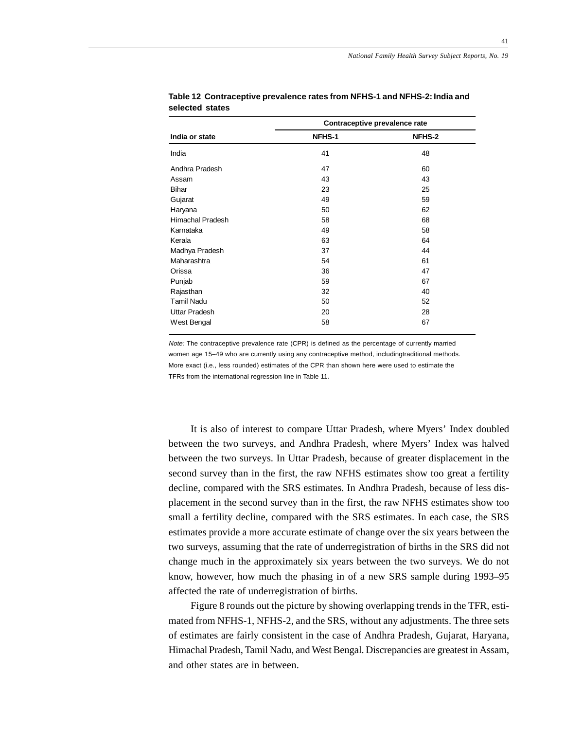**Table 12 Contraceptive prevalence rates from NFHS-1 and NFHS-2: India and selected states**

| India or state | Contraceptive prevalence rate | |
|---|---|---|
| | NFHS-1 | NFHS-2 |
| India | 41 | 48 |
| Andhra Pradesh | 47 | 60 |
| Assam | 43 | 43 |
| Bihar | 23 | 25 |
| Gujarat | 49 | 59 |
| Haryana | 50 | 62 |
| Himachal Pradesh | 58 | 68 |
| Karnataka | 49 | 58 |
| Kerala | 63 | 64 |
| Madhya Pradesh | 37 | 44 |
| Maharashtra | 54 | 61 |
| Orissa | 36 | 47 |
| Punjab | 59 | 67 |
| Rajasthan | 32 | 40 |
| Tamil Nadu | 50 | 52 |
| Uttar Pradesh | 20 | 28 |
| West Bengal | 58 | 67 |

*Note:* The contraceptive prevalence rate (CPR) is defined as the percentage of currently married women age 15–49 who are currently using any contraceptive method, includingtraditional methods. More exact (i.e., less rounded) estimates of the CPR than shown here were used to estimate the TFRs from the international regression line in Table 11.

It is also of interest to compare Uttar Pradesh, where Myers' Index doubled between the two surveys, and Andhra Pradesh, where Myers' Index was halved between the two surveys. In Uttar Pradesh, because of greater displacement in the second survey than in the first, the raw NFHS estimates show too great a fertility decline, compared with the SRS estimates. In Andhra Pradesh, because of less displacement in the second survey than in the first, the raw NFHS estimates show too small a fertility decline, compared with the SRS estimates. In each case, the SRS estimates provide a more accurate estimate of change over the six years between the two surveys, assuming that the rate of underregistration of births in the SRS did not change much in the approximately six years between the two surveys. We do not know, however, how much the phasing in of a new SRS sample during 1993–95 affected the rate of underregistration of births.

Figure 8 rounds out the picture by showing overlapping trends in the TFR, estimated from NFHS-1, NFHS-2, and the SRS, without any adjustments. The three sets of estimates are fairly consistent in the case of Andhra Pradesh, Gujarat, Haryana, Himachal Pradesh, Tamil Nadu, and West Bengal. Discrepancies are greatest in Assam, and other states are in between.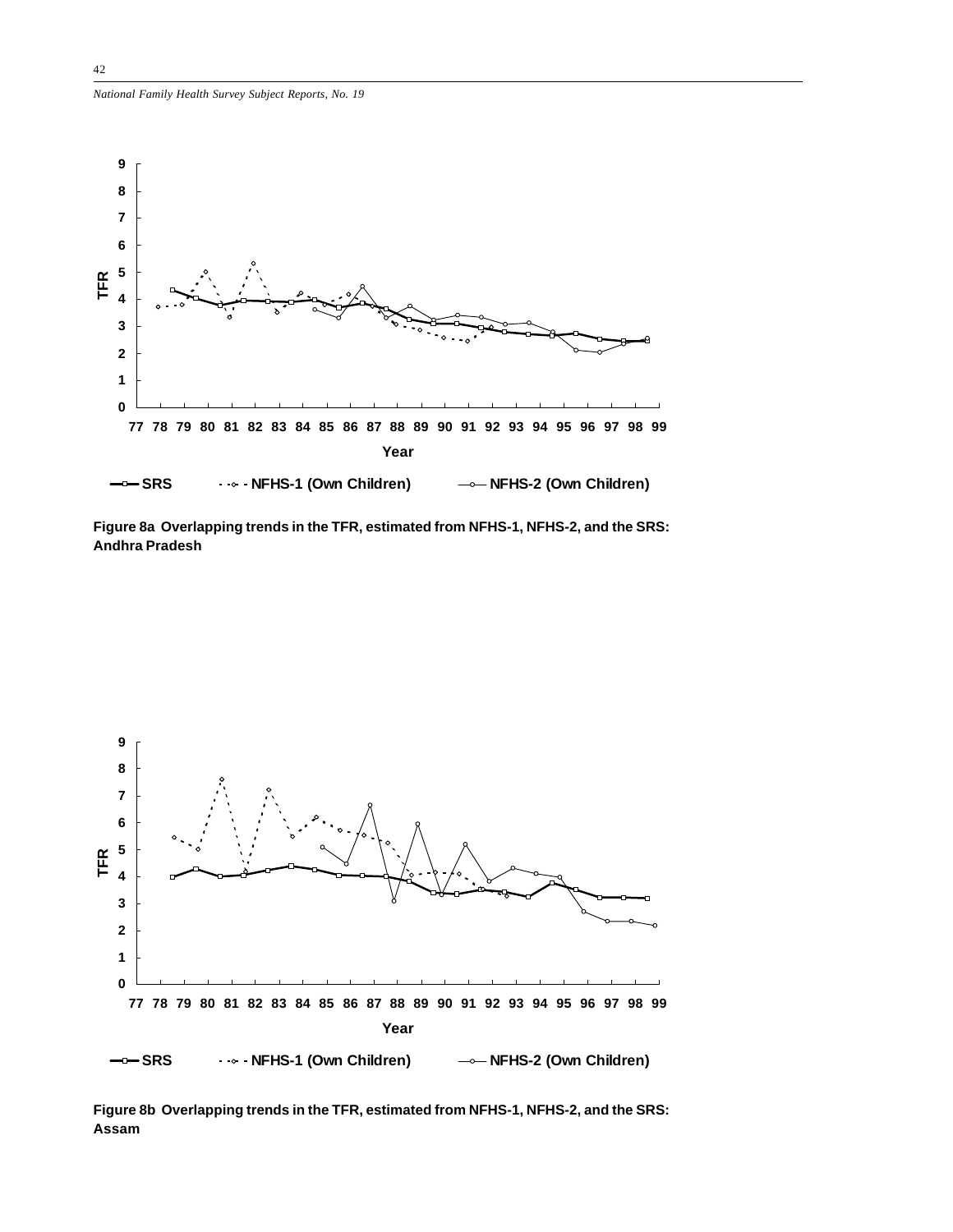Figure 8a Overlapping trends in the TFR, estimated from NFHS-1, NFHS-2, and the SRS: Andhra Pradesh

Figure 8b Overlapping trends in the TFR, estimated from NFHS-1, NFHS-2, and the SRS: Assam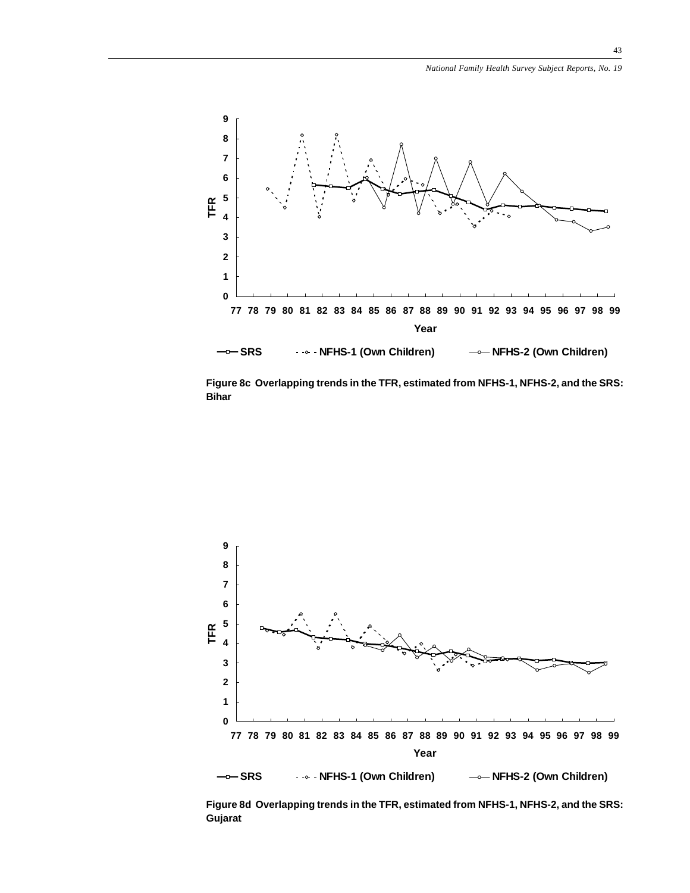**Figure 8c Overlapping trends in the TFR, estimated from NFHS-1, NFHS-2, and the SRS: Bihar**

**Figure 8d Overlapping trends in the TFR, estimated from NFHS-1, NFHS-2, and the SRS: Gujarat**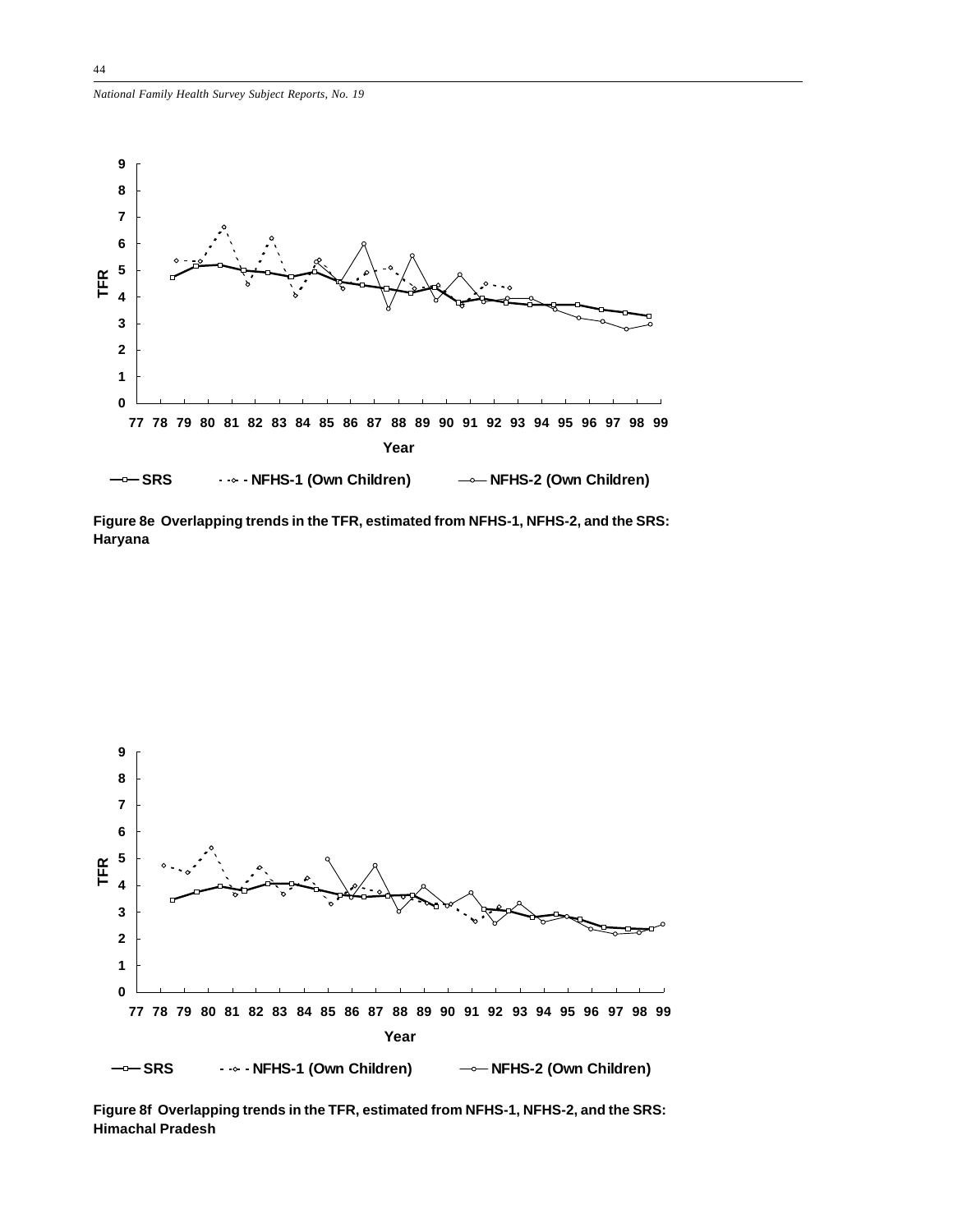Figure 8e Overlapping trends in the TFR, estimated from NFHS-1, NFHS-2, and the SRS: Haryana

Figure 8f Overlapping trends in the TFR, estimated from NFHS-1, NFHS-2, and the SRS: Himachal Pradesh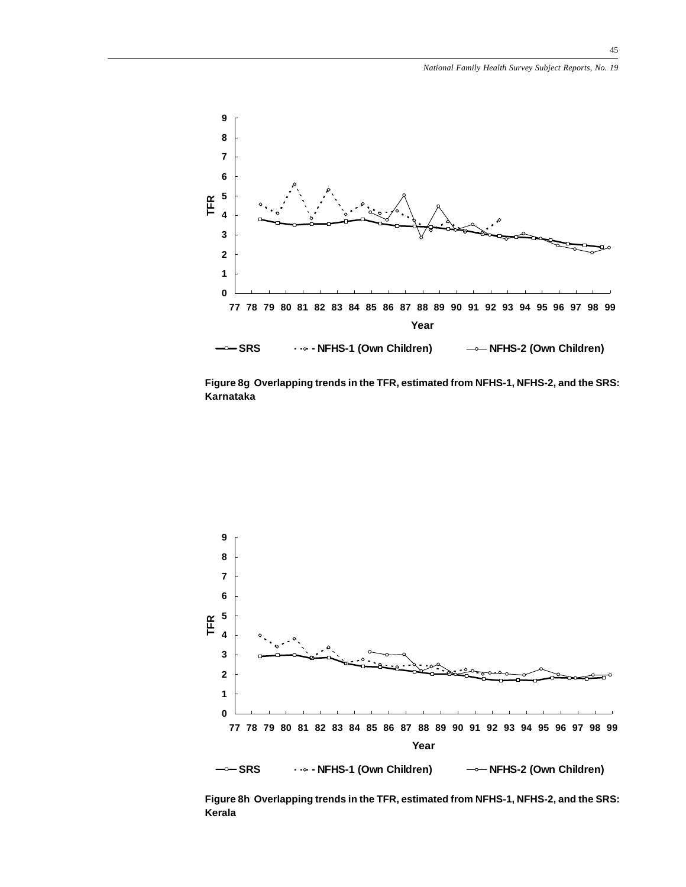Figure 8g Overlapping trends in the TFR, estimated from NFHS-1, NFHS-2, and the SRS: Karnataka

Figure 8h Overlapping trends in the TFR, estimated from NFHS-1, NFHS-2, and the SRS: Kerala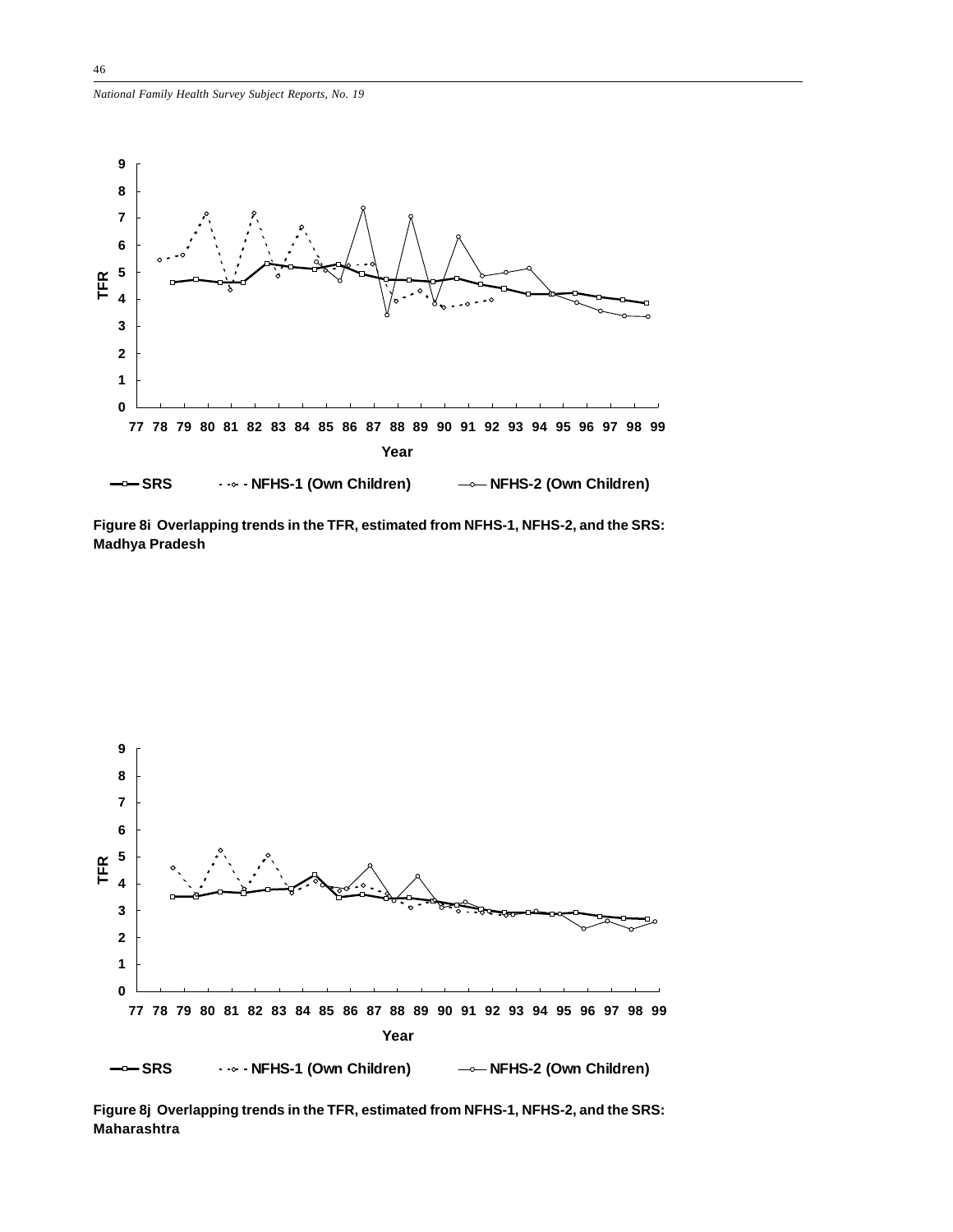**Figure 8i Overlapping trends in the TFR, estimated from NFHS-1, NFHS-2, and the SRS: Madhya Pradesh**

**Figure 8j Overlapping trends in the TFR, estimated from NFHS-1, NFHS-2, and the SRS: Maharashtra**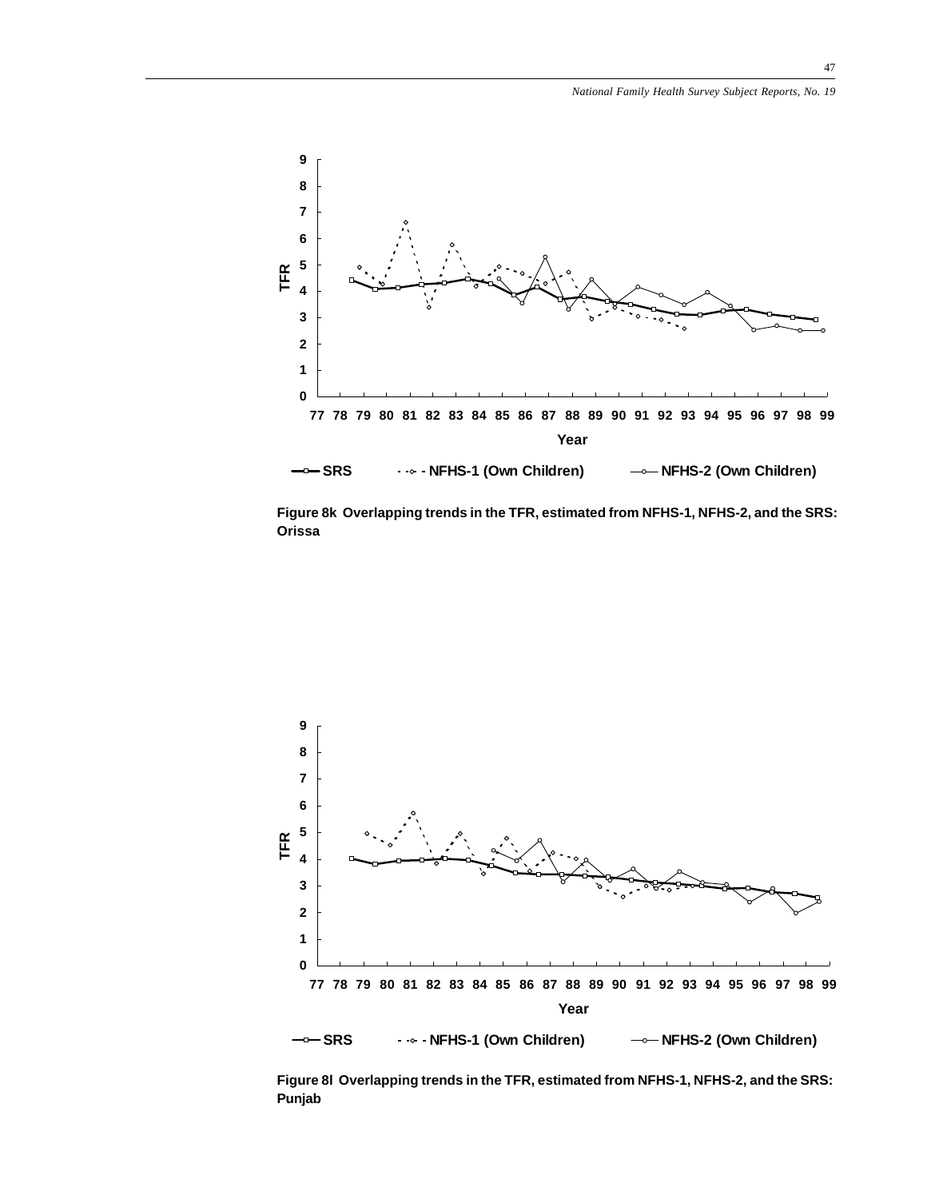**Figure 8k Overlapping trends in the TFR, estimated from NFHS-1, NFHS-2, and the SRS: Orissa**

**Figure 8l Overlapping trends in the TFR, estimated from NFHS-1, NFHS-2, and the SRS: Punjab**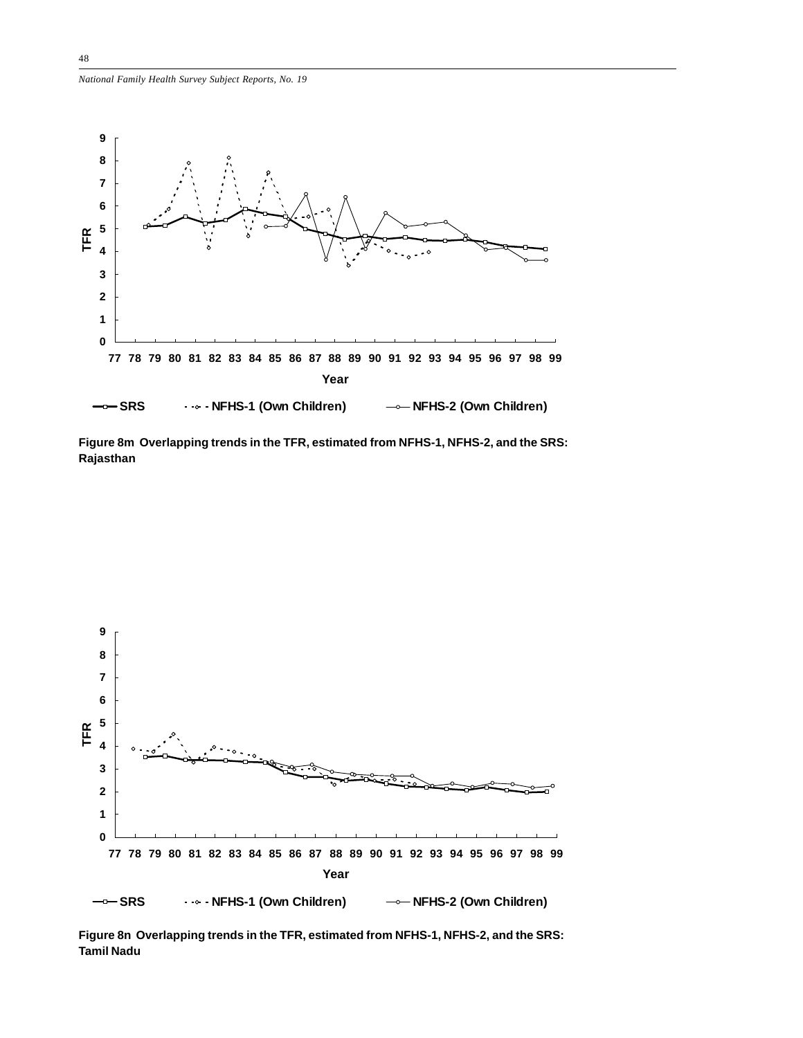Figure 8m Overlapping trends in the TFR, estimated from NFHS-1, NFHS-2, and the SRS: Rajasthan

Figure 8n Overlapping trends in the TFR, estimated from NFHS-1, NFHS-2, and the SRS: Tamil Nadu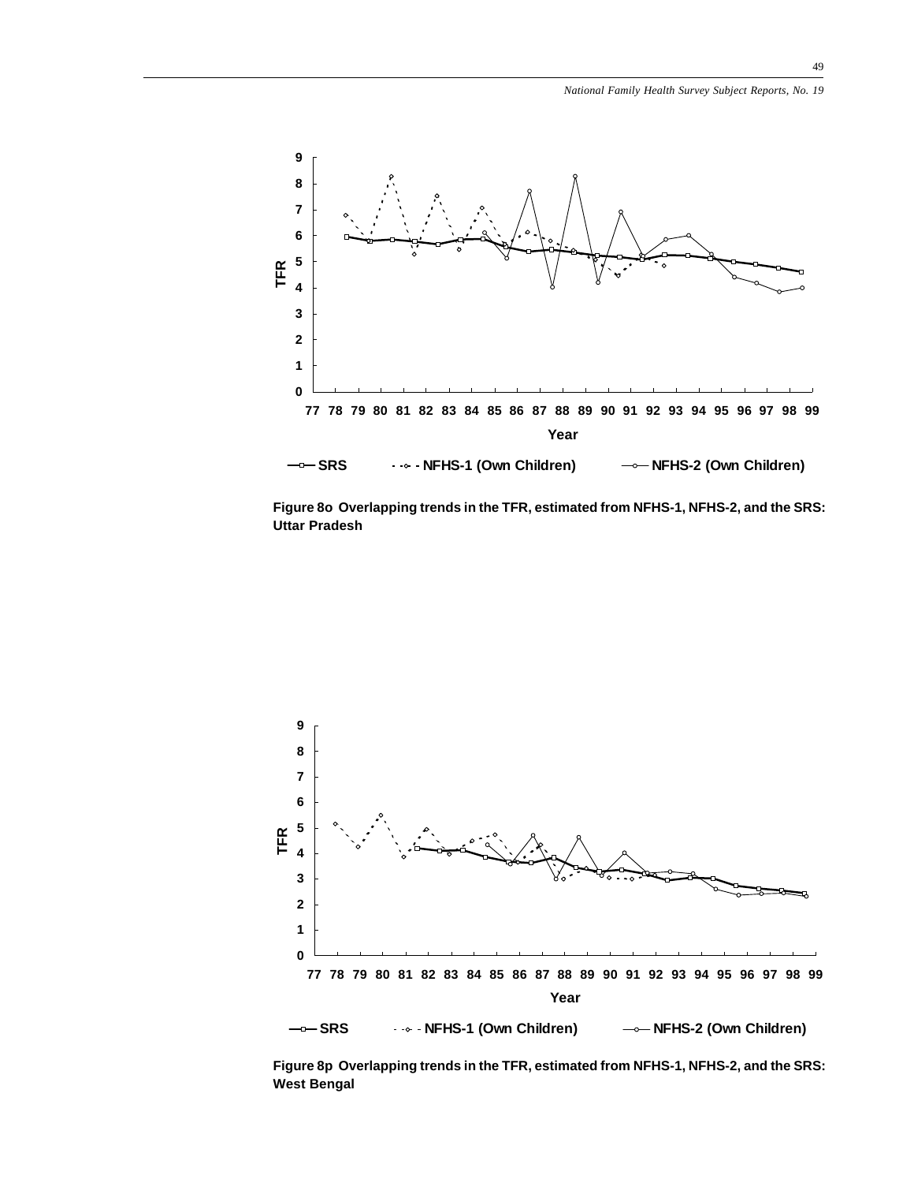Figure 8o Overlapping trends in the TFR, estimated from NFHS-1, NFHS-2, and the SRS: Uttar Pradesh

Figure 8p Overlapping trends in the TFR, estimated from NFHS-1, NFHS-2, and the SRS: West Bengal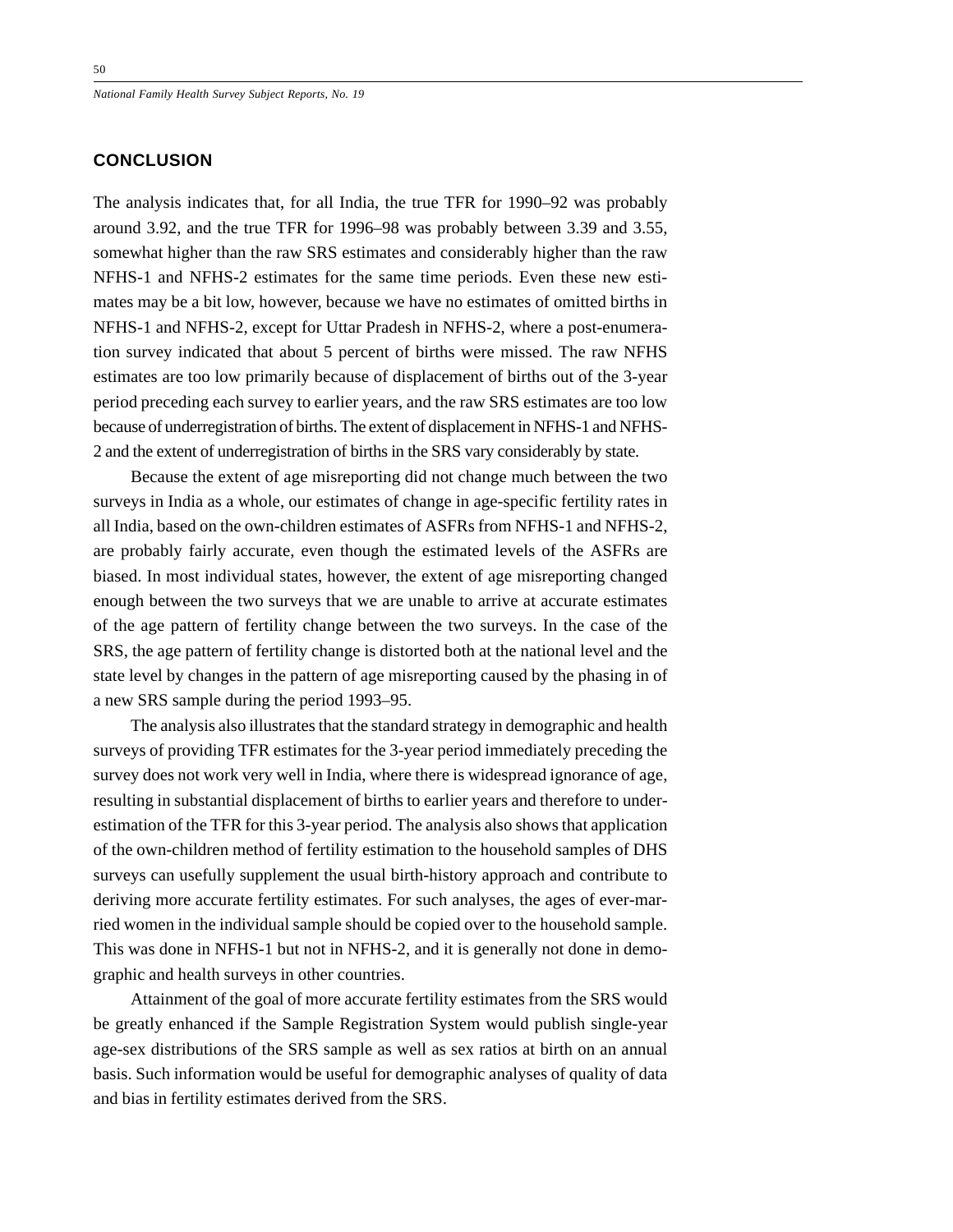## CONCLUSION

The analysis indicates that, for all India, the true TFR for 1990–92 was probably around 3.92, and the true TFR for 1996–98 was probably between 3.39 and 3.55, somewhat higher than the raw SRS estimates and considerably higher than the raw NFHS-1 and NFHS-2 estimates for the same time periods. Even these new estimates may be a bit low, however, because we have no estimates of omitted births in NFHS-1 and NFHS-2, except for Uttar Pradesh in NFHS-2, where a post-enumeration survey indicated that about 5 percent of births were missed. The raw NFHS estimates are too low primarily because of displacement of births out of the 3-year period preceding each survey to earlier years, and the raw SRS estimates are too low because of underregistration of births. The extent of displacement in NFHS-1 and NFHS-2 and the extent of underregistration of births in the SRS vary considerably by state.

Because the extent of age misreporting did not change much between the two surveys in India as a whole, our estimates of change in age-specific fertility rates in all India, based on the own-children estimates of ASFRs from NFHS-1 and NFHS-2, are probably fairly accurate, even though the estimated levels of the ASFRs are biased. In most individual states, however, the extent of age misreporting changed enough between the two surveys that we are unable to arrive at accurate estimates of the age pattern of fertility change between the two surveys. In the case of the SRS, the age pattern of fertility change is distorted both at the national level and the state level by changes in the pattern of age misreporting caused by the phasing in of a new SRS sample during the period 1993–95.

The analysis also illustrates that the standard strategy in demographic and health surveys of providing TFR estimates for the 3-year period immediately preceding the survey does not work very well in India, where there is widespread ignorance of age, resulting in substantial displacement of births to earlier years and therefore to underestimation of the TFR for this 3-year period. The analysis also shows that application of the own-children method of fertility estimation to the household samples of DHS surveys can usefully supplement the usual birth-history approach and contribute to deriving more accurate fertility estimates. For such analyses, the ages of ever-married women in the individual sample should be copied over to the household sample. This was done in NFHS-1 but not in NFHS-2, and it is generally not done in demographic and health surveys in other countries.

Attainment of the goal of more accurate fertility estimates from the SRS would be greatly enhanced if the Sample Registration System would publish single-year age-sex distributions of the SRS sample as well as sex ratios at birth on an annual basis. Such information would be useful for demographic analyses of quality of data and bias in fertility estimates derived from the SRS.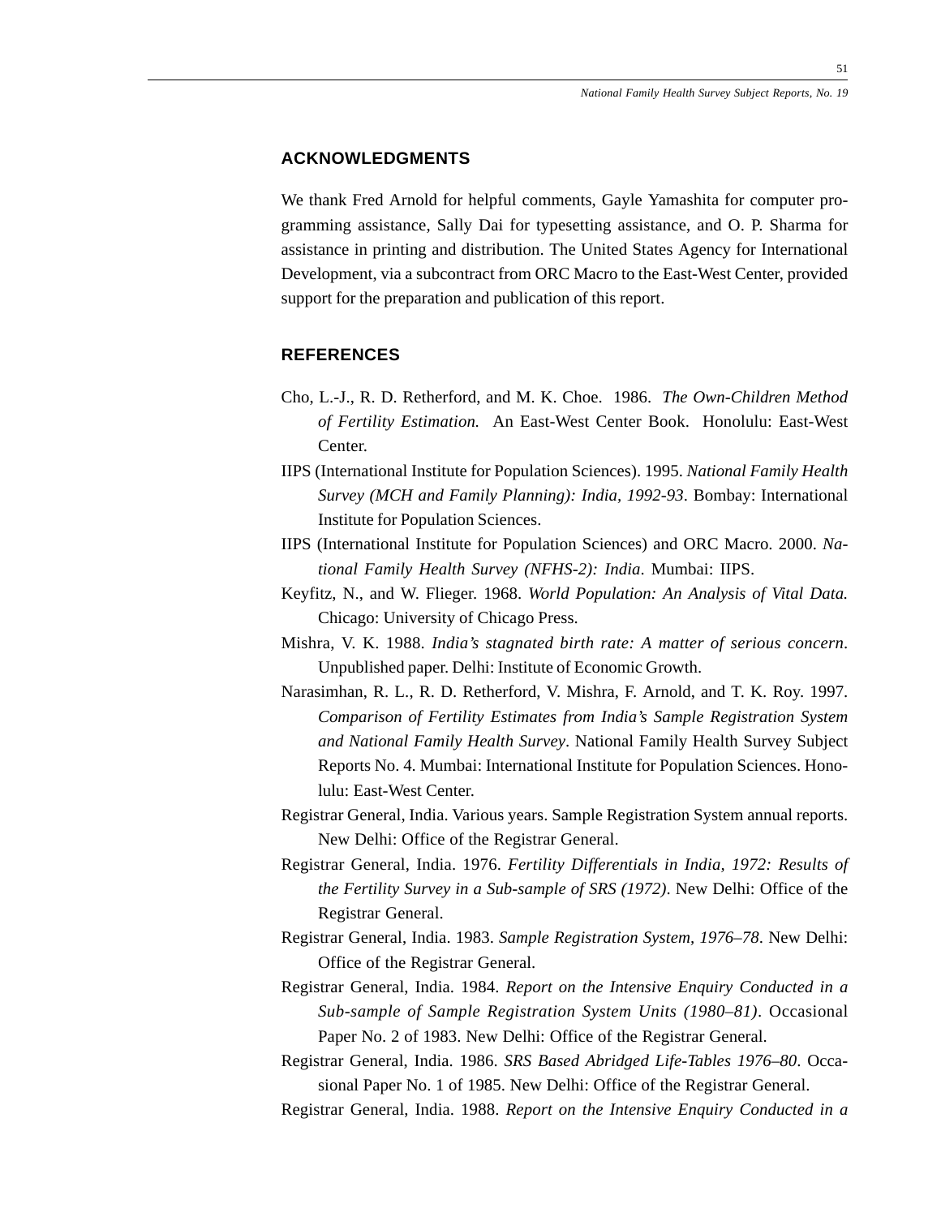## ACKNOWLEDGMENTS

We thank Fred Arnold for helpful comments, Gayle Yamashita for computer programming assistance, Sally Dai for typesetting assistance, and O. P. Sharma for assistance in printing and distribution. The United States Agency for International Development, via a subcontract from ORC Macro to the East-West Center, provided support for the preparation and publication of this report.

## REFERENCES

Cho, L.-J., R. D. Retherford, and M. K. Choe. 1986. *The Own-Children Method of Fertility Estimation.* An East-West Center Book. Honolulu: East-West Center.

IIPS (International Institute for Population Sciences). 1995. *National Family Health Survey (MCH and Family Planning): India, 1992-93*. Bombay: International Institute for Population Sciences.

IIPS (International Institute for Population Sciences) and ORC Macro. 2000. *National Family Health Survey (NFHS-2): India*. Mumbai: IIPS.

Keyfitz, N., and W. Flieger. 1968. *World Population: An Analysis of Vital Data.* Chicago: University of Chicago Press.

Mishra, V. K. 1988. *India's stagnated birth rate: A matter of serious concern*. Unpublished paper. Delhi: Institute of Economic Growth.

Narasimhan, R. L., R. D. Retherford, V. Mishra, F. Arnold, and T. K. Roy. 1997. *Comparison of Fertility Estimates from India's Sample Registration System and National Family Health Survey*. National Family Health Survey Subject Reports No. 4. Mumbai: International Institute for Population Sciences. Honolulu: East-West Center.

Registrar General, India. Various years. Sample Registration System annual reports. New Delhi: Office of the Registrar General.

Registrar General, India. 1976. *Fertility Differentials in India, 1972: Results of the Fertility Survey in a Sub-sample of SRS (1972)*. New Delhi: Office of the Registrar General.

Registrar General, India. 1983. *Sample Registration System, 1976–78*. New Delhi: Office of the Registrar General.

Registrar General, India. 1984. *Report on the Intensive Enquiry Conducted in a Sub-sample of Sample Registration System Units (1980–81)*. Occasional Paper No. 2 of 1983. New Delhi: Office of the Registrar General.

Registrar General, India. 1986. *SRS Based Abridged Life-Tables 1976–80*. Occasional Paper No. 1 of 1985. New Delhi: Office of the Registrar General.

Registrar General, India. 1988. *Report on the Intensive Enquiry Conducted in a*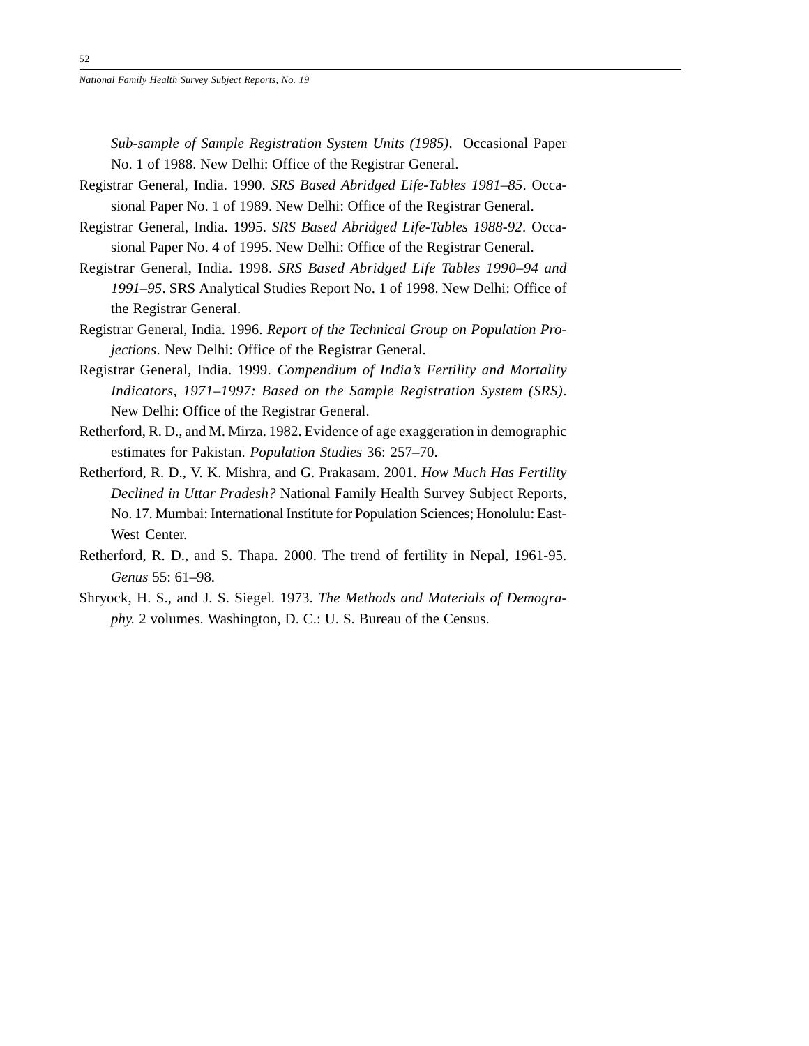*Sub-sample of Sample Registration System Units (1985)*. Occasional Paper No. 1 of 1988. New Delhi: Office of the Registrar General.

Registrar General, India. 1990. *SRS Based Abridged Life-Tables 1981–85*. Occasional Paper No. 1 of 1989. New Delhi: Office of the Registrar General.

Registrar General, India. 1995. *SRS Based Abridged Life-Tables 1988-92*. Occasional Paper No. 4 of 1995. New Delhi: Office of the Registrar General.

Registrar General, India. 1998. *SRS Based Abridged Life Tables 1990–94 and 1991–95*. SRS Analytical Studies Report No. 1 of 1998. New Delhi: Office of the Registrar General.

Registrar General, India. 1996. *Report of the Technical Group on Population Projections*. New Delhi: Office of the Registrar General.

Registrar General, India. 1999. *Compendium of India's Fertility and Mortality Indicators, 1971–1997: Based on the Sample Registration System (SRS)*. New Delhi: Office of the Registrar General.

Retherford, R. D., and M. Mirza. 1982. Evidence of age exaggeration in demographic estimates for Pakistan. *Population Studies* 36: 257–70.

Retherford, R. D., V. K. Mishra, and G. Prakasam. 2001. *How Much Has Fertility Declined in Uttar Pradesh?* National Family Health Survey Subject Reports, No. 17. Mumbai: International Institute for Population Sciences; Honolulu: East-West Center.

Retherford, R. D., and S. Thapa. 2000. The trend of fertility in Nepal, 1961-95. *Genus* 55: 61–98.

Shryock, H. S., and J. S. Siegel. 1973. *The Methods and Materials of Demography.* 2 volumes. Washington, D. C.: U. S. Bureau of the Census.